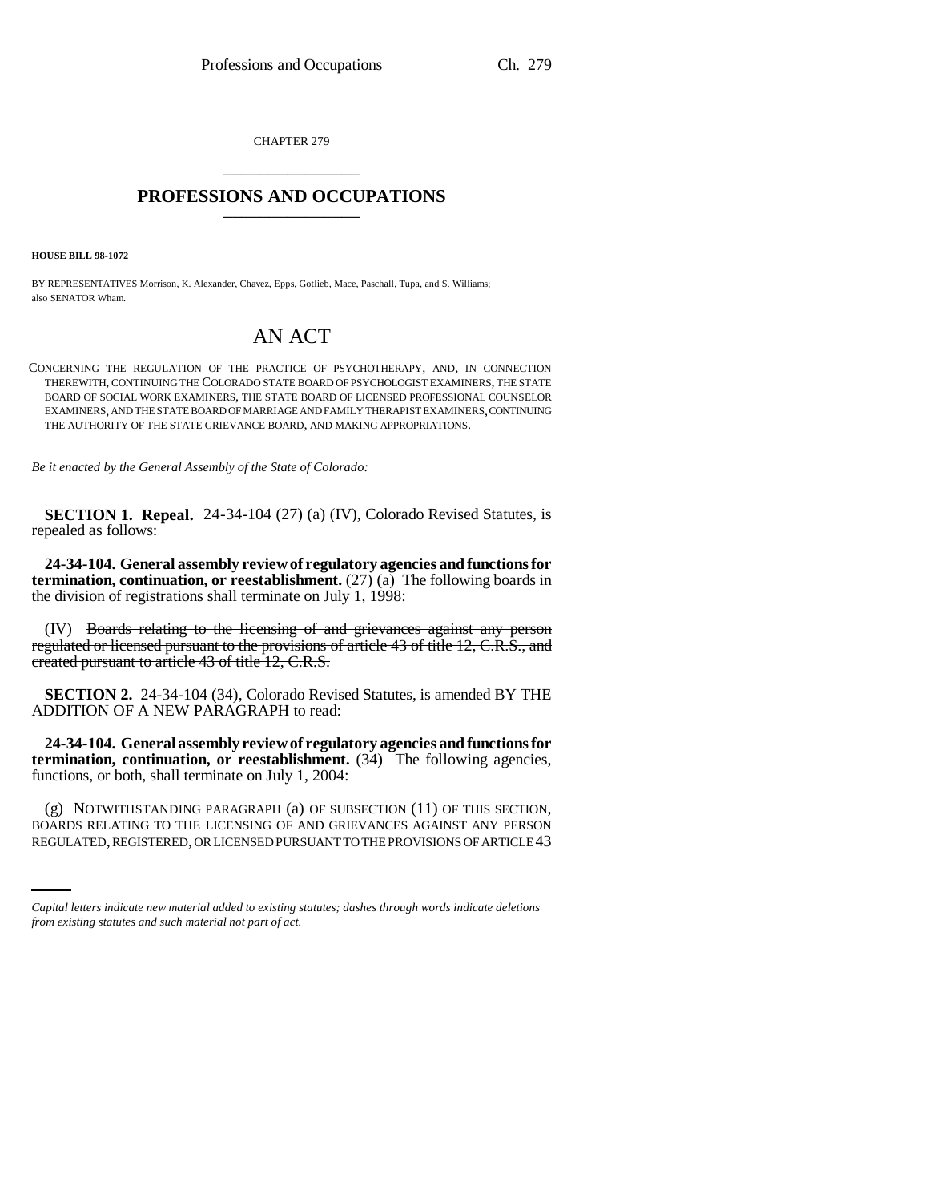CHAPTER 279

# PROFESSIONS AND OCCUPATIONS

**HOUSE BILL 98-1072**

BY REPRESENTATIVES Morrison, K. Alexander, Chavez, Epps, Gotlieb, Mace, Paschall, Tupa, and S. Williams; also SENATOR Wham.

## AN ACT

CONCERNING THE REGULATION OF THE PRACTICE OF PSYCHOTHERAPY, AND, IN CONNECTION THEREWITH, CONTINUING THE COLORADO STATE BOARD OF PSYCHOLOGIST EXAMINERS, THE STATE BOARD OF SOCIAL WORK EXAMINERS, THE STATE BOARD OF LICENSED PROFESSIONAL COUNSELOR EXAMINERS, AND THE STATE BOARD OF MARRIAGE AND FAMILY THERAPIST EXAMINERS, CONTINUING THE AUTHORITY OF THE STATE GRIEVANCE BOARD, AND MAKING APPROPRIATIONS.

*Be it enacted by the General Assembly of the State of Colorado:*

**SECTION 1. Repeal.** 24-34-104 (27) (a) (IV), Colorado Revised Statutes, is repealed as follows:

**24-34-104. General assembly review of regulatory agencies and functions for termination, continuation, or reestablishment.** (27) (a) The following boards in the division of registrations shall terminate on July 1, 1998:

(IV) ~~Boards relating to the licensing of and grievances against any person regulated or licensed pursuant to the provisions of article 43 of title 12, C.R.S., and created pursuant to article 43 of title 12, C.R.S.~~

**SECTION 2.** 24-34-104 (34), Colorado Revised Statutes, is amended BY THE ADDITION OF A NEW PARAGRAPH to read:

**24-34-104. General assembly review of regulatory agencies and functions for termination, continuation, or reestablishment.** (34) The following agencies, functions, or both, shall terminate on July 1, 2004:

(g) NOTWITHSTANDING PARAGRAPH (a) OF SUBSECTION (11) OF THIS SECTION, BOARDS RELATING TO THE LICENSING OF AND GRIEVANCES AGAINST ANY PERSON REGULATED, REGISTERED, OR LICENSED PURSUANT TO THE PROVISIONS OF ARTICLE 43

*Capital letters indicate new material added to existing statutes; dashes through words indicate deletions from existing statutes and such material not part of act.*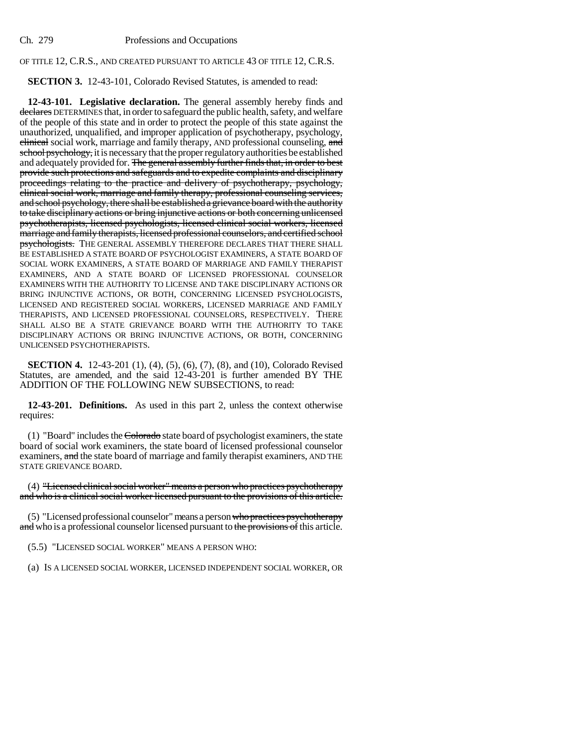OF TITLE 12, C.R.S., AND CREATED PURSUANT TO ARTICLE 43 OF TITLE 12, C.R.S.

**SECTION 3.** 12-43-101, Colorado Revised Statutes, is amended to read:

**12-43-101. Legislative declaration.** The general assembly hereby finds and ~~declares~~ DETERMINES that, in order to safeguard the public health, safety, and welfare of the people of this state and in order to protect the people of this state against the unauthorized, unqualified, and improper application of psychotherapy, psychology, ~~clinical~~ social work, marriage and family therapy, AND professional counseling, ~~and school psychology,~~ it is necessary that the proper regulatory authorities be established and adequately provided for. ~~The general assembly further finds that, in order to best provide such protections and safeguards and to expedite complaints and disciplinary proceedings relating to the practice and delivery of psychotherapy, psychology, clinical social work, marriage and family therapy, professional counseling services, and school psychology, there shall be established a grievance board with the authority to take disciplinary actions or bring injunctive actions or both concerning unlicensed psychotherapists, licensed psychologists, licensed clinical social workers, licensed marriage and family therapists, licensed professional counselors, and certified school psychologists.~~ THE GENERAL ASSEMBLY THEREFORE DECLARES THAT THERE SHALL BE ESTABLISHED A STATE BOARD OF PSYCHOLOGIST EXAMINERS, A STATE BOARD OF SOCIAL WORK EXAMINERS, A STATE BOARD OF MARRIAGE AND FAMILY THERAPIST EXAMINERS, AND A STATE BOARD OF LICENSED PROFESSIONAL COUNSELOR EXAMINERS WITH THE AUTHORITY TO LICENSE AND TAKE DISCIPLINARY ACTIONS OR BRING INJUNCTIVE ACTIONS, OR BOTH, CONCERNING LICENSED PSYCHOLOGISTS, LICENSED AND REGISTERED SOCIAL WORKERS, LICENSED MARRIAGE AND FAMILY THERAPISTS, AND LICENSED PROFESSIONAL COUNSELORS, RESPECTIVELY. THERE SHALL ALSO BE A STATE GRIEVANCE BOARD WITH THE AUTHORITY TO TAKE DISCIPLINARY ACTIONS OR BRING INJUNCTIVE ACTIONS, OR BOTH, CONCERNING UNLICENSED PSYCHOTHERAPISTS.

**SECTION 4.** 12-43-201 (1), (4), (5), (6), (7), (8), and (10), Colorado Revised Statutes, are amended, and the said 12-43-201 is further amended BY THE ADDITION OF THE FOLLOWING NEW SUBSECTIONS, to read:

**12-43-201. Definitions.** As used in this part 2, unless the context otherwise requires:

(1) "Board" includes the ~~Colorado~~ state board of psychologist examiners, the state board of social work examiners, the state board of licensed professional counselor examiners, ~~and~~ the state board of marriage and family therapist examiners, AND THE STATE GRIEVANCE BOARD.

(4) ~~"Licensed clinical social worker" means a person who practices psychotherapy and who is a clinical social worker licensed pursuant to the provisions of this article.~~

(5) "Licensed professional counselor" means a person ~~who practices psychotherapy and~~ who is a professional counselor licensed pursuant to ~~the provisions of~~ this article.

(5.5) "LICENSED SOCIAL WORKER" MEANS A PERSON WHO:

(a) IS A LICENSED SOCIAL WORKER, LICENSED INDEPENDENT SOCIAL WORKER, OR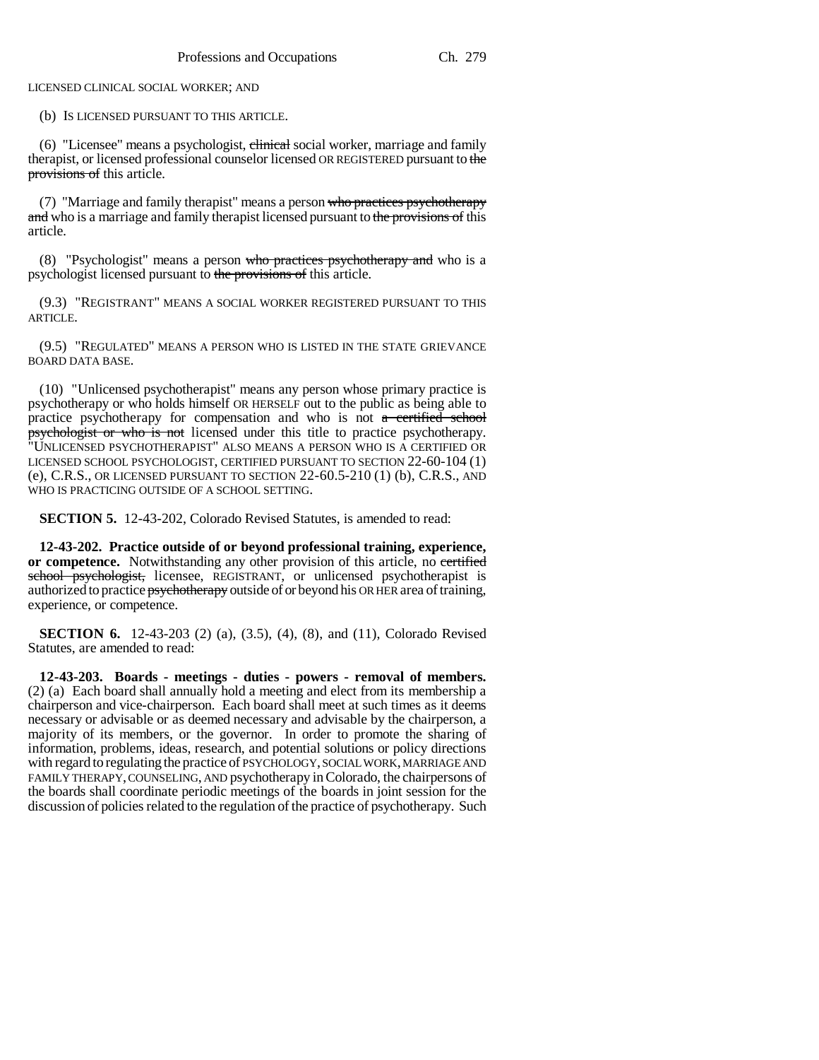LICENSED CLINICAL SOCIAL WORKER; AND

(b) IS LICENSED PURSUANT TO THIS ARTICLE.

(6) "Licensee" means a psychologist, ~~clinical~~ social worker, marriage and family therapist, or licensed professional counselor licensed OR REGISTERED pursuant to ~~the provisions of~~ this article.

(7) "Marriage and family therapist" means a person ~~who practices psychotherapy and~~ who is a marriage and family therapist licensed pursuant to ~~the provisions of~~ this article.

(8) "Psychologist" means a person ~~who practices psychotherapy and~~ who is a psychologist licensed pursuant to ~~the provisions of~~ this article.

(9.3) "REGISTRANT" MEANS A SOCIAL WORKER REGISTERED PURSUANT TO THIS ARTICLE.

(9.5) "REGULATED" MEANS A PERSON WHO IS LISTED IN THE STATE GRIEVANCE BOARD DATA BASE.

(10) "Unlicensed psychotherapist" means any person whose primary practice is psychotherapy or who holds himself OR HERSELF out to the public as being able to practice psychotherapy for compensation and who is not ~~a certified school psychologist or who is not~~ licensed under this title to practice psychotherapy. "UNLICENSED PSYCHOTHERAPIST" ALSO MEANS A PERSON WHO IS A CERTIFIED OR LICENSED SCHOOL PSYCHOLOGIST, CERTIFIED PURSUANT TO SECTION 22-60-104 (1) (e), C.R.S., OR LICENSED PURSUANT TO SECTION 22-60.5-210 (1) (b), C.R.S., AND WHO IS PRACTICING OUTSIDE OF A SCHOOL SETTING.

**SECTION 5.** 12-43-202, Colorado Revised Statutes, is amended to read:

**12-43-202. Practice outside of or beyond professional training, experience, or competence.** Notwithstanding any other provision of this article, no ~~certified school psychologist,~~ licensee, REGISTRANT, or unlicensed psychotherapist is authorized to practice ~~psychotherapy~~ outside of or beyond his OR HER area of training, experience, or competence.

**SECTION 6.** 12-43-203 (2) (a), (3.5), (4), (8), and (11), Colorado Revised Statutes, are amended to read:

**12-43-203. Boards - meetings - duties - powers - removal of members.** (2) (a) Each board shall annually hold a meeting and elect from its membership a chairperson and vice-chairperson. Each board shall meet at such times as it deems necessary or advisable or as deemed necessary and advisable by the chairperson, a majority of its members, or the governor. In order to promote the sharing of information, problems, ideas, research, and potential solutions or policy directions with regard to regulating the practice of PSYCHOLOGY, SOCIAL WORK, MARRIAGE AND FAMILY THERAPY, COUNSELING, AND psychotherapy in Colorado, the chairpersons of the boards shall coordinate periodic meetings of the boards in joint session for the discussion of policies related to the regulation of the practice of psychotherapy. Such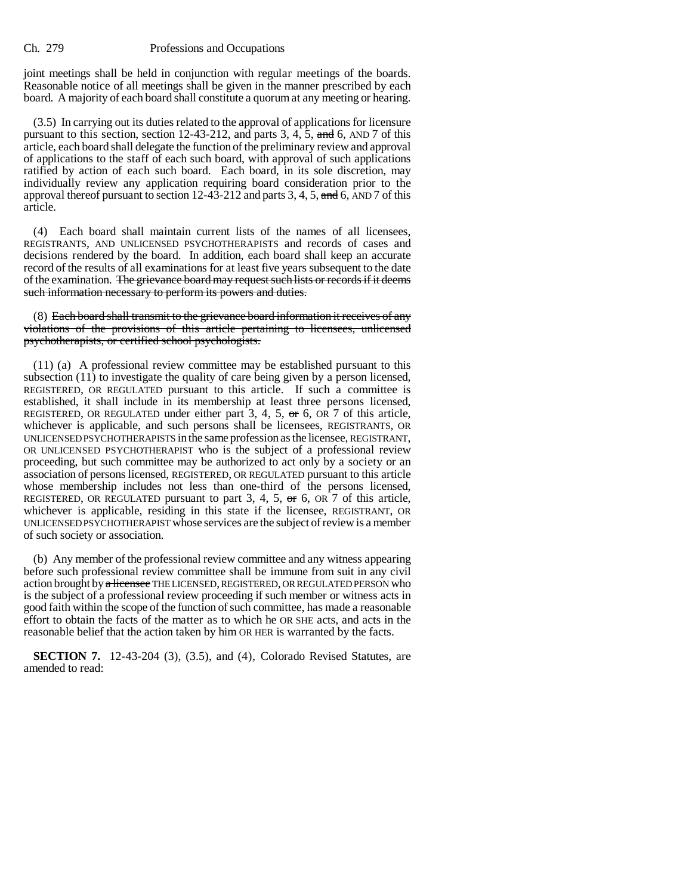joint meetings shall be held in conjunction with regular meetings of the boards. Reasonable notice of all meetings shall be given in the manner prescribed by each board. A majority of each board shall constitute a quorum at any meeting or hearing.

(3.5) In carrying out its duties related to the approval of applications for licensure pursuant to this section, section 12-43-212, and parts 3, 4, 5, ~~and~~ 6, AND 7 of this article, each board shall delegate the function of the preliminary review and approval of applications to the staff of each such board, with approval of such applications ratified by action of each such board. Each board, in its sole discretion, may individually review any application requiring board consideration prior to the approval thereof pursuant to section 12-43-212 and parts 3, 4, 5, ~~and~~ 6, AND 7 of this article.

(4) Each board shall maintain current lists of the names of all licensees, REGISTRANTS, AND UNLICENSED PSYCHOTHERAPISTS and records of cases and decisions rendered by the board. In addition, each board shall keep an accurate record of the results of all examinations for at least five years subsequent to the date of the examination. ~~The grievance board may request such lists or records if it deems such information necessary to perform its powers and duties.~~

(8) ~~Each board shall transmit to the grievance board information it receives of any violations of the provisions of this article pertaining to licensees, unlicensed psychotherapists, or certified school psychologists.~~

(11) (a) A professional review committee may be established pursuant to this subsection (11) to investigate the quality of care being given by a person licensed, REGISTERED, OR REGULATED pursuant to this article. If such a committee is established, it shall include in its membership at least three persons licensed, REGISTERED, OR REGULATED under either part 3, 4, 5, ~~or~~ 6, OR 7 of this article, whichever is applicable, and such persons shall be licensees, REGISTRANTS, OR UNLICENSED PSYCHOTHERAPISTS in the same profession as the licensee, REGISTRANT, OR UNLICENSED PSYCHOTHERAPIST who is the subject of a professional review proceeding, but such committee may be authorized to act only by a society or an association of persons licensed, REGISTERED, OR REGULATED pursuant to this article whose membership includes not less than one-third of the persons licensed, REGISTERED, OR REGULATED pursuant to part 3, 4, 5, ~~or~~ 6, OR 7 of this article, whichever is applicable, residing in this state if the licensee, REGISTRANT, OR UNLICENSED PSYCHOTHERAPIST whose services are the subject of review is a member of such society or association.

(b) Any member of the professional review committee and any witness appearing before such professional review committee shall be immune from suit in any civil action brought by ~~a licensee~~ THE LICENSED, REGISTERED, OR REGULATED PERSON who is the subject of a professional review proceeding if such member or witness acts in good faith within the scope of the function of such committee, has made a reasonable effort to obtain the facts of the matter as to which he OR SHE acts, and acts in the reasonable belief that the action taken by him OR HER is warranted by the facts.

**SECTION 7.** 12-43-204 (3), (3.5), and (4), Colorado Revised Statutes, are amended to read: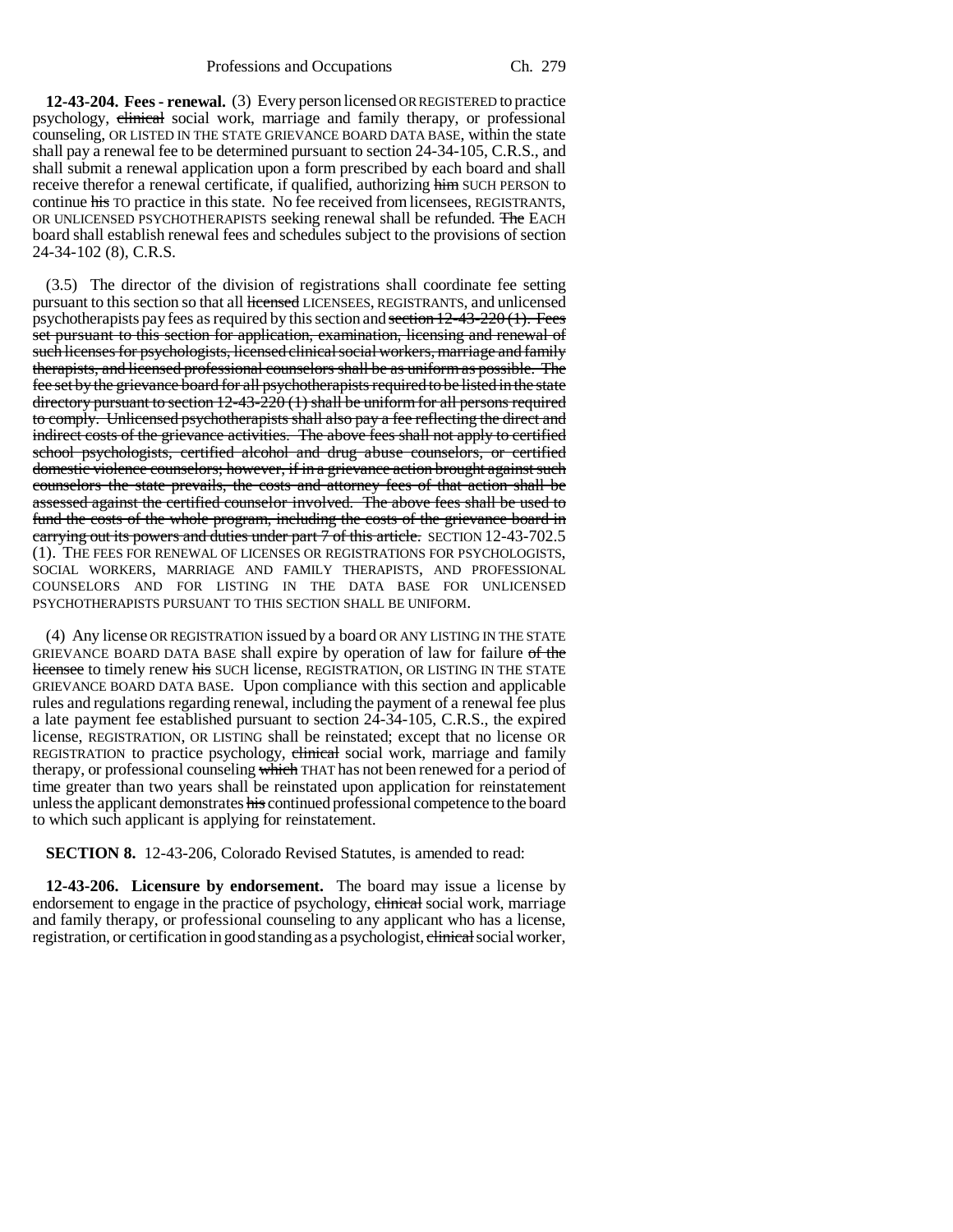**12-43-204. Fees - renewal.** (3) Every person licensed OR REGISTERED to practice psychology, ~~clinical~~ social work, marriage and family therapy, or professional counseling, OR LISTED IN THE STATE GRIEVANCE BOARD DATA BASE, within the state shall pay a renewal fee to be determined pursuant to section 24-34-105, C.R.S., and shall submit a renewal application upon a form prescribed by each board and shall receive therefor a renewal certificate, if qualified, authorizing ~~him~~ SUCH PERSON to continue ~~his~~ TO practice in this state. No fee received from licensees, REGISTRANTS, OR UNLICENSED PSYCHOTHERAPISTS seeking renewal shall be refunded. ~~The~~ EACH board shall establish renewal fees and schedules subject to the provisions of section 24-34-102 (8), C.R.S.

(3.5) The director of the division of registrations shall coordinate fee setting pursuant to this section so that all ~~licensed~~ LICENSEES, REGISTRANTS, and unlicensed psychotherapists pay fees as required by this section and ~~section 12-43-220 (1). Fees set pursuant to this section for application, examination, licensing and renewal of such licenses for psychologists, licensed clinical social workers, marriage and family therapists, and licensed professional counselors shall be as uniform as possible. The fee set by the grievance board for all psychotherapists required to be listed in the state directory pursuant to section 12-43-220 (1) shall be uniform for all persons required to comply. Unlicensed psychotherapists shall also pay a fee reflecting the direct and indirect costs of the grievance activities. The above fees shall not apply to certified school psychologists, certified alcohol and drug abuse counselors, or certified domestic violence counselors; however, if in a grievance action brought against such counselors the state prevails, the costs and attorney fees of that action shall be assessed against the certified counselor involved. The above fees shall be used to fund the costs of the whole program, including the costs of the grievance board in carrying out its powers and duties under part 7 of this article.~~ SECTION 12-43-702.5 (1). THE FEES FOR RENEWAL OF LICENSES OR REGISTRATIONS FOR PSYCHOLOGISTS, SOCIAL WORKERS, MARRIAGE AND FAMILY THERAPISTS, AND PROFESSIONAL COUNSELORS AND FOR LISTING IN THE DATA BASE FOR UNLICENSED PSYCHOTHERAPISTS PURSUANT TO THIS SECTION SHALL BE UNIFORM.

(4) Any license OR REGISTRATION issued by a board OR ANY LISTING IN THE STATE GRIEVANCE BOARD DATA BASE shall expire by operation of law for failure ~~of the licensee~~ to timely renew ~~his~~ SUCH license, REGISTRATION, OR LISTING IN THE STATE GRIEVANCE BOARD DATA BASE. Upon compliance with this section and applicable rules and regulations regarding renewal, including the payment of a renewal fee plus a late payment fee established pursuant to section 24-34-105, C.R.S., the expired license, REGISTRATION, OR LISTING shall be reinstated; except that no license OR REGISTRATION to practice psychology, ~~clinical~~ social work, marriage and family therapy, or professional counseling ~~which~~ THAT has not been renewed for a period of time greater than two years shall be reinstated upon application for reinstatement unless the applicant demonstrates ~~his~~ continued professional competence to the board to which such applicant is applying for reinstatement.

**SECTION 8.** 12-43-206, Colorado Revised Statutes, is amended to read:

**12-43-206. Licensure by endorsement.** The board may issue a license by endorsement to engage in the practice of psychology, ~~clinical~~ social work, marriage and family therapy, or professional counseling to any applicant who has a license, registration, or certification in good standing as a psychologist, ~~clinical~~ social worker,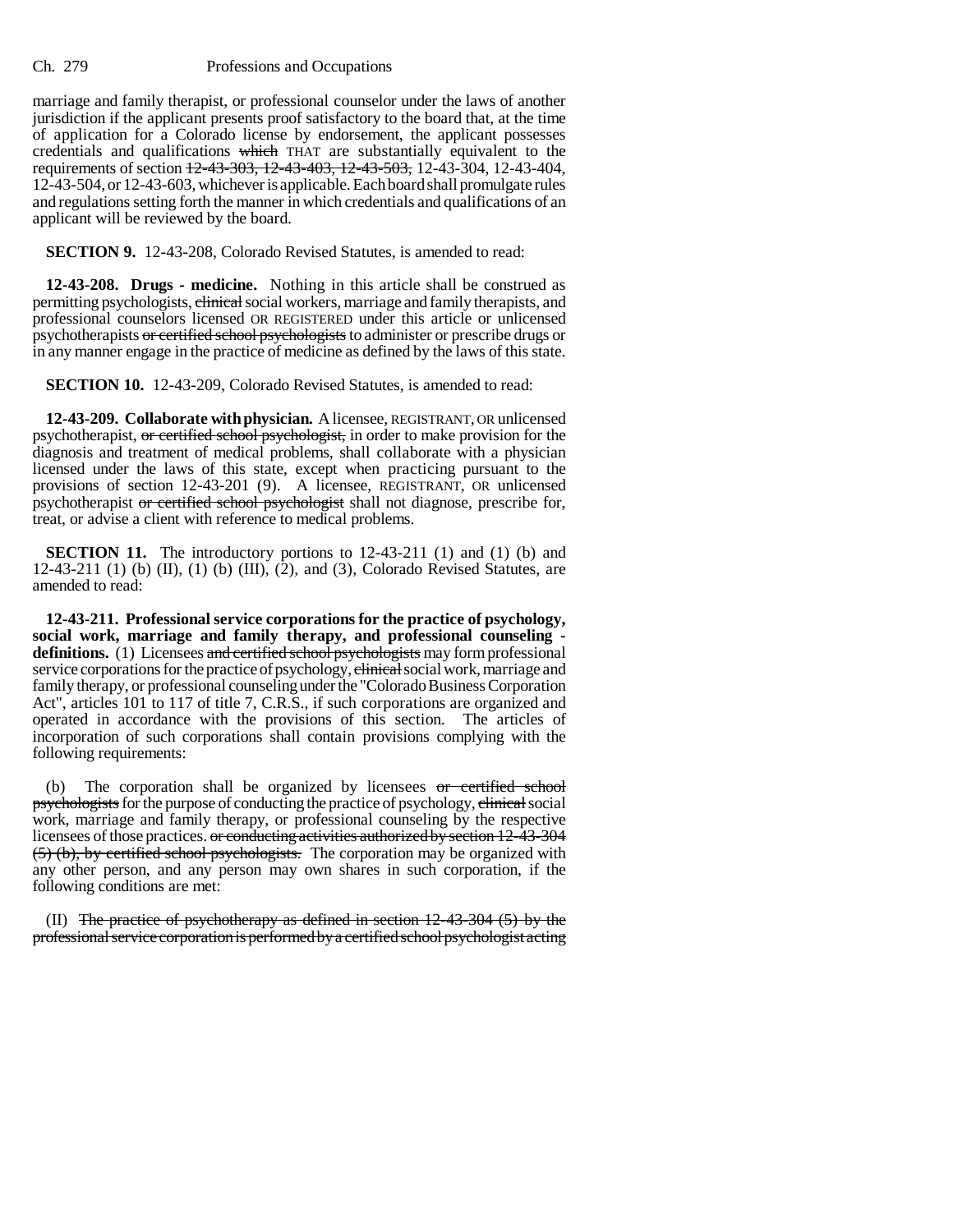marriage and family therapist, or professional counselor under the laws of another jurisdiction if the applicant presents proof satisfactory to the board that, at the time of application for a Colorado license by endorsement, the applicant possesses credentials and qualifications ~~which~~ THAT are substantially equivalent to the requirements of section ~~12-43-303, 12-43-403, 12-43-503,~~ 12-43-304, 12-43-404, 12-43-504, or 12-43-603, whichever is applicable. Each board shall promulgate rules and regulations setting forth the manner in which credentials and qualifications of an applicant will be reviewed by the board.

**SECTION 9.** 12-43-208, Colorado Revised Statutes, is amended to read:

**12-43-208. Drugs - medicine.** Nothing in this article shall be construed as permitting psychologists, ~~clinical~~ social workers, marriage and family therapists, and professional counselors licensed OR REGISTERED under this article or unlicensed psychotherapists ~~or certified school psychologists~~ to administer or prescribe drugs or in any manner engage in the practice of medicine as defined by the laws of this state.

**SECTION 10.** 12-43-209, Colorado Revised Statutes, is amended to read:

**12-43-209. Collaborate with physician.** A licensee, REGISTRANT, OR unlicensed psychotherapist, ~~or certified school psychologist,~~ in order to make provision for the diagnosis and treatment of medical problems, shall collaborate with a physician licensed under the laws of this state, except when practicing pursuant to the provisions of section 12-43-201 (9). A licensee, REGISTRANT, OR unlicensed psychotherapist ~~or certified school psychologist~~ shall not diagnose, prescribe for, treat, or advise a client with reference to medical problems.

**SECTION 11.** The introductory portions to 12-43-211 (1) and (1) (b) and 12-43-211 (1) (b) (II), (1) (b) (III), (2), and (3), Colorado Revised Statutes, are amended to read:

**12-43-211. Professional service corporations for the practice of psychology, social work, marriage and family therapy, and professional counseling - definitions.** (1) Licensees ~~and certified school psychologists~~ may form professional service corporations for the practice of psychology, ~~clinical~~ social work, marriage and family therapy, or professional counseling under the "Colorado Business Corporation Act", articles 101 to 117 of title 7, C.R.S., if such corporations are organized and operated in accordance with the provisions of this section. The articles of incorporation of such corporations shall contain provisions complying with the following requirements:

(b) The corporation shall be organized by licensees ~~or certified school psychologists~~ for the purpose of conducting the practice of psychology, ~~clinical~~ social work, marriage and family therapy, or professional counseling by the respective licensees of those practices. ~~or conducting activities authorized by section 12-43-304 (5) (b), by certified school psychologists.~~ The corporation may be organized with any other person, and any person may own shares in such corporation, if the following conditions are met:

(II) ~~The practice of psychotherapy as defined in section 12-43-304 (5) by the professional service corporation is performed by a certified school psychologist acting~~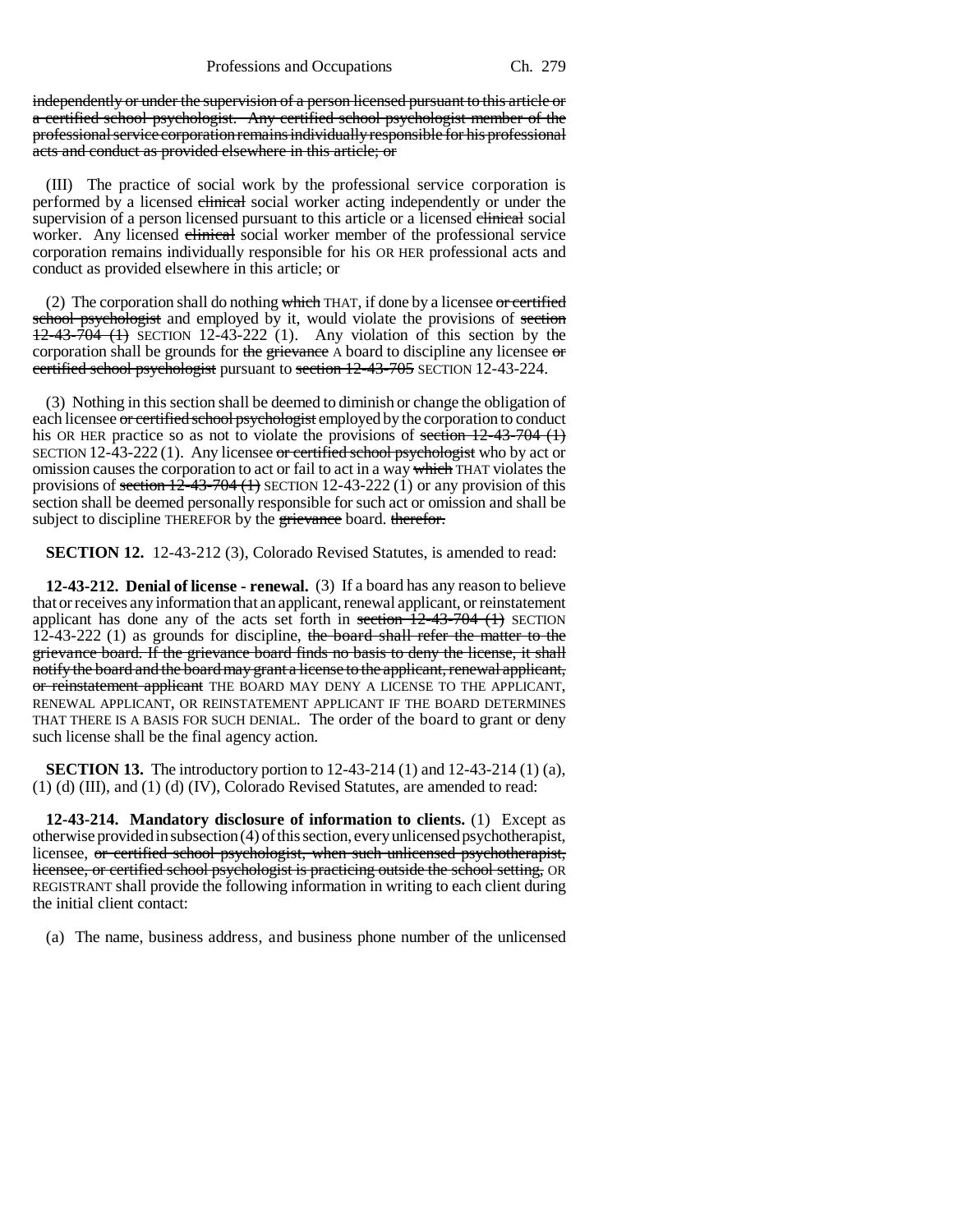independently or under the supervision of a person licensed pursuant to this article or a certified school psychologist. Any certified school psychologist member of the professional service corporation remains individually responsible for his professional acts and conduct as provided elsewhere in this article; or

(III) The practice of social work by the professional service corporation is performed by a licensed clinical social worker acting independently or under the supervision of a person licensed pursuant to this article or a licensed clinical social worker. Any licensed clinical social worker member of the professional service corporation remains individually responsible for his OR HER professional acts and conduct as provided elsewhere in this article; or

(2) The corporation shall do nothing which THAT, if done by a licensee or certified school psychologist and employed by it, would violate the provisions of section 12-43-704 (1) SECTION 12-43-222 (1). Any violation of this section by the corporation shall be grounds for the grievance A board to discipline any licensee or certified school psychologist pursuant to section 12-43-705 SECTION 12-43-224.

(3) Nothing in this section shall be deemed to diminish or change the obligation of each licensee or certified school psychologist employed by the corporation to conduct his OR HER practice so as not to violate the provisions of section 12-43-704 (1) SECTION 12-43-222 (1). Any licensee or certified school psychologist who by act or omission causes the corporation to act or fail to act in a way which THAT violates the provisions of section 12-43-704 (1) SECTION 12-43-222 (1) or any provision of this section shall be deemed personally responsible for such act or omission and shall be subject to discipline THEREFOR by the grievance board. therefor.

**SECTION 12.** 12-43-212 (3), Colorado Revised Statutes, is amended to read:

**12-43-212. Denial of license - renewal.** (3) If a board has any reason to believe that or receives any information that an applicant, renewal applicant, or reinstatement applicant has done any of the acts set forth in section 12-43-704 (1) SECTION 12-43-222 (1) as grounds for discipline, the board shall refer the matter to the grievance board. If the grievance board finds no basis to deny the license, it shall notify the board and the board may grant a license to the applicant, renewal applicant, or reinstatement applicant THE BOARD MAY DENY A LICENSE TO THE APPLICANT, RENEWAL APPLICANT, OR REINSTATEMENT APPLICANT IF THE BOARD DETERMINES THAT THERE IS A BASIS FOR SUCH DENIAL. The order of the board to grant or deny such license shall be the final agency action.

**SECTION 13.** The introductory portion to 12-43-214 (1) and 12-43-214 (1) (a), (1) (d) (III), and (1) (d) (IV), Colorado Revised Statutes, are amended to read:

**12-43-214. Mandatory disclosure of information to clients.** (1) Except as otherwise provided in subsection (4) of this section, every unlicensed psychotherapist, licensee, or certified school psychologist, when such unlicensed psychotherapist, licensee, or certified school psychologist is practicing outside the school setting, OR REGISTRANT shall provide the following information in writing to each client during the initial client contact:

(a) The name, business address, and business phone number of the unlicensed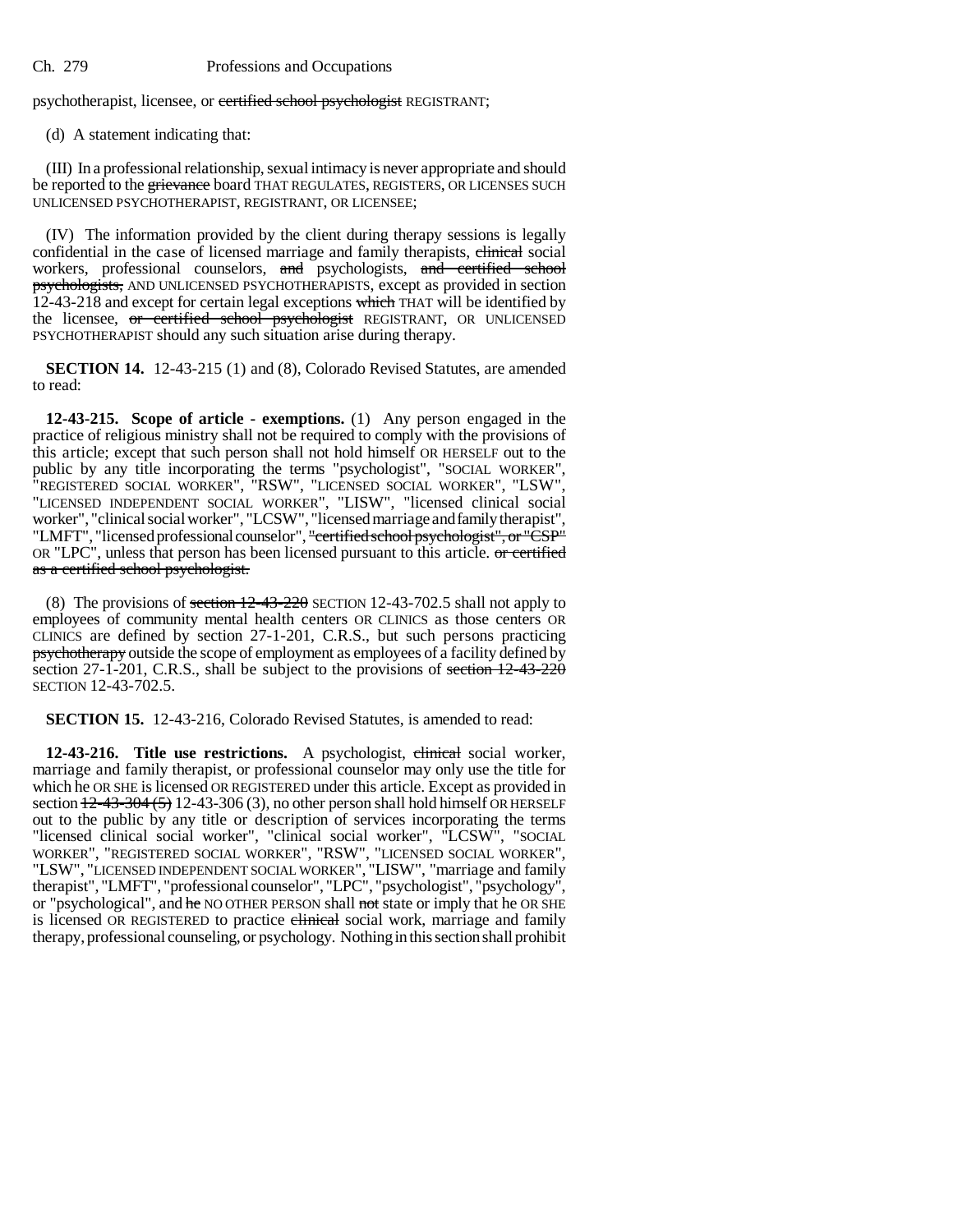psychotherapist, licensee, or ~~certified school psychologist~~ REGISTRANT;

(d) A statement indicating that:

(III) In a professional relationship, sexual intimacy is never appropriate and should be reported to the ~~grievance~~ board THAT REGULATES, REGISTERS, OR LICENSES SUCH UNLICENSED PSYCHOTHERAPIST, REGISTRANT, OR LICENSEE;

(IV) The information provided by the client during therapy sessions is legally confidential in the case of licensed marriage and family therapists, ~~clinical~~ social workers, professional counselors, ~~and~~ psychologists, ~~and certified school psychologists,~~ AND UNLICENSED PSYCHOTHERAPISTS, except as provided in section 12-43-218 and except for certain legal exceptions ~~which~~ THAT will be identified by the licensee, ~~or certified school psychologist~~ REGISTRANT, OR UNLICENSED PSYCHOTHERAPIST should any such situation arise during therapy.

**SECTION 14.** 12-43-215 (1) and (8), Colorado Revised Statutes, are amended to read:

**12-43-215. Scope of article - exemptions.** (1) Any person engaged in the practice of religious ministry shall not be required to comply with the provisions of this article; except that such person shall not hold himself OR HERSELF out to the public by any title incorporating the terms "psychologist", "SOCIAL WORKER", "REGISTERED SOCIAL WORKER", "RSW", "LICENSED SOCIAL WORKER", "LSW", "LICENSED INDEPENDENT SOCIAL WORKER", "LISW", "licensed clinical social worker", "clinical social worker", "LCSW", "licensed marriage and family therapist", "LMFT", "licensed professional counselor", ~~"certified school psychologist", or "CSP"~~ OR "LPC", unless that person has been licensed pursuant to this article. ~~or certified as a certified school psychologist.~~

(8) The provisions of ~~section 12-43-220~~ SECTION 12-43-702.5 shall not apply to employees of community mental health centers OR CLINICS as those centers OR CLINICS are defined by section 27-1-201, C.R.S., but such persons practicing ~~psychotherapy~~ outside the scope of employment as employees of a facility defined by section 27-1-201, C.R.S., shall be subject to the provisions of ~~section 12-43-220~~ SECTION 12-43-702.5.

**SECTION 15.** 12-43-216, Colorado Revised Statutes, is amended to read:

**12-43-216. Title use restrictions.** A psychologist, ~~clinical~~ social worker, marriage and family therapist, or professional counselor may only use the title for which he OR SHE is licensed OR REGISTERED under this article. Except as provided in section ~~12-43-304 (5)~~ 12-43-306 (3), no other person shall hold himself OR HERSELF out to the public by any title or description of services incorporating the terms "licensed clinical social worker", "clinical social worker", "LCSW", "SOCIAL WORKER", "REGISTERED SOCIAL WORKER", "RSW", "LICENSED SOCIAL WORKER", "LSW", "LICENSED INDEPENDENT SOCIAL WORKER", "LISW", "marriage and family therapist", "LMFT", "professional counselor", "LPC", "psychologist", "psychology", or "psychological", and ~~he~~ NO OTHER PERSON shall ~~not~~ state or imply that he OR SHE is licensed OR REGISTERED to practice ~~clinical~~ social work, marriage and family therapy, professional counseling, or psychology. Nothing in this section shall prohibit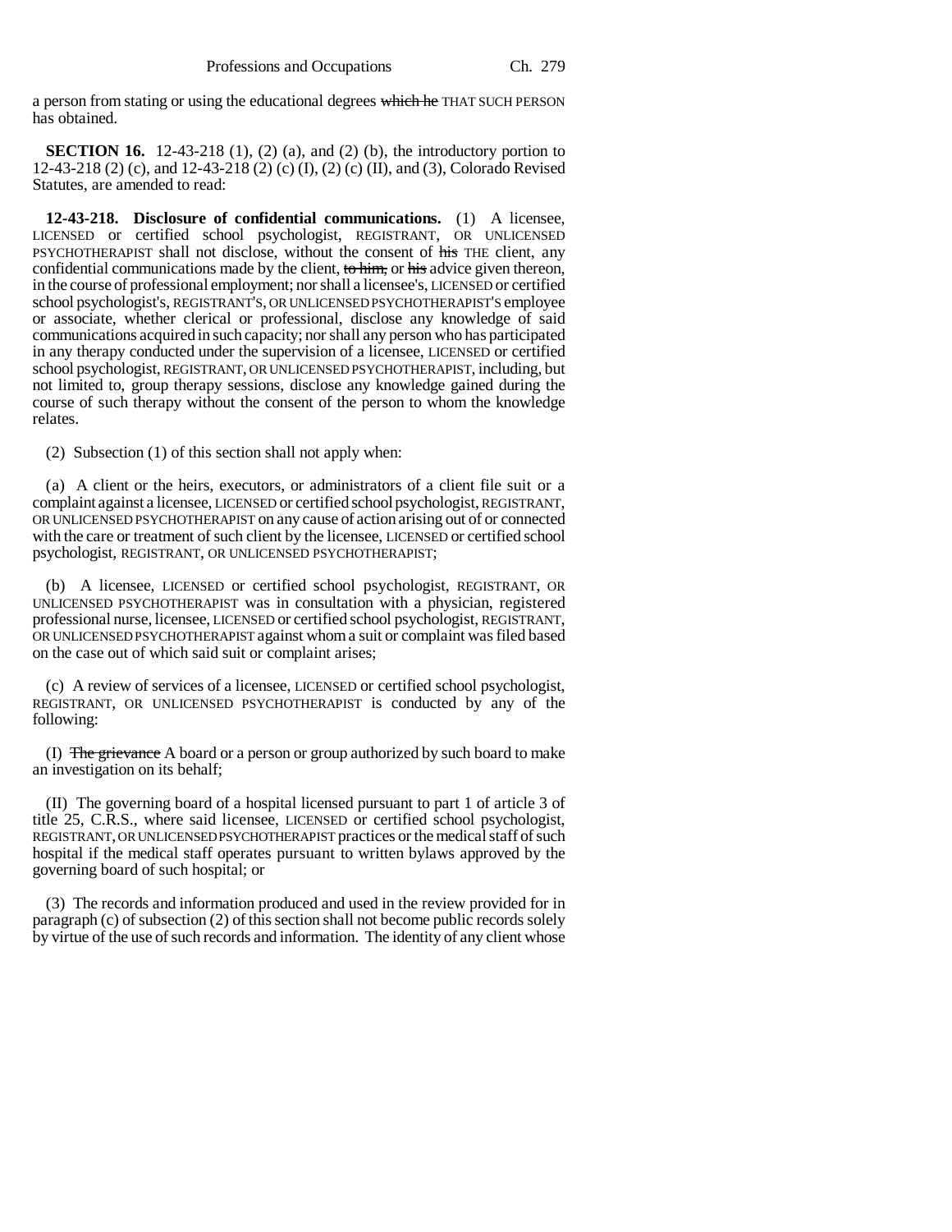a person from stating or using the educational degrees ~~which he~~ THAT SUCH PERSON has obtained.

**SECTION 16.** 12-43-218 (1), (2) (a), and (2) (b), the introductory portion to 12-43-218 (2) (c), and 12-43-218 (2) (c) (I), (2) (c) (II), and (3), Colorado Revised Statutes, are amended to read:

**12-43-218. Disclosure of confidential communications.** (1) A licensee, LICENSED or certified school psychologist, REGISTRANT, OR UNLICENSED PSYCHOTHERAPIST shall not disclose, without the consent of ~~his~~ THE client, any confidential communications made by the client, ~~to him,~~ or ~~his~~ advice given thereon, in the course of professional employment; nor shall a licensee's, LICENSED or certified school psychologist's, REGISTRANT'S, OR UNLICENSED PSYCHOTHERAPIST'S employee or associate, whether clerical or professional, disclose any knowledge of said communications acquired in such capacity; nor shall any person who has participated in any therapy conducted under the supervision of a licensee, LICENSED or certified school psychologist, REGISTRANT, OR UNLICENSED PSYCHOTHERAPIST, including, but not limited to, group therapy sessions, disclose any knowledge gained during the course of such therapy without the consent of the person to whom the knowledge relates.

(2) Subsection (1) of this section shall not apply when:

(a) A client or the heirs, executors, or administrators of a client file suit or a complaint against a licensee, LICENSED or certified school psychologist, REGISTRANT, OR UNLICENSED PSYCHOTHERAPIST on any cause of action arising out of or connected with the care or treatment of such client by the licensee, LICENSED or certified school psychologist, REGISTRANT, OR UNLICENSED PSYCHOTHERAPIST;

(b) A licensee, LICENSED or certified school psychologist, REGISTRANT, OR UNLICENSED PSYCHOTHERAPIST was in consultation with a physician, registered professional nurse, licensee, LICENSED or certified school psychologist, REGISTRANT, OR UNLICENSED PSYCHOTHERAPIST against whom a suit or complaint was filed based on the case out of which said suit or complaint arises;

(c) A review of services of a licensee, LICENSED or certified school psychologist, REGISTRANT, OR UNLICENSED PSYCHOTHERAPIST is conducted by any of the following:

(I) ~~The grievance~~ A board or a person or group authorized by such board to make an investigation on its behalf;

(II) The governing board of a hospital licensed pursuant to part 1 of article 3 of title 25, C.R.S., where said licensee, LICENSED or certified school psychologist, REGISTRANT, OR UNLICENSED PSYCHOTHERAPIST practices or the medical staff of such hospital if the medical staff operates pursuant to written bylaws approved by the governing board of such hospital; or

(3) The records and information produced and used in the review provided for in paragraph (c) of subsection (2) of this section shall not become public records solely by virtue of the use of such records and information. The identity of any client whose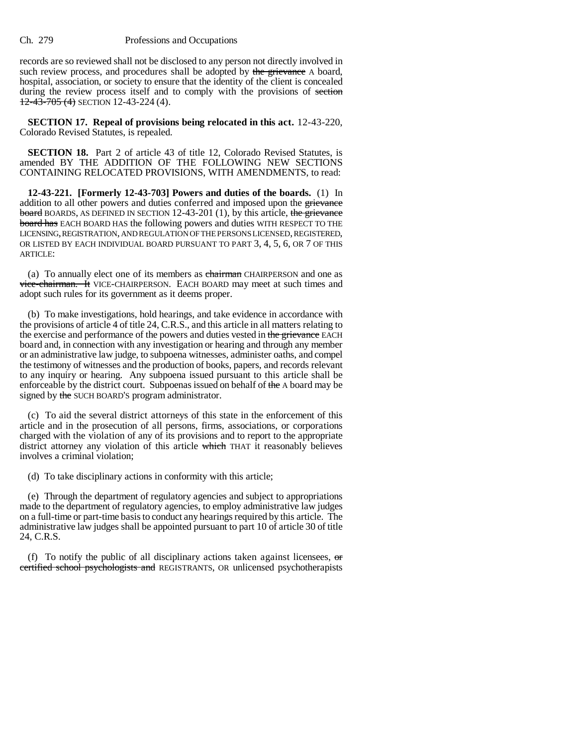records are so reviewed shall not be disclosed to any person not directly involved in such review process, and procedures shall be adopted by ~~the grievance~~ A board, hospital, association, or society to ensure that the identity of the client is concealed during the review process itself and to comply with the provisions of ~~section 12-43-705 (4)~~ SECTION 12-43-224 (4).

**SECTION 17. Repeal of provisions being relocated in this act.** 12-43-220, Colorado Revised Statutes, is repealed.

**SECTION 18.** Part 2 of article 43 of title 12, Colorado Revised Statutes, is amended BY THE ADDITION OF THE FOLLOWING NEW SECTIONS CONTAINING RELOCATED PROVISIONS, WITH AMENDMENTS, to read:

**12-43-221. [Formerly 12-43-703] Powers and duties of the boards.** (1) In addition to all other powers and duties conferred and imposed upon the ~~grievance board~~ BOARDS, AS DEFINED IN SECTION 12-43-201 (1), by this article, ~~the grievance board has~~ EACH BOARD HAS the following powers and duties WITH RESPECT TO THE LICENSING, REGISTRATION, AND REGULATION OF THE PERSONS LICENSED, REGISTERED, OR LISTED BY EACH INDIVIDUAL BOARD PURSUANT TO PART 3, 4, 5, 6, OR 7 OF THIS ARTICLE:

(a) To annually elect one of its members as ~~chairman~~ CHAIRPERSON and one as ~~vice-chairman. It~~ VICE-CHAIRPERSON. EACH BOARD may meet at such times and adopt such rules for its government as it deems proper.

(b) To make investigations, hold hearings, and take evidence in accordance with the provisions of article 4 of title 24, C.R.S., and this article in all matters relating to the exercise and performance of the powers and duties vested in ~~the grievance~~ EACH board and, in connection with any investigation or hearing and through any member or an administrative law judge, to subpoena witnesses, administer oaths, and compel the testimony of witnesses and the production of books, papers, and records relevant to any inquiry or hearing. Any subpoena issued pursuant to this article shall be enforceable by the district court. Subpoenas issued on behalf of ~~the~~ A board may be signed by ~~the~~ SUCH BOARD'S program administrator.

(c) To aid the several district attorneys of this state in the enforcement of this article and in the prosecution of all persons, firms, associations, or corporations charged with the violation of any of its provisions and to report to the appropriate district attorney any violation of this article ~~which~~ THAT it reasonably believes involves a criminal violation;

(d) To take disciplinary actions in conformity with this article;

(e) Through the department of regulatory agencies and subject to appropriations made to the department of regulatory agencies, to employ administrative law judges on a full-time or part-time basis to conduct any hearings required by this article. The administrative law judges shall be appointed pursuant to part 10 of article 30 of title 24, C.R.S.

(f) To notify the public of all disciplinary actions taken against licensees, ~~or certified school psychologists and~~ REGISTRANTS, OR unlicensed psychotherapists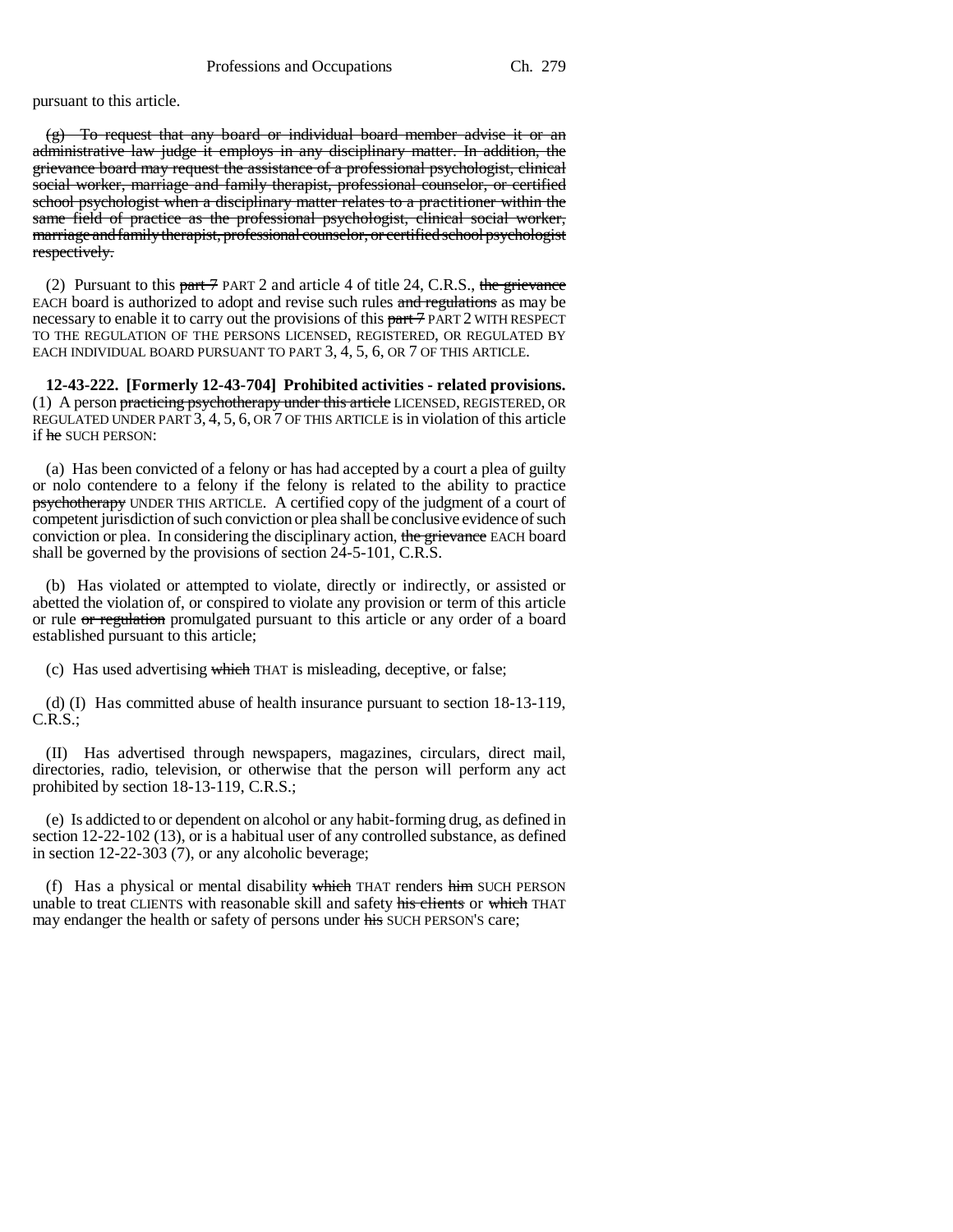pursuant to this article.

~~(g) To request that any board or individual board member advise it or an administrative law judge it employs in any disciplinary matter. In addition, the grievance board may request the assistance of a professional psychologist, clinical social worker, marriage and family therapist, professional counselor, or certified school psychologist when a disciplinary matter relates to a practitioner within the same field of practice as the professional psychologist, clinical social worker, marriage and family therapist, professional counselor, or certified school psychologist respectively.~~

(2) Pursuant to this ~~part 7~~ PART 2 and article 4 of title 24, C.R.S., ~~the grievance~~ EACH board is authorized to adopt and revise such rules ~~and regulations~~ as may be necessary to enable it to carry out the provisions of this ~~part 7~~ PART 2 WITH RESPECT TO THE REGULATION OF THE PERSONS LICENSED, REGISTERED, OR REGULATED BY EACH INDIVIDUAL BOARD PURSUANT TO PART 3, 4, 5, 6, OR 7 OF THIS ARTICLE.

**12-43-222. [Formerly 12-43-704] Prohibited activities - related provisions.** (1) A person ~~practicing psychotherapy under this article~~ LICENSED, REGISTERED, OR REGULATED UNDER PART 3, 4, 5, 6, OR 7 OF THIS ARTICLE is in violation of this article if ~~he~~ SUCH PERSON:

(a) Has been convicted of a felony or has had accepted by a court a plea of guilty or nolo contendere to a felony if the felony is related to the ability to practice ~~psychotherapy~~ UNDER THIS ARTICLE. A certified copy of the judgment of a court of competent jurisdiction of such conviction or plea shall be conclusive evidence of such conviction or plea. In considering the disciplinary action, ~~the grievance~~ EACH board shall be governed by the provisions of section 24-5-101, C.R.S.

(b) Has violated or attempted to violate, directly or indirectly, or assisted or abetted the violation of, or conspired to violate any provision or term of this article or rule ~~or regulation~~ promulgated pursuant to this article or any order of a board established pursuant to this article;

(c) Has used advertising ~~which~~ THAT is misleading, deceptive, or false;

(d) (I) Has committed abuse of health insurance pursuant to section 18-13-119, C.R.S.;

(II) Has advertised through newspapers, magazines, circulars, direct mail, directories, radio, television, or otherwise that the person will perform any act prohibited by section 18-13-119, C.R.S.;

(e) Is addicted to or dependent on alcohol or any habit-forming drug, as defined in section 12-22-102 (13), or is a habitual user of any controlled substance, as defined in section 12-22-303 (7), or any alcoholic beverage;

(f) Has a physical or mental disability ~~which~~ THAT renders ~~him~~ SUCH PERSON unable to treat CLIENTS with reasonable skill and safety ~~his clients~~ or ~~which~~ THAT may endanger the health or safety of persons under ~~his~~ SUCH PERSON'S care;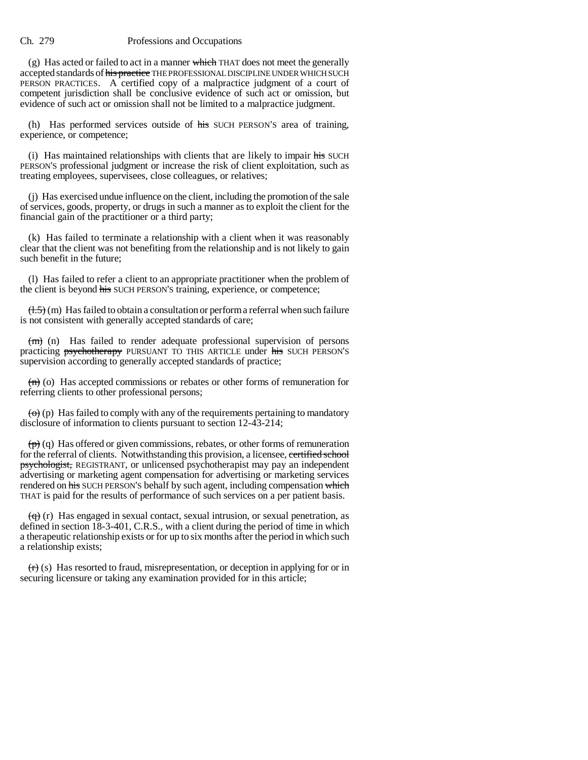(g) Has acted or failed to act in a manner ~~which~~ THAT does not meet the generally accepted standards of ~~his practice~~ THE PROFESSIONAL DISCIPLINE UNDER WHICH SUCH PERSON PRACTICES. A certified copy of a malpractice judgment of a court of competent jurisdiction shall be conclusive evidence of such act or omission, but evidence of such act or omission shall not be limited to a malpractice judgment.

(h) Has performed services outside of ~~his~~ SUCH PERSON'S area of training, experience, or competence;

(i) Has maintained relationships with clients that are likely to impair ~~his~~ SUCH PERSON'S professional judgment or increase the risk of client exploitation, such as treating employees, supervisees, close colleagues, or relatives;

(j) Has exercised undue influence on the client, including the promotion of the sale of services, goods, property, or drugs in such a manner as to exploit the client for the financial gain of the practitioner or a third party;

(k) Has failed to terminate a relationship with a client when it was reasonably clear that the client was not benefiting from the relationship and is not likely to gain such benefit in the future;

(l) Has failed to refer a client to an appropriate practitioner when the problem of the client is beyond ~~his~~ SUCH PERSON'S training, experience, or competence;

~~(l.5)~~ (m) Has failed to obtain a consultation or perform a referral when such failure is not consistent with generally accepted standards of care;

~~(m)~~ (n) Has failed to render adequate professional supervision of persons practicing ~~psychotherapy~~ PURSUANT TO THIS ARTICLE under ~~his~~ SUCH PERSON'S supervision according to generally accepted standards of practice;

~~(n)~~ (o) Has accepted commissions or rebates or other forms of remuneration for referring clients to other professional persons;

~~(o)~~ (p) Has failed to comply with any of the requirements pertaining to mandatory disclosure of information to clients pursuant to section 12-43-214;

~~(p)~~ (q) Has offered or given commissions, rebates, or other forms of remuneration for the referral of clients. Notwithstanding this provision, a licensee, ~~certified school psychologist,~~ REGISTRANT, or unlicensed psychotherapist may pay an independent advertising or marketing agent compensation for advertising or marketing services rendered on ~~his~~ SUCH PERSON'S behalf by such agent, including compensation ~~which~~ THAT is paid for the results of performance of such services on a per patient basis.

~~(q)~~ (r) Has engaged in sexual contact, sexual intrusion, or sexual penetration, as defined in section 18-3-401, C.R.S., with a client during the period of time in which a therapeutic relationship exists or for up to six months after the period in which such a relationship exists;

~~(r)~~ (s) Has resorted to fraud, misrepresentation, or deception in applying for or in securing licensure or taking any examination provided for in this article;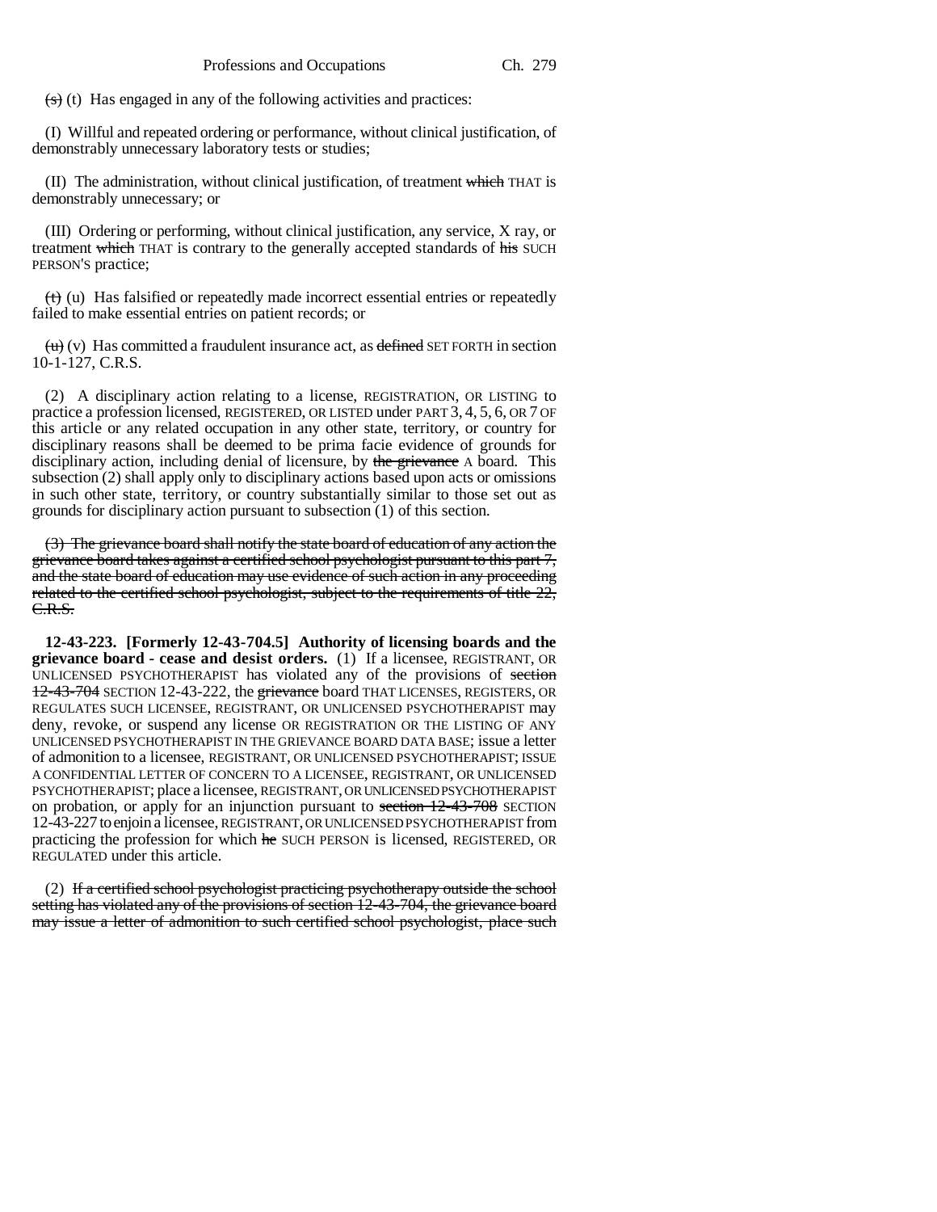~~(s)~~ (t) Has engaged in any of the following activities and practices:

(I) Willful and repeated ordering or performance, without clinical justification, of demonstrably unnecessary laboratory tests or studies;

(II) The administration, without clinical justification, of treatment ~~which~~ THAT is demonstrably unnecessary; or

(III) Ordering or performing, without clinical justification, any service, X ray, or treatment ~~which~~ THAT is contrary to the generally accepted standards of ~~his~~ SUCH PERSON'S practice;

~~(t)~~ (u) Has falsified or repeatedly made incorrect essential entries or repeatedly failed to make essential entries on patient records; or

~~(u)~~ (v) Has committed a fraudulent insurance act, as ~~defined~~ SET FORTH in section 10-1-127, C.R.S.

(2) A disciplinary action relating to a license, REGISTRATION, OR LISTING to practice a profession licensed, REGISTERED, OR LISTED under PART 3, 4, 5, 6, OR 7 OF this article or any related occupation in any other state, territory, or country for disciplinary reasons shall be deemed to be prima facie evidence of grounds for disciplinary action, including denial of licensure, by ~~the grievance~~ A board. This subsection (2) shall apply only to disciplinary actions based upon acts or omissions in such other state, territory, or country substantially similar to those set out as grounds for disciplinary action pursuant to subsection (1) of this section.

~~(3) The grievance board shall notify the state board of education of any action the grievance board takes against a certified school psychologist pursuant to this part 7, and the state board of education may use evidence of such action in any proceeding related to the certified school psychologist, subject to the requirements of title 22, C.R.S.~~

**12-43-223. [Formerly 12-43-704.5] Authority of licensing boards and the grievance board - cease and desist orders.** (1) If a licensee, REGISTRANT, OR UNLICENSED PSYCHOTHERAPIST has violated any of the provisions of ~~section 12-43-704~~ SECTION 12-43-222, the ~~grievance~~ board THAT LICENSES, REGISTERS, OR REGULATES SUCH LICENSEE, REGISTRANT, OR UNLICENSED PSYCHOTHERAPIST may deny, revoke, or suspend any license OR REGISTRATION OR THE LISTING OF ANY UNLICENSED PSYCHOTHERAPIST IN THE GRIEVANCE BOARD DATA BASE; issue a letter of admonition to a licensee, REGISTRANT, OR UNLICENSED PSYCHOTHERAPIST; ISSUE A CONFIDENTIAL LETTER OF CONCERN TO A LICENSEE, REGISTRANT, OR UNLICENSED PSYCHOTHERAPIST; place a licensee, REGISTRANT, OR UNLICENSED PSYCHOTHERAPIST on probation, or apply for an injunction pursuant to ~~section 12-43-708~~ SECTION 12-43-227 to enjoin a licensee, REGISTRANT, OR UNLICENSED PSYCHOTHERAPIST from practicing the profession for which ~~he~~ SUCH PERSON is licensed, REGISTERED, OR REGULATED under this article.

(2) ~~If a certified school psychologist practicing psychotherapy outside the school setting has violated any of the provisions of section 12-43-704, the grievance board may issue a letter of admonition to such certified school psychologist, place such~~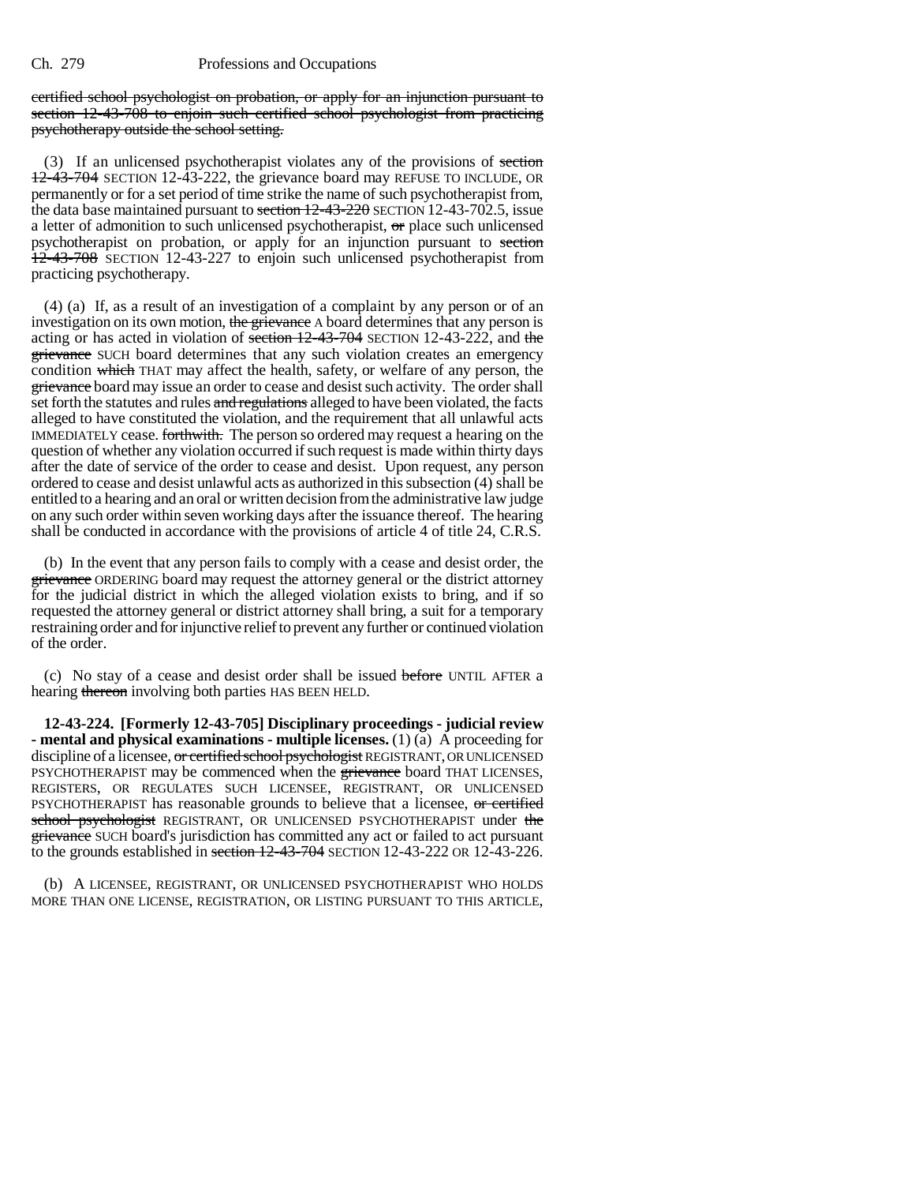certified school psychologist on probation, or apply for an injunction pursuant to section 12-43-708 to enjoin such certified school psychologist from practicing psychotherapy outside the school setting.

(3) If an unlicensed psychotherapist violates any of the provisions of section 12-43-704 SECTION 12-43-222, the grievance board may REFUSE TO INCLUDE, OR permanently or for a set period of time strike the name of such psychotherapist from, the data base maintained pursuant to section 12-43-220 SECTION 12-43-702.5, issue a letter of admonition to such unlicensed psychotherapist, or place such unlicensed psychotherapist on probation, or apply for an injunction pursuant to section 12-43-708 SECTION 12-43-227 to enjoin such unlicensed psychotherapist from practicing psychotherapy.

(4) (a) If, as a result of an investigation of a complaint by any person or of an investigation on its own motion, the grievance A board determines that any person is acting or has acted in violation of section 12-43-704 SECTION 12-43-222, and the grievance SUCH board determines that any such violation creates an emergency condition which THAT may affect the health, safety, or welfare of any person, the grievance board may issue an order to cease and desist such activity. The order shall set forth the statutes and rules and regulations alleged to have been violated, the facts alleged to have constituted the violation, and the requirement that all unlawful acts IMMEDIATELY cease. forthwith. The person so ordered may request a hearing on the question of whether any violation occurred if such request is made within thirty days after the date of service of the order to cease and desist. Upon request, any person ordered to cease and desist unlawful acts as authorized in this subsection (4) shall be entitled to a hearing and an oral or written decision from the administrative law judge on any such order within seven working days after the issuance thereof. The hearing shall be conducted in accordance with the provisions of article 4 of title 24, C.R.S.

(b) In the event that any person fails to comply with a cease and desist order, the grievance ORDERING board may request the attorney general or the district attorney for the judicial district in which the alleged violation exists to bring, and if so requested the attorney general or district attorney shall bring, a suit for a temporary restraining order and for injunctive relief to prevent any further or continued violation of the order.

(c) No stay of a cease and desist order shall be issued before UNTIL AFTER a hearing thereon involving both parties HAS BEEN HELD.

**12-43-224. [Formerly 12-43-705] Disciplinary proceedings - judicial review - mental and physical examinations - multiple licenses.** (1) (a) A proceeding for discipline of a licensee, or certified school psychologist REGISTRANT, OR UNLICENSED PSYCHOTHERAPIST may be commenced when the grievance board THAT LICENSES, REGISTERS, OR REGULATES SUCH LICENSEE, REGISTRANT, OR UNLICENSED PSYCHOTHERAPIST has reasonable grounds to believe that a licensee, or certified school psychologist REGISTRANT, OR UNLICENSED PSYCHOTHERAPIST under the grievance SUCH board's jurisdiction has committed any act or failed to act pursuant to the grounds established in section 12-43-704 SECTION 12-43-222 OR 12-43-226.

(b) A LICENSEE, REGISTRANT, OR UNLICENSED PSYCHOTHERAPIST WHO HOLDS MORE THAN ONE LICENSE, REGISTRATION, OR LISTING PURSUANT TO THIS ARTICLE,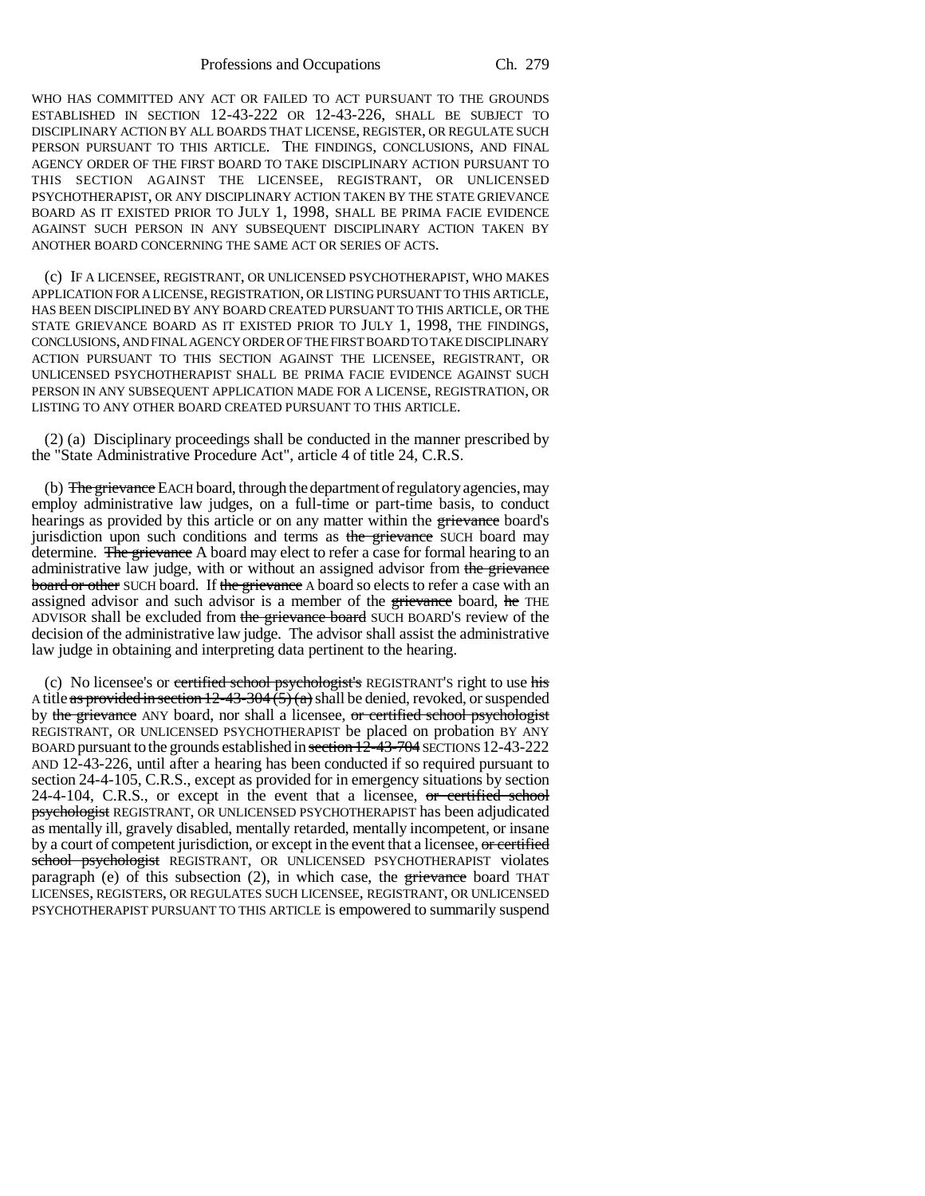WHO HAS COMMITTED ANY ACT OR FAILED TO ACT PURSUANT TO THE GROUNDS ESTABLISHED IN SECTION 12-43-222 OR 12-43-226, SHALL BE SUBJECT TO DISCIPLINARY ACTION BY ALL BOARDS THAT LICENSE, REGISTER, OR REGULATE SUCH PERSON PURSUANT TO THIS ARTICLE. THE FINDINGS, CONCLUSIONS, AND FINAL AGENCY ORDER OF THE FIRST BOARD TO TAKE DISCIPLINARY ACTION PURSUANT TO THIS SECTION AGAINST THE LICENSEE, REGISTRANT, OR UNLICENSED PSYCHOTHERAPIST, OR ANY DISCIPLINARY ACTION TAKEN BY THE STATE GRIEVANCE BOARD AS IT EXISTED PRIOR TO JULY 1, 1998, SHALL BE PRIMA FACIE EVIDENCE AGAINST SUCH PERSON IN ANY SUBSEQUENT DISCIPLINARY ACTION TAKEN BY ANOTHER BOARD CONCERNING THE SAME ACT OR SERIES OF ACTS.

(c) IF A LICENSEE, REGISTRANT, OR UNLICENSED PSYCHOTHERAPIST, WHO MAKES APPLICATION FOR A LICENSE, REGISTRATION, OR LISTING PURSUANT TO THIS ARTICLE, HAS BEEN DISCIPLINED BY ANY BOARD CREATED PURSUANT TO THIS ARTICLE, OR THE STATE GRIEVANCE BOARD AS IT EXISTED PRIOR TO JULY 1, 1998, THE FINDINGS, CONCLUSIONS, AND FINAL AGENCY ORDER OF THE FIRST BOARD TO TAKE DISCIPLINARY ACTION PURSUANT TO THIS SECTION AGAINST THE LICENSEE, REGISTRANT, OR UNLICENSED PSYCHOTHERAPIST SHALL BE PRIMA FACIE EVIDENCE AGAINST SUCH PERSON IN ANY SUBSEQUENT APPLICATION MADE FOR A LICENSE, REGISTRATION, OR LISTING TO ANY OTHER BOARD CREATED PURSUANT TO THIS ARTICLE.

(2) (a) Disciplinary proceedings shall be conducted in the manner prescribed by the "State Administrative Procedure Act", article 4 of title 24, C.R.S.

(b) ~~The grievance~~ EACH board, through the department of regulatory agencies, may employ administrative law judges, on a full-time or part-time basis, to conduct hearings as provided by this article or on any matter within the ~~grievance~~ board's jurisdiction upon such conditions and terms as ~~the grievance~~ SUCH board may determine. ~~The grievance~~ A board may elect to refer a case for formal hearing to an administrative law judge, with or without an assigned advisor from ~~the grievance board or other~~ SUCH board. If ~~the grievance~~ A board so elects to refer a case with an assigned advisor and such advisor is a member of the ~~grievance~~ board, ~~he~~ THE ADVISOR shall be excluded from ~~the grievance board~~ SUCH BOARD'S review of the decision of the administrative law judge. The advisor shall assist the administrative law judge in obtaining and interpreting data pertinent to the hearing.

(c) No licensee's or ~~certified school psychologist's~~ REGISTRANT'S right to use ~~his~~ A title ~~as provided in section 12-43-304 (5) (a)~~ shall be denied, revoked, or suspended by ~~the grievance~~ ANY board, nor shall a licensee, ~~or certified school psychologist~~ REGISTRANT, OR UNLICENSED PSYCHOTHERAPIST be placed on probation BY ANY BOARD pursuant to the grounds established in ~~section 12-43-704~~ SECTIONS 12-43-222 AND 12-43-226, until after a hearing has been conducted if so required pursuant to section 24-4-105, C.R.S., except as provided for in emergency situations by section 24-4-104, C.R.S., or except in the event that a licensee, ~~or certified school psychologist~~ REGISTRANT, OR UNLICENSED PSYCHOTHERAPIST has been adjudicated as mentally ill, gravely disabled, mentally retarded, mentally incompetent, or insane by a court of competent jurisdiction, or except in the event that a licensee, ~~or certified school psychologist~~ REGISTRANT, OR UNLICENSED PSYCHOTHERAPIST violates paragraph (e) of this subsection (2), in which case, the ~~grievance~~ board THAT LICENSES, REGISTERS, OR REGULATES SUCH LICENSEE, REGISTRANT, OR UNLICENSED PSYCHOTHERAPIST PURSUANT TO THIS ARTICLE is empowered to summarily suspend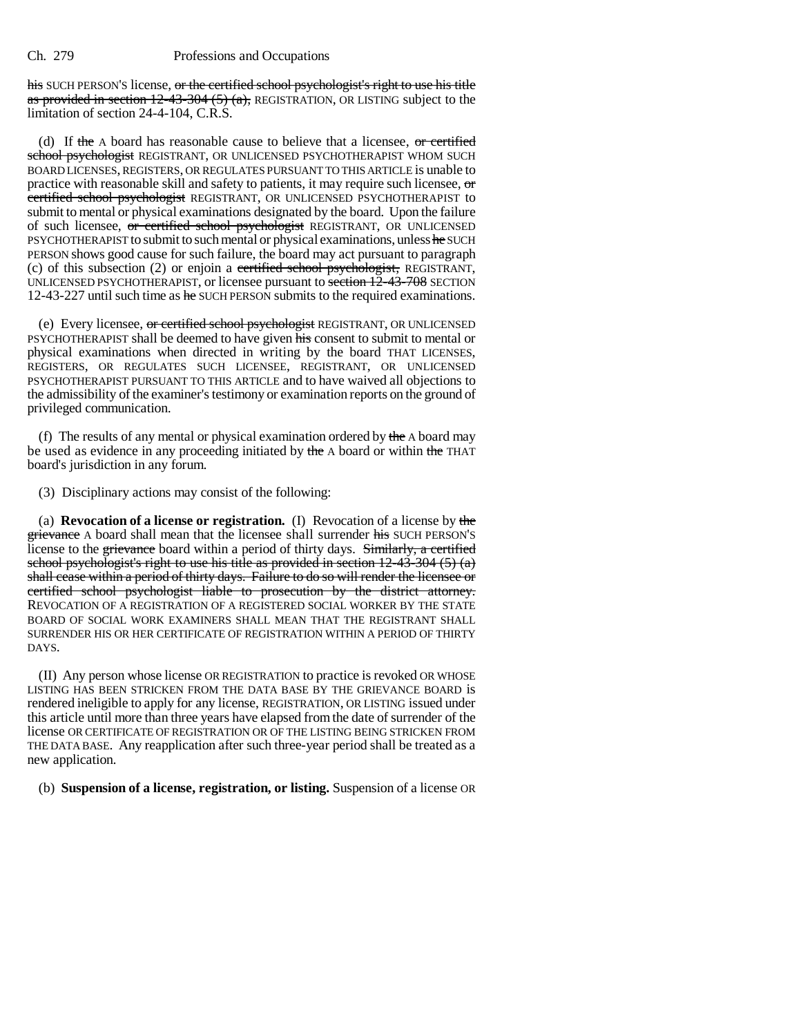~~his~~ SUCH PERSON'S license, ~~or the certified school psychologist's right to use his title as provided in section 12-43-304 (5) (a),~~ REGISTRATION, OR LISTING subject to the limitation of section 24-4-104, C.R.S.

(d) If ~~the~~ A board has reasonable cause to believe that a licensee, ~~or certified school psychologist~~ REGISTRANT, OR UNLICENSED PSYCHOTHERAPIST WHOM SUCH BOARD LICENSES, REGISTERS, OR REGULATES PURSUANT TO THIS ARTICLE is unable to practice with reasonable skill and safety to patients, it may require such licensee, ~~or certified school psychologist~~ REGISTRANT, OR UNLICENSED PSYCHOTHERAPIST to submit to mental or physical examinations designated by the board. Upon the failure of such licensee, ~~or certified school psychologist~~ REGISTRANT, OR UNLICENSED PSYCHOTHERAPIST to submit to such mental or physical examinations, unless ~~he~~ SUCH PERSON shows good cause for such failure, the board may act pursuant to paragraph (c) of this subsection (2) or enjoin a ~~certified school psychologist,~~ REGISTRANT, UNLICENSED PSYCHOTHERAPIST, or licensee pursuant to ~~section 12-43-708~~ SECTION 12-43-227 until such time as ~~he~~ SUCH PERSON submits to the required examinations.

(e) Every licensee, ~~or certified school psychologist~~ REGISTRANT, OR UNLICENSED PSYCHOTHERAPIST shall be deemed to have given ~~his~~ consent to submit to mental or physical examinations when directed in writing by the board THAT LICENSES, REGISTERS, OR REGULATES SUCH LICENSEE, REGISTRANT, OR UNLICENSED PSYCHOTHERAPIST PURSUANT TO THIS ARTICLE and to have waived all objections to the admissibility of the examiner's testimony or examination reports on the ground of privileged communication.

(f) The results of any mental or physical examination ordered by ~~the~~ A board may be used as evidence in any proceeding initiated by ~~the~~ A board or within ~~the~~ THAT board's jurisdiction in any forum.

(3) Disciplinary actions may consist of the following:

(a) **Revocation of a license or registration.** (I) Revocation of a license by ~~the grievance~~ A board shall mean that the licensee shall surrender ~~his~~ SUCH PERSON'S license to the ~~grievance~~ board within a period of thirty days. ~~Similarly, a certified school psychologist's right to use his title as provided in section 12-43-304 (5) (a) shall cease within a period of thirty days. Failure to do so will render the licensee or certified school psychologist liable to prosecution by the district attorney.~~ REVOCATION OF A REGISTRATION OF A REGISTERED SOCIAL WORKER BY THE STATE BOARD OF SOCIAL WORK EXAMINERS SHALL MEAN THAT THE REGISTRANT SHALL SURRENDER HIS OR HER CERTIFICATE OF REGISTRATION WITHIN A PERIOD OF THIRTY DAYS.

(II) Any person whose license OR REGISTRATION to practice is revoked OR WHOSE LISTING HAS BEEN STRICKEN FROM THE DATA BASE BY THE GRIEVANCE BOARD is rendered ineligible to apply for any license, REGISTRATION, OR LISTING issued under this article until more than three years have elapsed from the date of surrender of the license OR CERTIFICATE OF REGISTRATION OR OF THE LISTING BEING STRICKEN FROM THE DATA BASE. Any reapplication after such three-year period shall be treated as a new application.

(b) **Suspension of a license, registration, or listing.** Suspension of a license OR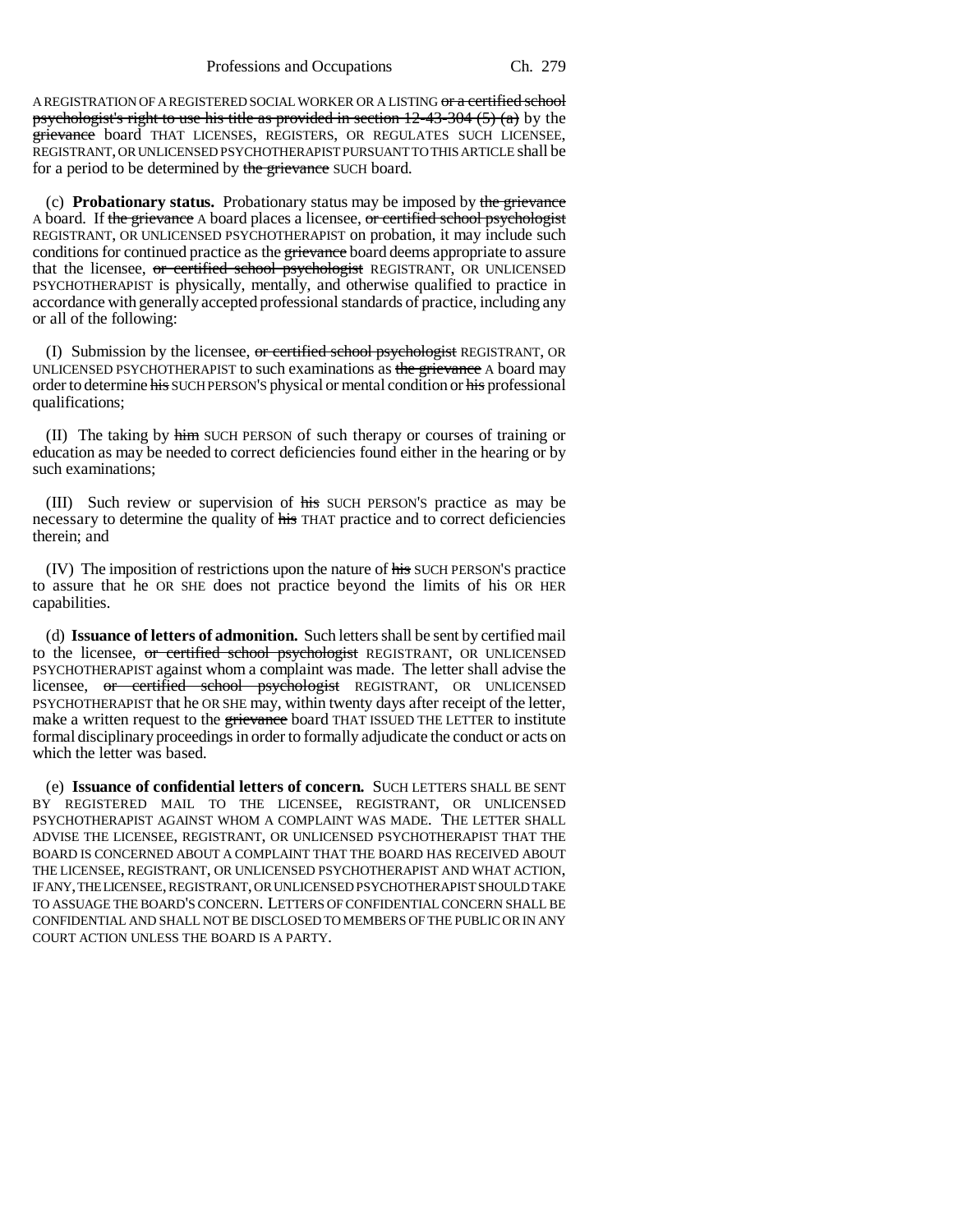A REGISTRATION OF A REGISTERED SOCIAL WORKER OR A LISTING ~~or a certified school psychologist's right to use his title as provided in section 12-43-304 (5) (a)~~ by the ~~grievance~~ board THAT LICENSES, REGISTERS, OR REGULATES SUCH LICENSEE, REGISTRANT, OR UNLICENSED PSYCHOTHERAPIST PURSUANT TO THIS ARTICLE shall be for a period to be determined by ~~the grievance~~ SUCH board.

(c) **Probationary status.** Probationary status may be imposed by ~~the grievance~~ A board. If ~~the grievance~~ A board places a licensee, ~~or certified school psychologist~~ REGISTRANT, OR UNLICENSED PSYCHOTHERAPIST on probation, it may include such conditions for continued practice as the ~~grievance~~ board deems appropriate to assure that the licensee, ~~or certified school psychologist~~ REGISTRANT, OR UNLICENSED PSYCHOTHERAPIST is physically, mentally, and otherwise qualified to practice in accordance with generally accepted professional standards of practice, including any or all of the following:

(I) Submission by the licensee, ~~or certified school psychologist~~ REGISTRANT, OR UNLICENSED PSYCHOTHERAPIST to such examinations as ~~the grievance~~ A board may order to determine ~~his~~ SUCH PERSON'S physical or mental condition or ~~his~~ professional qualifications;

(II) The taking by ~~him~~ SUCH PERSON of such therapy or courses of training or education as may be needed to correct deficiencies found either in the hearing or by such examinations;

(III) Such review or supervision of ~~his~~ SUCH PERSON'S practice as may be necessary to determine the quality of ~~his~~ THAT practice and to correct deficiencies therein; and

(IV) The imposition of restrictions upon the nature of ~~his~~ SUCH PERSON'S practice to assure that he OR SHE does not practice beyond the limits of his OR HER capabilities.

(d) **Issuance of letters of admonition.** Such letters shall be sent by certified mail to the licensee, ~~or certified school psychologist~~ REGISTRANT, OR UNLICENSED PSYCHOTHERAPIST against whom a complaint was made. The letter shall advise the licensee, ~~or certified school psychologist~~ REGISTRANT, OR UNLICENSED PSYCHOTHERAPIST that he OR SHE may, within twenty days after receipt of the letter, make a written request to the ~~grievance~~ board THAT ISSUED THE LETTER to institute formal disciplinary proceedings in order to formally adjudicate the conduct or acts on which the letter was based.

(e) **Issuance of confidential letters of concern.** SUCH LETTERS SHALL BE SENT BY REGISTERED MAIL TO THE LICENSEE, REGISTRANT, OR UNLICENSED PSYCHOTHERAPIST AGAINST WHOM A COMPLAINT WAS MADE. THE LETTER SHALL ADVISE THE LICENSEE, REGISTRANT, OR UNLICENSED PSYCHOTHERAPIST THAT THE BOARD IS CONCERNED ABOUT A COMPLAINT THAT THE BOARD HAS RECEIVED ABOUT THE LICENSEE, REGISTRANT, OR UNLICENSED PSYCHOTHERAPIST AND WHAT ACTION, IF ANY, THE LICENSEE, REGISTRANT, OR UNLICENSED PSYCHOTHERAPIST SHOULD TAKE TO ASSUAGE THE BOARD'S CONCERN. LETTERS OF CONFIDENTIAL CONCERN SHALL BE CONFIDENTIAL AND SHALL NOT BE DISCLOSED TO MEMBERS OF THE PUBLIC OR IN ANY COURT ACTION UNLESS THE BOARD IS A PARTY.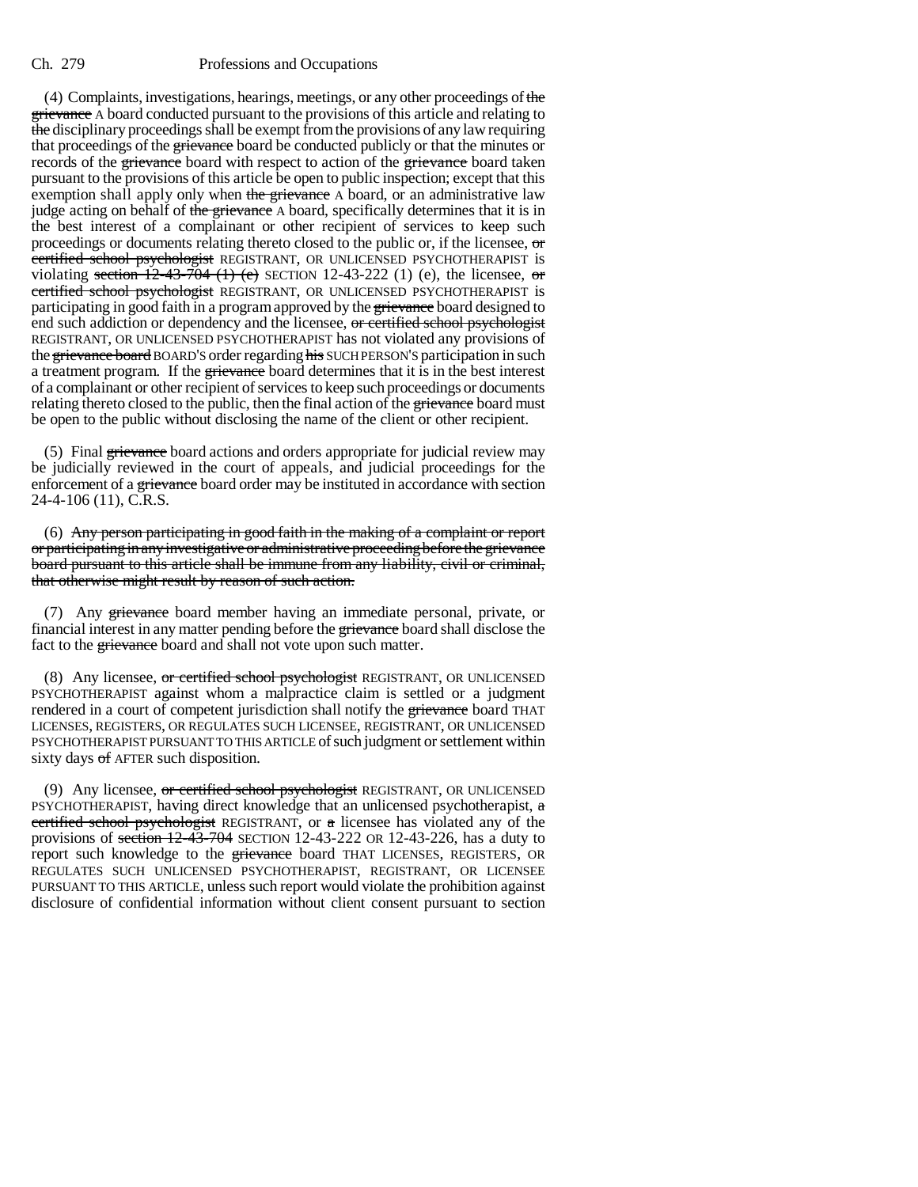(4) Complaints, investigations, hearings, meetings, or any other proceedings of the grievance A board conducted pursuant to the provisions of this article and relating to the disciplinary proceedings shall be exempt from the provisions of any law requiring that proceedings of the grievance board be conducted publicly or that the minutes or records of the grievance board with respect to action of the grievance board taken pursuant to the provisions of this article be open to public inspection; except that this exemption shall apply only when the grievance A board, or an administrative law judge acting on behalf of the grievance A board, specifically determines that it is in the best interest of a complainant or other recipient of services to keep such proceedings or documents relating thereto closed to the public or, if the licensee, or certified school psychologist REGISTRANT, OR UNLICENSED PSYCHOTHERAPIST is violating section 12-43-704 (1) (e) SECTION 12-43-222 (1) (e), the licensee, or certified school psychologist REGISTRANT, OR UNLICENSED PSYCHOTHERAPIST is participating in good faith in a program approved by the grievance board designed to end such addiction or dependency and the licensee, or certified school psychologist REGISTRANT, OR UNLICENSED PSYCHOTHERAPIST has not violated any provisions of the grievance board BOARD'S order regarding his SUCH PERSON'S participation in such a treatment program. If the grievance board determines that it is in the best interest of a complainant or other recipient of services to keep such proceedings or documents relating thereto closed to the public, then the final action of the grievance board must be open to the public without disclosing the name of the client or other recipient.

(5) Final grievance board actions and orders appropriate for judicial review may be judicially reviewed in the court of appeals, and judicial proceedings for the enforcement of a grievance board order may be instituted in accordance with section 24-4-106 (11), C.R.S.

(6) Any person participating in good faith in the making of a complaint or report or participating in any investigative or administrative proceeding before the grievance board pursuant to this article shall be immune from any liability, civil or criminal, that otherwise might result by reason of such action.

(7) Any grievance board member having an immediate personal, private, or financial interest in any matter pending before the grievance board shall disclose the fact to the grievance board and shall not vote upon such matter.

(8) Any licensee, or certified school psychologist REGISTRANT, OR UNLICENSED PSYCHOTHERAPIST against whom a malpractice claim is settled or a judgment rendered in a court of competent jurisdiction shall notify the grievance board THAT LICENSES, REGISTERS, OR REGULATES SUCH LICENSEE, REGISTRANT, OR UNLICENSED PSYCHOTHERAPIST PURSUANT TO THIS ARTICLE of such judgment or settlement within sixty days of AFTER such disposition.

(9) Any licensee, or certified school psychologist REGISTRANT, OR UNLICENSED PSYCHOTHERAPIST, having direct knowledge that an unlicensed psychotherapist, a certified school psychologist REGISTRANT, or a licensee has violated any of the provisions of section 12-43-704 SECTION 12-43-222 OR 12-43-226, has a duty to report such knowledge to the grievance board THAT LICENSES, REGISTERS, OR REGULATES SUCH UNLICENSED PSYCHOTHERAPIST, REGISTRANT, OR LICENSEE PURSUANT TO THIS ARTICLE, unless such report would violate the prohibition against disclosure of confidential information without client consent pursuant to section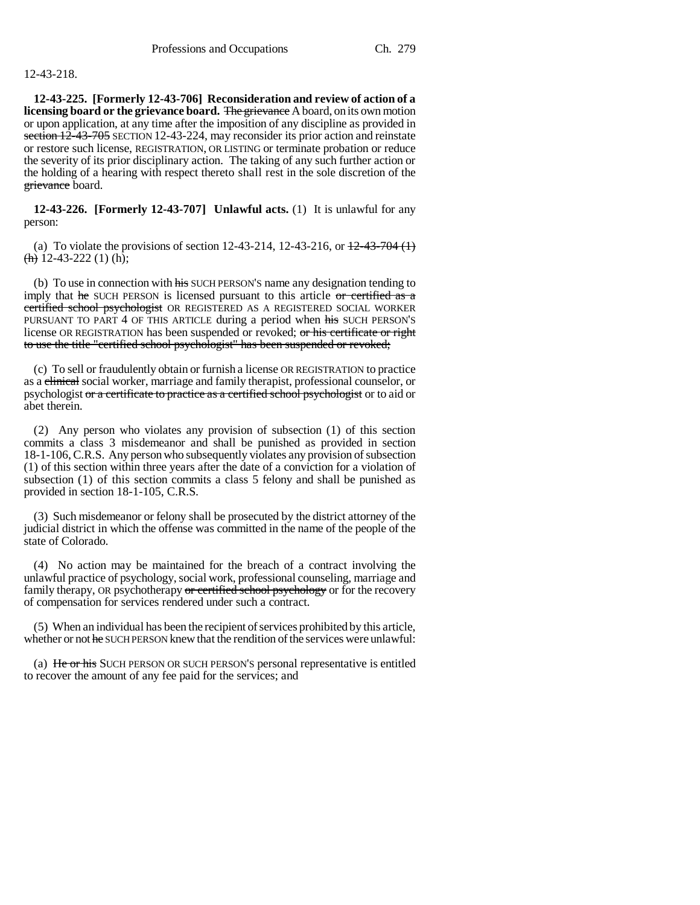12-43-218.

**12-43-225. [Formerly 12-43-706] Reconsideration and review of action of a licensing board or the grievance board.** ~~The grievance~~ A board, on its own motion or upon application, at any time after the imposition of any discipline as provided in ~~section 12-43-705~~ SECTION 12-43-224, may reconsider its prior action and reinstate or restore such license, REGISTRATION, OR LISTING or terminate probation or reduce the severity of its prior disciplinary action. The taking of any such further action or the holding of a hearing with respect thereto shall rest in the sole discretion of the ~~grievance~~ board.

**12-43-226. [Formerly 12-43-707] Unlawful acts.** (1) It is unlawful for any person:

(a) To violate the provisions of section 12-43-214, 12-43-216, or ~~12-43-704 (1) (h)~~ 12-43-222 (1) (h);

(b) To use in connection with ~~his~~ SUCH PERSON'S name any designation tending to imply that ~~he~~ SUCH PERSON is licensed pursuant to this article ~~or certified as a certified school psychologist~~ OR REGISTERED AS A REGISTERED SOCIAL WORKER PURSUANT TO PART 4 OF THIS ARTICLE during a period when ~~his~~ SUCH PERSON'S license OR REGISTRATION has been suspended or revoked; ~~or his certificate or right to use the title "certified school psychologist" has been suspended or revoked;~~

(c) To sell or fraudulently obtain or furnish a license OR REGISTRATION to practice as a ~~clinical~~ social worker, marriage and family therapist, professional counselor, or psychologist ~~or a certificate to practice as a certified school psychologist~~ or to aid or abet therein.

(2) Any person who violates any provision of subsection (1) of this section commits a class 3 misdemeanor and shall be punished as provided in section 18-1-106, C.R.S. Any person who subsequently violates any provision of subsection (1) of this section within three years after the date of a conviction for a violation of subsection (1) of this section commits a class 5 felony and shall be punished as provided in section 18-1-105, C.R.S.

(3) Such misdemeanor or felony shall be prosecuted by the district attorney of the judicial district in which the offense was committed in the name of the people of the state of Colorado.

(4) No action may be maintained for the breach of a contract involving the unlawful practice of psychology, social work, professional counseling, marriage and family therapy, OR psychotherapy ~~or certified school psychology~~ or for the recovery of compensation for services rendered under such a contract.

(5) When an individual has been the recipient of services prohibited by this article, whether or not ~~he~~ SUCH PERSON knew that the rendition of the services were unlawful:

(a) ~~He or his~~ SUCH PERSON OR SUCH PERSON'S personal representative is entitled to recover the amount of any fee paid for the services; and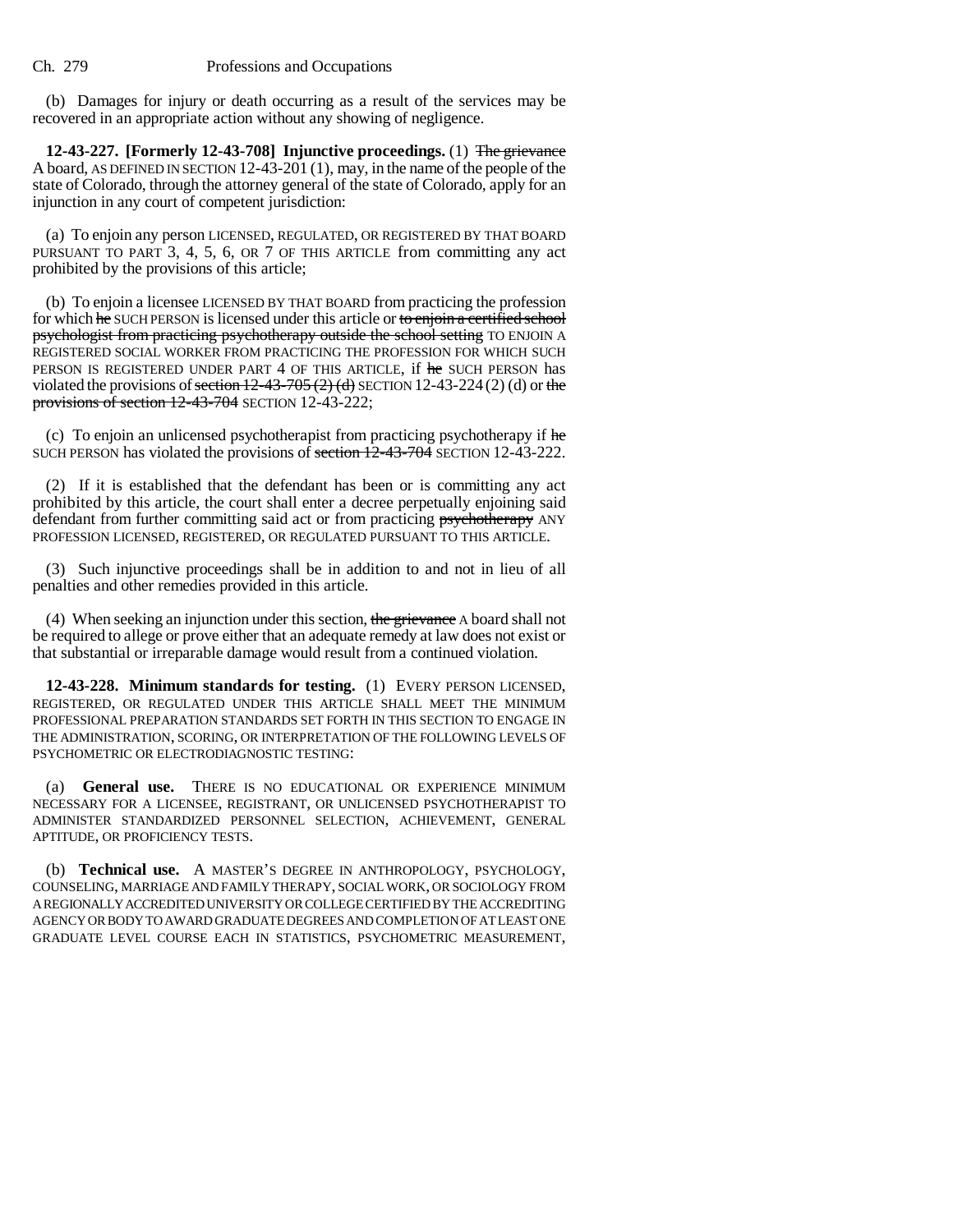(b) Damages for injury or death occurring as a result of the services may be recovered in an appropriate action without any showing of negligence.

**12-43-227. [Formerly 12-43-708] Injunctive proceedings.** (1) ~~The grievance~~ A board, AS DEFINED IN SECTION 12-43-201 (1), may, in the name of the people of the state of Colorado, through the attorney general of the state of Colorado, apply for an injunction in any court of competent jurisdiction:

(a) To enjoin any person LICENSED, REGULATED, OR REGISTERED BY THAT BOARD PURSUANT TO PART 3, 4, 5, 6, OR 7 OF THIS ARTICLE from committing any act prohibited by the provisions of this article;

(b) To enjoin a licensee LICENSED BY THAT BOARD from practicing the profession for which ~~he~~ SUCH PERSON is licensed under this article or ~~to enjoin a certified school psychologist from practicing psychotherapy outside the school setting~~ TO ENJOIN A REGISTERED SOCIAL WORKER FROM PRACTICING THE PROFESSION FOR WHICH SUCH PERSON IS REGISTERED UNDER PART 4 OF THIS ARTICLE, if ~~he~~ SUCH PERSON has violated the provisions of ~~section 12-43-705 (2) (d)~~ SECTION 12-43-224 (2) (d) or ~~the provisions of section 12-43-704~~ SECTION 12-43-222;

(c) To enjoin an unlicensed psychotherapist from practicing psychotherapy if ~~he~~ SUCH PERSON has violated the provisions of ~~section 12-43-704~~ SECTION 12-43-222.

(2) If it is established that the defendant has been or is committing any act prohibited by this article, the court shall enter a decree perpetually enjoining said defendant from further committing said act or from practicing ~~psychotherapy~~ ANY PROFESSION LICENSED, REGISTERED, OR REGULATED PURSUANT TO THIS ARTICLE.

(3) Such injunctive proceedings shall be in addition to and not in lieu of all penalties and other remedies provided in this article.

(4) When seeking an injunction under this section, ~~the grievance~~ A board shall not be required to allege or prove either that an adequate remedy at law does not exist or that substantial or irreparable damage would result from a continued violation.

**12-43-228. Minimum standards for testing.** (1) EVERY PERSON LICENSED, REGISTERED, OR REGULATED UNDER THIS ARTICLE SHALL MEET THE MINIMUM PROFESSIONAL PREPARATION STANDARDS SET FORTH IN THIS SECTION TO ENGAGE IN THE ADMINISTRATION, SCORING, OR INTERPRETATION OF THE FOLLOWING LEVELS OF PSYCHOMETRIC OR ELECTRODIAGNOSTIC TESTING:

(a) **General use.** THERE IS NO EDUCATIONAL OR EXPERIENCE MINIMUM NECESSARY FOR A LICENSEE, REGISTRANT, OR UNLICENSED PSYCHOTHERAPIST TO ADMINISTER STANDARDIZED PERSONNEL SELECTION, ACHIEVEMENT, GENERAL APTITUDE, OR PROFICIENCY TESTS.

(b) **Technical use.** A MASTER'S DEGREE IN ANTHROPOLOGY, PSYCHOLOGY, COUNSELING, MARRIAGE AND FAMILY THERAPY, SOCIAL WORK, OR SOCIOLOGY FROM A REGIONALLY ACCREDITED UNIVERSITY OR COLLEGE CERTIFIED BY THE ACCREDITING AGENCY OR BODY TO AWARD GRADUATE DEGREES AND COMPLETION OF AT LEAST ONE GRADUATE LEVEL COURSE EACH IN STATISTICS, PSYCHOMETRIC MEASUREMENT,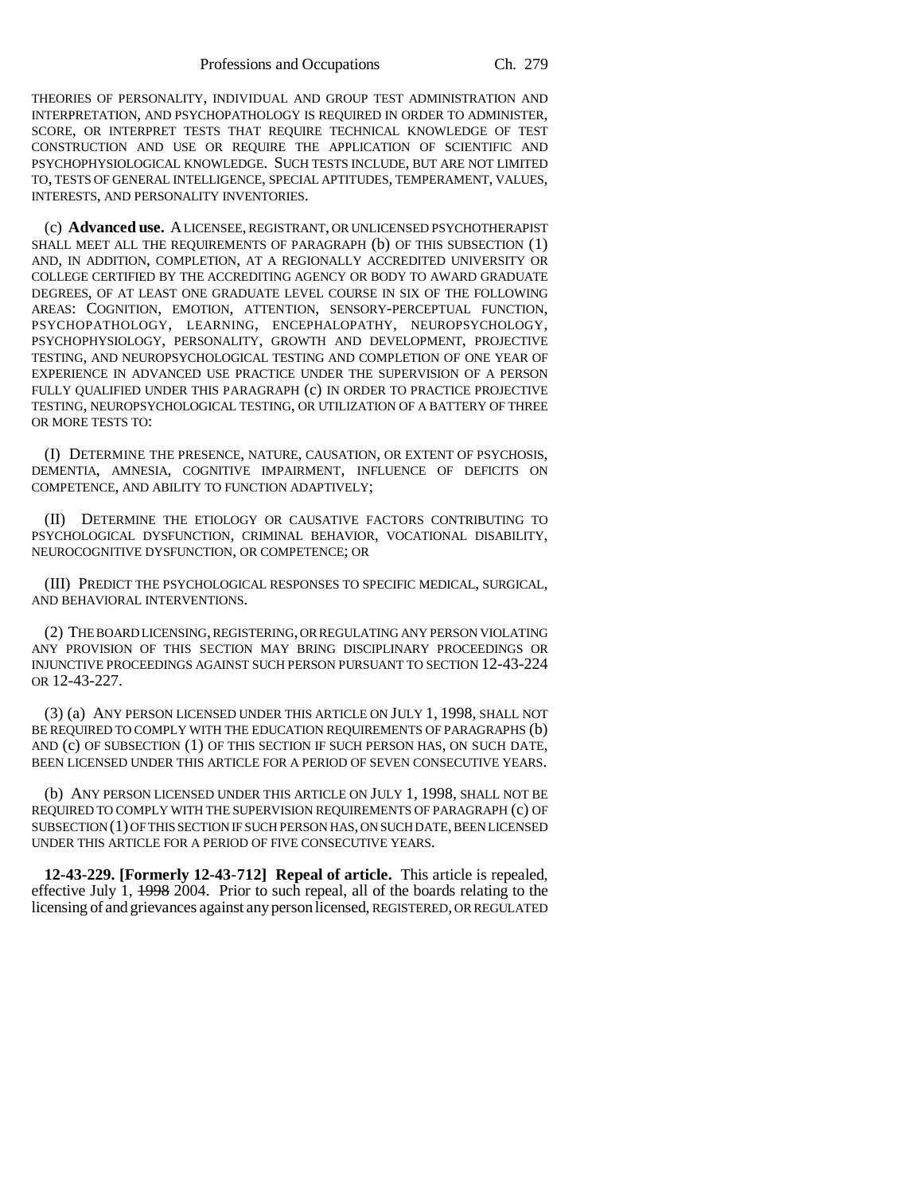THEORIES OF PERSONALITY, INDIVIDUAL AND GROUP TEST ADMINISTRATION AND INTERPRETATION, AND PSYCHOPATHOLOGY IS REQUIRED IN ORDER TO ADMINISTER, SCORE, OR INTERPRET TESTS THAT REQUIRE TECHNICAL KNOWLEDGE OF TEST CONSTRUCTION AND USE OR REQUIRE THE APPLICATION OF SCIENTIFIC AND PSYCHOPHYSIOLOGICAL KNOWLEDGE. SUCH TESTS INCLUDE, BUT ARE NOT LIMITED TO, TESTS OF GENERAL INTELLIGENCE, SPECIAL APTITUDES, TEMPERAMENT, VALUES, INTERESTS, AND PERSONALITY INVENTORIES.

(c) **Advanced use.** A LICENSEE, REGISTRANT, OR UNLICENSED PSYCHOTHERAPIST SHALL MEET ALL THE REQUIREMENTS OF PARAGRAPH (b) OF THIS SUBSECTION (1) AND, IN ADDITION, COMPLETION, AT A REGIONALLY ACCREDITED UNIVERSITY OR COLLEGE CERTIFIED BY THE ACCREDITING AGENCY OR BODY TO AWARD GRADUATE DEGREES, OF AT LEAST ONE GRADUATE LEVEL COURSE IN SIX OF THE FOLLOWING AREAS: COGNITION, EMOTION, ATTENTION, SENSORY-PERCEPTUAL FUNCTION, PSYCHOPATHOLOGY, LEARNING, ENCEPHALOPATHY, NEUROPSYCHOLOGY, PSYCHOPHYSIOLOGY, PERSONALITY, GROWTH AND DEVELOPMENT, PROJECTIVE TESTING, AND NEUROPSYCHOLOGICAL TESTING AND COMPLETION OF ONE YEAR OF EXPERIENCE IN ADVANCED USE PRACTICE UNDER THE SUPERVISION OF A PERSON FULLY QUALIFIED UNDER THIS PARAGRAPH (c) IN ORDER TO PRACTICE PROJECTIVE TESTING, NEUROPSYCHOLOGICAL TESTING, OR UTILIZATION OF A BATTERY OF THREE OR MORE TESTS TO:

(I) DETERMINE THE PRESENCE, NATURE, CAUSATION, OR EXTENT OF PSYCHOSIS, DEMENTIA, AMNESIA, COGNITIVE IMPAIRMENT, INFLUENCE OF DEFICITS ON COMPETENCE, AND ABILITY TO FUNCTION ADAPTIVELY;

(II) DETERMINE THE ETIOLOGY OR CAUSATIVE FACTORS CONTRIBUTING TO PSYCHOLOGICAL DYSFUNCTION, CRIMINAL BEHAVIOR, VOCATIONAL DISABILITY, NEUROCOGNITIVE DYSFUNCTION, OR COMPETENCE; OR

(III) PREDICT THE PSYCHOLOGICAL RESPONSES TO SPECIFIC MEDICAL, SURGICAL, AND BEHAVIORAL INTERVENTIONS.

(2) THE BOARD LICENSING, REGISTERING, OR REGULATING ANY PERSON VIOLATING ANY PROVISION OF THIS SECTION MAY BRING DISCIPLINARY PROCEEDINGS OR INJUNCTIVE PROCEEDINGS AGAINST SUCH PERSON PURSUANT TO SECTION 12-43-224 OR 12-43-227.

(3) (a) ANY PERSON LICENSED UNDER THIS ARTICLE ON JULY 1, 1998, SHALL NOT BE REQUIRED TO COMPLY WITH THE EDUCATION REQUIREMENTS OF PARAGRAPHS (b) AND (c) OF SUBSECTION (1) OF THIS SECTION IF SUCH PERSON HAS, ON SUCH DATE, BEEN LICENSED UNDER THIS ARTICLE FOR A PERIOD OF SEVEN CONSECUTIVE YEARS.

(b) ANY PERSON LICENSED UNDER THIS ARTICLE ON JULY 1, 1998, SHALL NOT BE REQUIRED TO COMPLY WITH THE SUPERVISION REQUIREMENTS OF PARAGRAPH (c) OF SUBSECTION (1) OF THIS SECTION IF SUCH PERSON HAS, ON SUCH DATE, BEEN LICENSED UNDER THIS ARTICLE FOR A PERIOD OF FIVE CONSECUTIVE YEARS.

**12-43-229. [Formerly 12-43-712] Repeal of article.** This article is repealed, effective July 1, ~~1998~~ 2004. Prior to such repeal, all of the boards relating to the licensing of and grievances against any person licensed, REGISTERED, OR REGULATED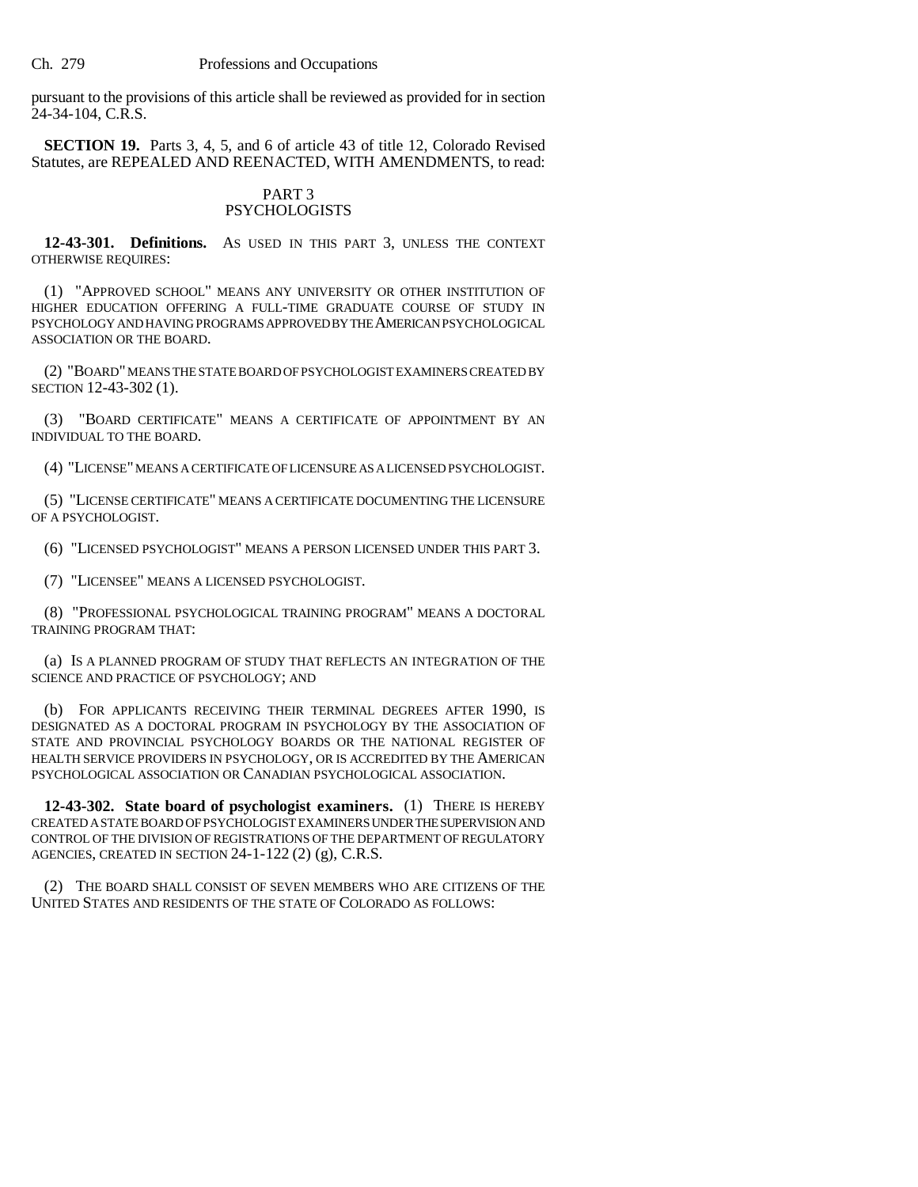pursuant to the provisions of this article shall be reviewed as provided for in section 24-34-104, C.R.S.

**SECTION 19.** Parts 3, 4, 5, and 6 of article 43 of title 12, Colorado Revised Statutes, are REPEALED AND REENACTED, WITH AMENDMENTS, to read:

PART 3
PSYCHOLOGISTS

**12-43-301. Definitions.** AS USED IN THIS PART 3, UNLESS THE CONTEXT OTHERWISE REQUIRES:

(1) "APPROVED SCHOOL" MEANS ANY UNIVERSITY OR OTHER INSTITUTION OF HIGHER EDUCATION OFFERING A FULL-TIME GRADUATE COURSE OF STUDY IN PSYCHOLOGY AND HAVING PROGRAMS APPROVED BY THE AMERICAN PSYCHOLOGICAL ASSOCIATION OR THE BOARD.

(2) "BOARD" MEANS THE STATE BOARD OF PSYCHOLOGIST EXAMINERS CREATED BY SECTION 12-43-302 (1).

(3) "BOARD CERTIFICATE" MEANS A CERTIFICATE OF APPOINTMENT BY AN INDIVIDUAL TO THE BOARD.

(4) "LICENSE" MEANS A CERTIFICATE OF LICENSURE AS A LICENSED PSYCHOLOGIST.

(5) "LICENSE CERTIFICATE" MEANS A CERTIFICATE DOCUMENTING THE LICENSURE OF A PSYCHOLOGIST.

(6) "LICENSED PSYCHOLOGIST" MEANS A PERSON LICENSED UNDER THIS PART 3.

(7) "LICENSEE" MEANS A LICENSED PSYCHOLOGIST.

(8) "PROFESSIONAL PSYCHOLOGICAL TRAINING PROGRAM" MEANS A DOCTORAL TRAINING PROGRAM THAT:

(a) IS A PLANNED PROGRAM OF STUDY THAT REFLECTS AN INTEGRATION OF THE SCIENCE AND PRACTICE OF PSYCHOLOGY; AND

(b) FOR APPLICANTS RECEIVING THEIR TERMINAL DEGREES AFTER 1990, IS DESIGNATED AS A DOCTORAL PROGRAM IN PSYCHOLOGY BY THE ASSOCIATION OF STATE AND PROVINCIAL PSYCHOLOGY BOARDS OR THE NATIONAL REGISTER OF HEALTH SERVICE PROVIDERS IN PSYCHOLOGY, OR IS ACCREDITED BY THE AMERICAN PSYCHOLOGICAL ASSOCIATION OR CANADIAN PSYCHOLOGICAL ASSOCIATION.

**12-43-302. State board of psychologist examiners.** (1) THERE IS HEREBY CREATED A STATE BOARD OF PSYCHOLOGIST EXAMINERS UNDER THE SUPERVISION AND CONTROL OF THE DIVISION OF REGISTRATIONS OF THE DEPARTMENT OF REGULATORY AGENCIES, CREATED IN SECTION 24-1-122 (2) (g), C.R.S.

(2) THE BOARD SHALL CONSIST OF SEVEN MEMBERS WHO ARE CITIZENS OF THE UNITED STATES AND RESIDENTS OF THE STATE OF COLORADO AS FOLLOWS: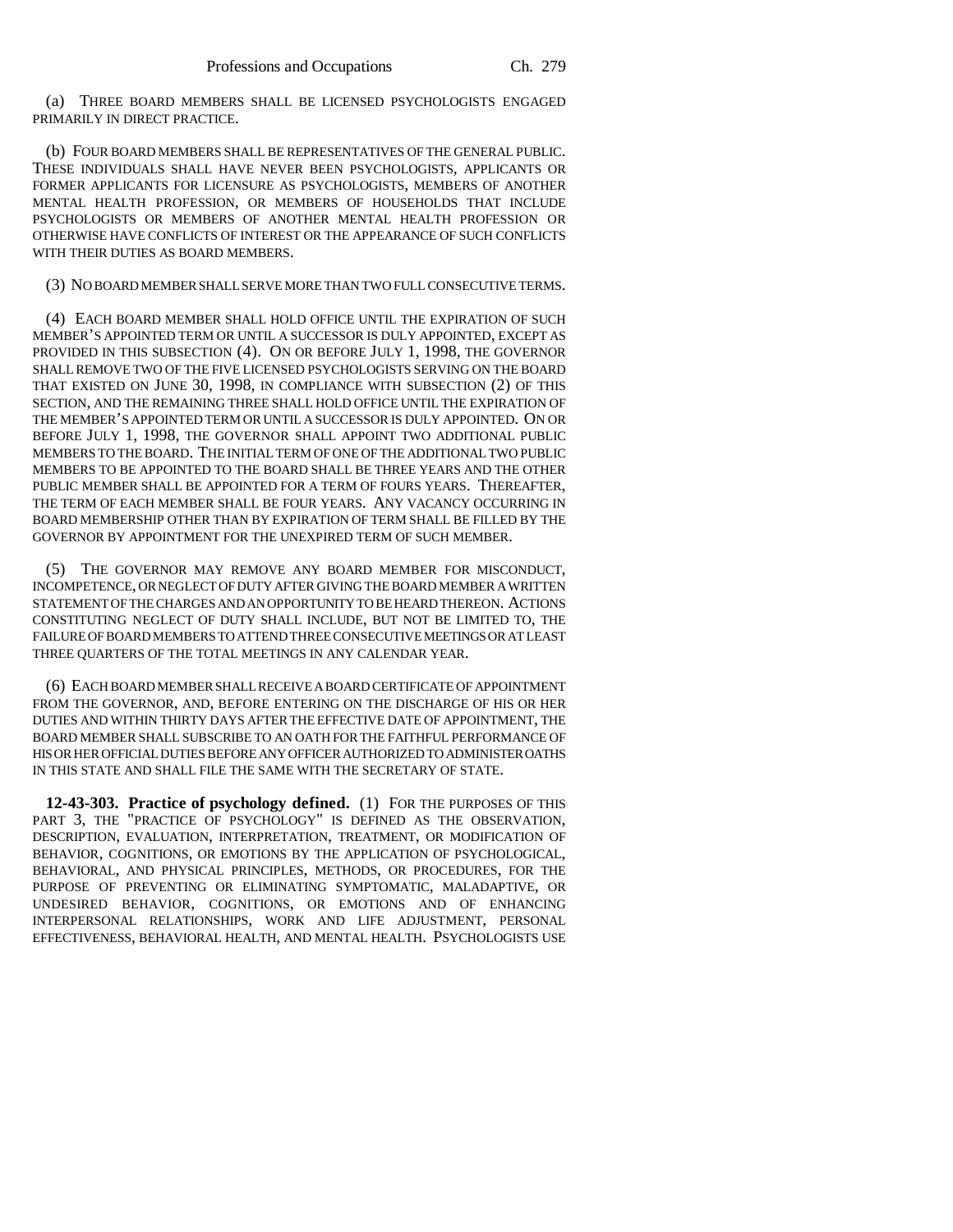(a) THREE BOARD MEMBERS SHALL BE LICENSED PSYCHOLOGISTS ENGAGED PRIMARILY IN DIRECT PRACTICE.

(b) FOUR BOARD MEMBERS SHALL BE REPRESENTATIVES OF THE GENERAL PUBLIC. THESE INDIVIDUALS SHALL HAVE NEVER BEEN PSYCHOLOGISTS, APPLICANTS OR FORMER APPLICANTS FOR LICENSURE AS PSYCHOLOGISTS, MEMBERS OF ANOTHER MENTAL HEALTH PROFESSION, OR MEMBERS OF HOUSEHOLDS THAT INCLUDE PSYCHOLOGISTS OR MEMBERS OF ANOTHER MENTAL HEALTH PROFESSION OR OTHERWISE HAVE CONFLICTS OF INTEREST OR THE APPEARANCE OF SUCH CONFLICTS WITH THEIR DUTIES AS BOARD MEMBERS.

(3) NO BOARD MEMBER SHALL SERVE MORE THAN TWO FULL CONSECUTIVE TERMS.

(4) EACH BOARD MEMBER SHALL HOLD OFFICE UNTIL THE EXPIRATION OF SUCH MEMBER'S APPOINTED TERM OR UNTIL A SUCCESSOR IS DULY APPOINTED, EXCEPT AS PROVIDED IN THIS SUBSECTION (4). ON OR BEFORE JULY 1, 1998, THE GOVERNOR SHALL REMOVE TWO OF THE FIVE LICENSED PSYCHOLOGISTS SERVING ON THE BOARD THAT EXISTED ON JUNE 30, 1998, IN COMPLIANCE WITH SUBSECTION (2) OF THIS SECTION, AND THE REMAINING THREE SHALL HOLD OFFICE UNTIL THE EXPIRATION OF THE MEMBER'S APPOINTED TERM OR UNTIL A SUCCESSOR IS DULY APPOINTED. ON OR BEFORE JULY 1, 1998, THE GOVERNOR SHALL APPOINT TWO ADDITIONAL PUBLIC MEMBERS TO THE BOARD. THE INITIAL TERM OF ONE OF THE ADDITIONAL TWO PUBLIC MEMBERS TO BE APPOINTED TO THE BOARD SHALL BE THREE YEARS AND THE OTHER PUBLIC MEMBER SHALL BE APPOINTED FOR A TERM OF FOURS YEARS. THEREAFTER, THE TERM OF EACH MEMBER SHALL BE FOUR YEARS. ANY VACANCY OCCURRING IN BOARD MEMBERSHIP OTHER THAN BY EXPIRATION OF TERM SHALL BE FILLED BY THE GOVERNOR BY APPOINTMENT FOR THE UNEXPIRED TERM OF SUCH MEMBER.

(5) THE GOVERNOR MAY REMOVE ANY BOARD MEMBER FOR MISCONDUCT, INCOMPETENCE, OR NEGLECT OF DUTY AFTER GIVING THE BOARD MEMBER A WRITTEN STATEMENT OF THE CHARGES AND AN OPPORTUNITY TO BE HEARD THEREON. ACTIONS CONSTITUTING NEGLECT OF DUTY SHALL INCLUDE, BUT NOT BE LIMITED TO, THE FAILURE OF BOARD MEMBERS TO ATTEND THREE CONSECUTIVE MEETINGS OR AT LEAST THREE QUARTERS OF THE TOTAL MEETINGS IN ANY CALENDAR YEAR.

(6) EACH BOARD MEMBER SHALL RECEIVE A BOARD CERTIFICATE OF APPOINTMENT FROM THE GOVERNOR, AND, BEFORE ENTERING ON THE DISCHARGE OF HIS OR HER DUTIES AND WITHIN THIRTY DAYS AFTER THE EFFECTIVE DATE OF APPOINTMENT, THE BOARD MEMBER SHALL SUBSCRIBE TO AN OATH FOR THE FAITHFUL PERFORMANCE OF HIS OR HER OFFICIAL DUTIES BEFORE ANY OFFICER AUTHORIZED TO ADMINISTER OATHS IN THIS STATE AND SHALL FILE THE SAME WITH THE SECRETARY OF STATE.

**12-43-303. Practice of psychology defined.** (1) FOR THE PURPOSES OF THIS PART 3, THE "PRACTICE OF PSYCHOLOGY" IS DEFINED AS THE OBSERVATION, DESCRIPTION, EVALUATION, INTERPRETATION, TREATMENT, OR MODIFICATION OF BEHAVIOR, COGNITIONS, OR EMOTIONS BY THE APPLICATION OF PSYCHOLOGICAL, BEHAVIORAL, AND PHYSICAL PRINCIPLES, METHODS, OR PROCEDURES, FOR THE PURPOSE OF PREVENTING OR ELIMINATING SYMPTOMATIC, MALADAPTIVE, OR UNDESIRED BEHAVIOR, COGNITIONS, OR EMOTIONS AND OF ENHANCING INTERPERSONAL RELATIONSHIPS, WORK AND LIFE ADJUSTMENT, PERSONAL EFFECTIVENESS, BEHAVIORAL HEALTH, AND MENTAL HEALTH. PSYCHOLOGISTS USE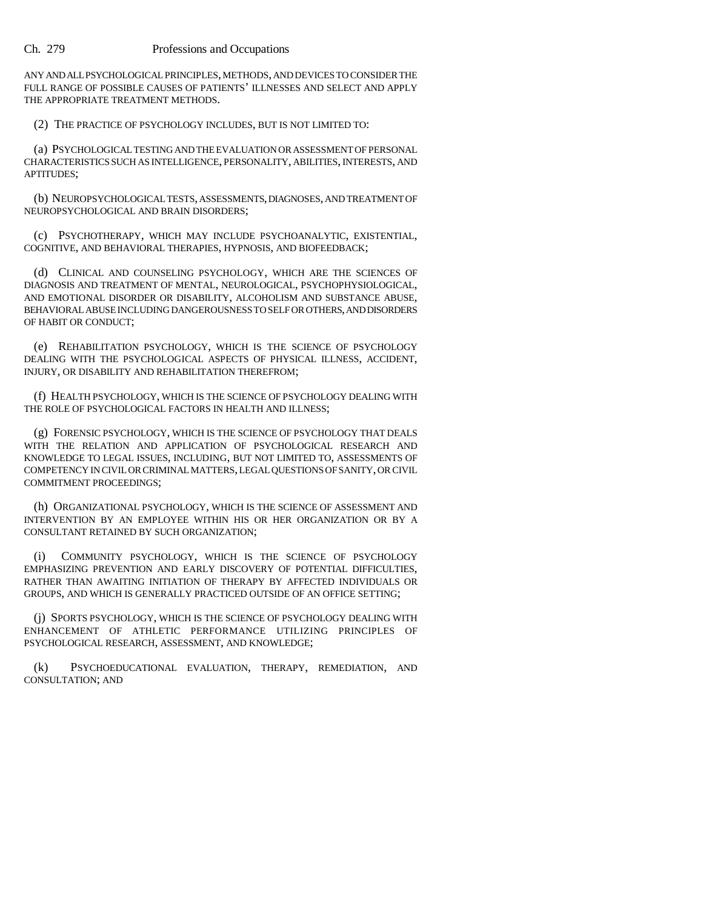ANY AND ALL PSYCHOLOGICAL PRINCIPLES, METHODS, AND DEVICES TO CONSIDER THE FULL RANGE OF POSSIBLE CAUSES OF PATIENTS' ILLNESSES AND SELECT AND APPLY THE APPROPRIATE TREATMENT METHODS.

(2) THE PRACTICE OF PSYCHOLOGY INCLUDES, BUT IS NOT LIMITED TO:

(a) PSYCHOLOGICAL TESTING AND THE EVALUATION OR ASSESSMENT OF PERSONAL CHARACTERISTICS SUCH AS INTELLIGENCE, PERSONALITY, ABILITIES, INTERESTS, AND APTITUDES;

(b) NEUROPSYCHOLOGICAL TESTS, ASSESSMENTS, DIAGNOSES, AND TREATMENT OF NEUROPSYCHOLOGICAL AND BRAIN DISORDERS;

(c) PSYCHOTHERAPY, WHICH MAY INCLUDE PSYCHOANALYTIC, EXISTENTIAL, COGNITIVE, AND BEHAVIORAL THERAPIES, HYPNOSIS, AND BIOFEEDBACK;

(d) CLINICAL AND COUNSELING PSYCHOLOGY, WHICH ARE THE SCIENCES OF DIAGNOSIS AND TREATMENT OF MENTAL, NEUROLOGICAL, PSYCHOPHYSIOLOGICAL, AND EMOTIONAL DISORDER OR DISABILITY, ALCOHOLISM AND SUBSTANCE ABUSE, BEHAVIORAL ABUSE INCLUDING DANGEROUSNESS TO SELF OR OTHERS, AND DISORDERS OF HABIT OR CONDUCT;

(e) REHABILITATION PSYCHOLOGY, WHICH IS THE SCIENCE OF PSYCHOLOGY DEALING WITH THE PSYCHOLOGICAL ASPECTS OF PHYSICAL ILLNESS, ACCIDENT, INJURY, OR DISABILITY AND REHABILITATION THEREFROM;

(f) HEALTH PSYCHOLOGY, WHICH IS THE SCIENCE OF PSYCHOLOGY DEALING WITH THE ROLE OF PSYCHOLOGICAL FACTORS IN HEALTH AND ILLNESS;

(g) FORENSIC PSYCHOLOGY, WHICH IS THE SCIENCE OF PSYCHOLOGY THAT DEALS WITH THE RELATION AND APPLICATION OF PSYCHOLOGICAL RESEARCH AND KNOWLEDGE TO LEGAL ISSUES, INCLUDING, BUT NOT LIMITED TO, ASSESSMENTS OF COMPETENCY IN CIVIL OR CRIMINAL MATTERS, LEGAL QUESTIONS OF SANITY, OR CIVIL COMMITMENT PROCEEDINGS;

(h) ORGANIZATIONAL PSYCHOLOGY, WHICH IS THE SCIENCE OF ASSESSMENT AND INTERVENTION BY AN EMPLOYEE WITHIN HIS OR HER ORGANIZATION OR BY A CONSULTANT RETAINED BY SUCH ORGANIZATION;

(i) COMMUNITY PSYCHOLOGY, WHICH IS THE SCIENCE OF PSYCHOLOGY EMPHASIZING PREVENTION AND EARLY DISCOVERY OF POTENTIAL DIFFICULTIES, RATHER THAN AWAITING INITIATION OF THERAPY BY AFFECTED INDIVIDUALS OR GROUPS, AND WHICH IS GENERALLY PRACTICED OUTSIDE OF AN OFFICE SETTING;

(j) SPORTS PSYCHOLOGY, WHICH IS THE SCIENCE OF PSYCHOLOGY DEALING WITH ENHANCEMENT OF ATHLETIC PERFORMANCE UTILIZING PRINCIPLES OF PSYCHOLOGICAL RESEARCH, ASSESSMENT, AND KNOWLEDGE;

(k) PSYCHOEDUCATIONAL EVALUATION, THERAPY, REMEDIATION, AND CONSULTATION; AND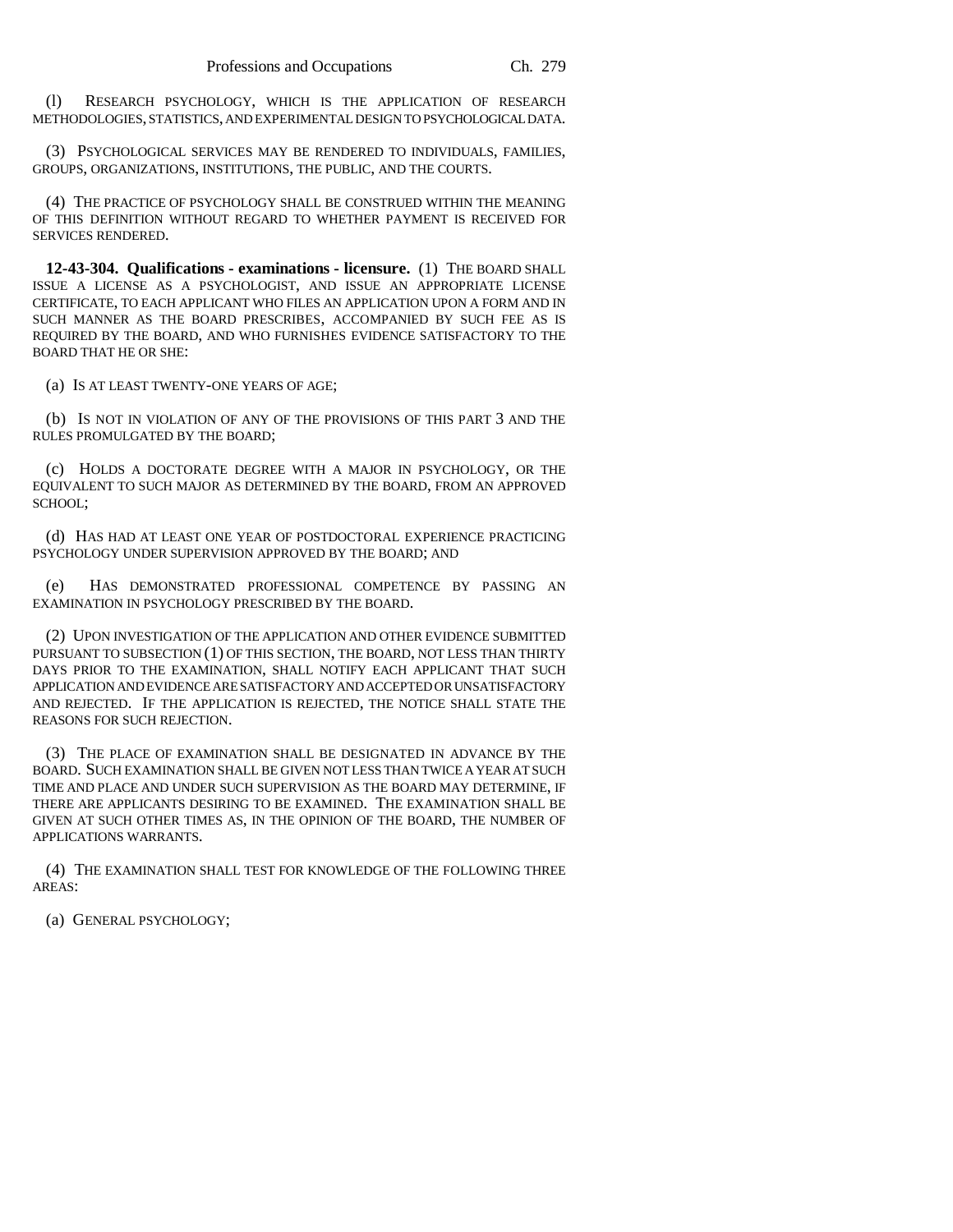(l) RESEARCH PSYCHOLOGY, WHICH IS THE APPLICATION OF RESEARCH METHODOLOGIES, STATISTICS, AND EXPERIMENTAL DESIGN TO PSYCHOLOGICAL DATA.

(3) PSYCHOLOGICAL SERVICES MAY BE RENDERED TO INDIVIDUALS, FAMILIES, GROUPS, ORGANIZATIONS, INSTITUTIONS, THE PUBLIC, AND THE COURTS.

(4) THE PRACTICE OF PSYCHOLOGY SHALL BE CONSTRUED WITHIN THE MEANING OF THIS DEFINITION WITHOUT REGARD TO WHETHER PAYMENT IS RECEIVED FOR SERVICES RENDERED.

**12-43-304. Qualifications - examinations - licensure.** (1) THE BOARD SHALL ISSUE A LICENSE AS A PSYCHOLOGIST, AND ISSUE AN APPROPRIATE LICENSE CERTIFICATE, TO EACH APPLICANT WHO FILES AN APPLICATION UPON A FORM AND IN SUCH MANNER AS THE BOARD PRESCRIBES, ACCOMPANIED BY SUCH FEE AS IS REQUIRED BY THE BOARD, AND WHO FURNISHES EVIDENCE SATISFACTORY TO THE BOARD THAT HE OR SHE:

(a) IS AT LEAST TWENTY-ONE YEARS OF AGE;

(b) IS NOT IN VIOLATION OF ANY OF THE PROVISIONS OF THIS PART 3 AND THE RULES PROMULGATED BY THE BOARD;

(c) HOLDS A DOCTORATE DEGREE WITH A MAJOR IN PSYCHOLOGY, OR THE EQUIVALENT TO SUCH MAJOR AS DETERMINED BY THE BOARD, FROM AN APPROVED SCHOOL;

(d) HAS HAD AT LEAST ONE YEAR OF POSTDOCTORAL EXPERIENCE PRACTICING PSYCHOLOGY UNDER SUPERVISION APPROVED BY THE BOARD; AND

(e) HAS DEMONSTRATED PROFESSIONAL COMPETENCE BY PASSING AN EXAMINATION IN PSYCHOLOGY PRESCRIBED BY THE BOARD.

(2) UPON INVESTIGATION OF THE APPLICATION AND OTHER EVIDENCE SUBMITTED PURSUANT TO SUBSECTION (1) OF THIS SECTION, THE BOARD, NOT LESS THAN THIRTY DAYS PRIOR TO THE EXAMINATION, SHALL NOTIFY EACH APPLICANT THAT SUCH APPLICATION AND EVIDENCE ARE SATISFACTORY AND ACCEPTED OR UNSATISFACTORY AND REJECTED. IF THE APPLICATION IS REJECTED, THE NOTICE SHALL STATE THE REASONS FOR SUCH REJECTION.

(3) THE PLACE OF EXAMINATION SHALL BE DESIGNATED IN ADVANCE BY THE BOARD. SUCH EXAMINATION SHALL BE GIVEN NOT LESS THAN TWICE A YEAR AT SUCH TIME AND PLACE AND UNDER SUCH SUPERVISION AS THE BOARD MAY DETERMINE, IF THERE ARE APPLICANTS DESIRING TO BE EXAMINED. THE EXAMINATION SHALL BE GIVEN AT SUCH OTHER TIMES AS, IN THE OPINION OF THE BOARD, THE NUMBER OF APPLICATIONS WARRANTS.

(4) THE EXAMINATION SHALL TEST FOR KNOWLEDGE OF THE FOLLOWING THREE AREAS:

(a) GENERAL PSYCHOLOGY;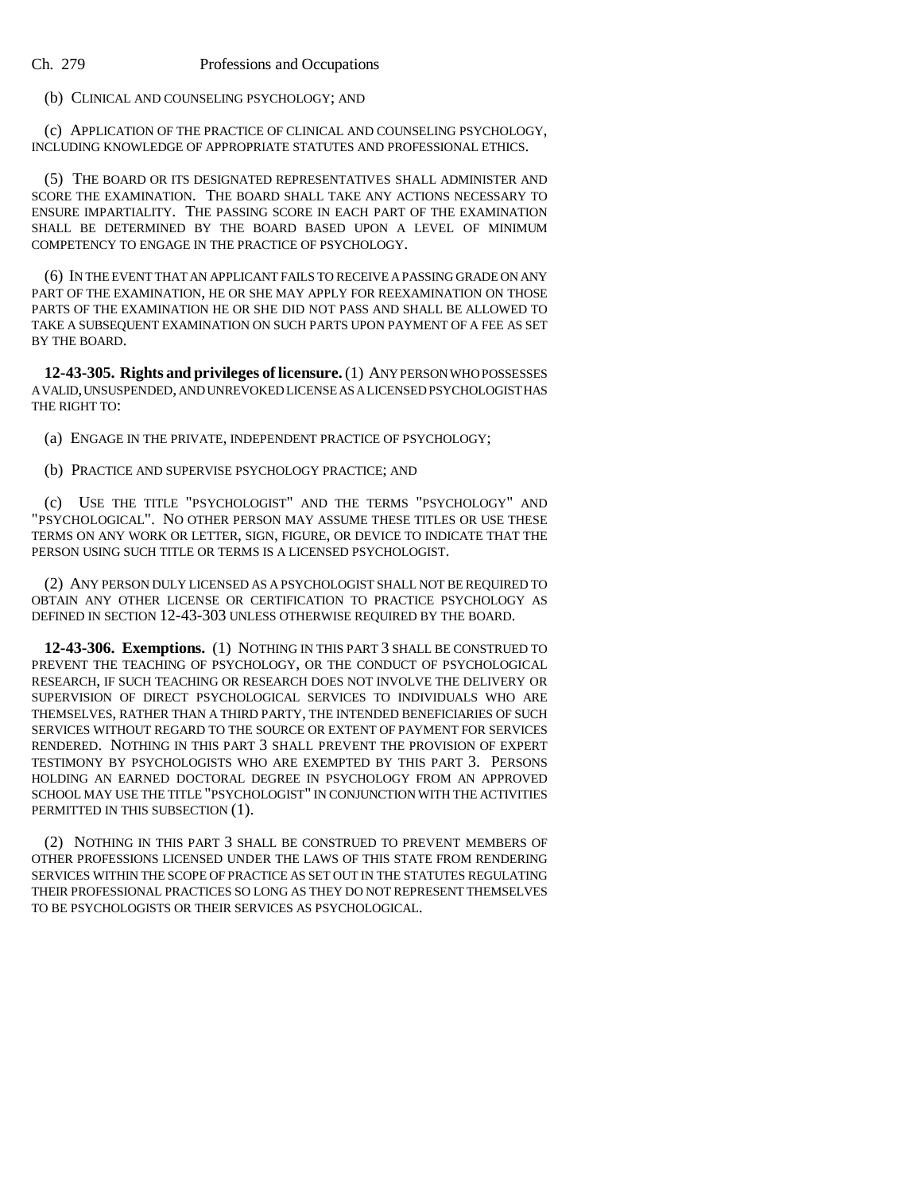(b) CLINICAL AND COUNSELING PSYCHOLOGY; AND

(c) APPLICATION OF THE PRACTICE OF CLINICAL AND COUNSELING PSYCHOLOGY, INCLUDING KNOWLEDGE OF APPROPRIATE STATUTES AND PROFESSIONAL ETHICS.

(5) THE BOARD OR ITS DESIGNATED REPRESENTATIVES SHALL ADMINISTER AND SCORE THE EXAMINATION. THE BOARD SHALL TAKE ANY ACTIONS NECESSARY TO ENSURE IMPARTIALITY. THE PASSING SCORE IN EACH PART OF THE EXAMINATION SHALL BE DETERMINED BY THE BOARD BASED UPON A LEVEL OF MINIMUM COMPETENCY TO ENGAGE IN THE PRACTICE OF PSYCHOLOGY.

(6) IN THE EVENT THAT AN APPLICANT FAILS TO RECEIVE A PASSING GRADE ON ANY PART OF THE EXAMINATION, HE OR SHE MAY APPLY FOR REEXAMINATION ON THOSE PARTS OF THE EXAMINATION HE OR SHE DID NOT PASS AND SHALL BE ALLOWED TO TAKE A SUBSEQUENT EXAMINATION ON SUCH PARTS UPON PAYMENT OF A FEE AS SET BY THE BOARD.

**12-43-305. Rights and privileges of licensure.** (1) ANY PERSON WHO POSSESSES A VALID, UNSUSPENDED, AND UNREVOKED LICENSE AS A LICENSED PSYCHOLOGIST HAS THE RIGHT TO:

(a) ENGAGE IN THE PRIVATE, INDEPENDENT PRACTICE OF PSYCHOLOGY;

(b) PRACTICE AND SUPERVISE PSYCHOLOGY PRACTICE; AND

(c) USE THE TITLE "PSYCHOLOGIST" AND THE TERMS "PSYCHOLOGY" AND "PSYCHOLOGICAL". NO OTHER PERSON MAY ASSUME THESE TITLES OR USE THESE TERMS ON ANY WORK OR LETTER, SIGN, FIGURE, OR DEVICE TO INDICATE THAT THE PERSON USING SUCH TITLE OR TERMS IS A LICENSED PSYCHOLOGIST.

(2) ANY PERSON DULY LICENSED AS A PSYCHOLOGIST SHALL NOT BE REQUIRED TO OBTAIN ANY OTHER LICENSE OR CERTIFICATION TO PRACTICE PSYCHOLOGY AS DEFINED IN SECTION 12-43-303 UNLESS OTHERWISE REQUIRED BY THE BOARD.

**12-43-306. Exemptions.** (1) NOTHING IN THIS PART 3 SHALL BE CONSTRUED TO PREVENT THE TEACHING OF PSYCHOLOGY, OR THE CONDUCT OF PSYCHOLOGICAL RESEARCH, IF SUCH TEACHING OR RESEARCH DOES NOT INVOLVE THE DELIVERY OR SUPERVISION OF DIRECT PSYCHOLOGICAL SERVICES TO INDIVIDUALS WHO ARE THEMSELVES, RATHER THAN A THIRD PARTY, THE INTENDED BENEFICIARIES OF SUCH SERVICES WITHOUT REGARD TO THE SOURCE OR EXTENT OF PAYMENT FOR SERVICES RENDERED. NOTHING IN THIS PART 3 SHALL PREVENT THE PROVISION OF EXPERT TESTIMONY BY PSYCHOLOGISTS WHO ARE EXEMPTED BY THIS PART 3. PERSONS HOLDING AN EARNED DOCTORAL DEGREE IN PSYCHOLOGY FROM AN APPROVED SCHOOL MAY USE THE TITLE "PSYCHOLOGIST" IN CONJUNCTION WITH THE ACTIVITIES PERMITTED IN THIS SUBSECTION (1).

(2) NOTHING IN THIS PART 3 SHALL BE CONSTRUED TO PREVENT MEMBERS OF OTHER PROFESSIONS LICENSED UNDER THE LAWS OF THIS STATE FROM RENDERING SERVICES WITHIN THE SCOPE OF PRACTICE AS SET OUT IN THE STATUTES REGULATING THEIR PROFESSIONAL PRACTICES SO LONG AS THEY DO NOT REPRESENT THEMSELVES TO BE PSYCHOLOGISTS OR THEIR SERVICES AS PSYCHOLOGICAL.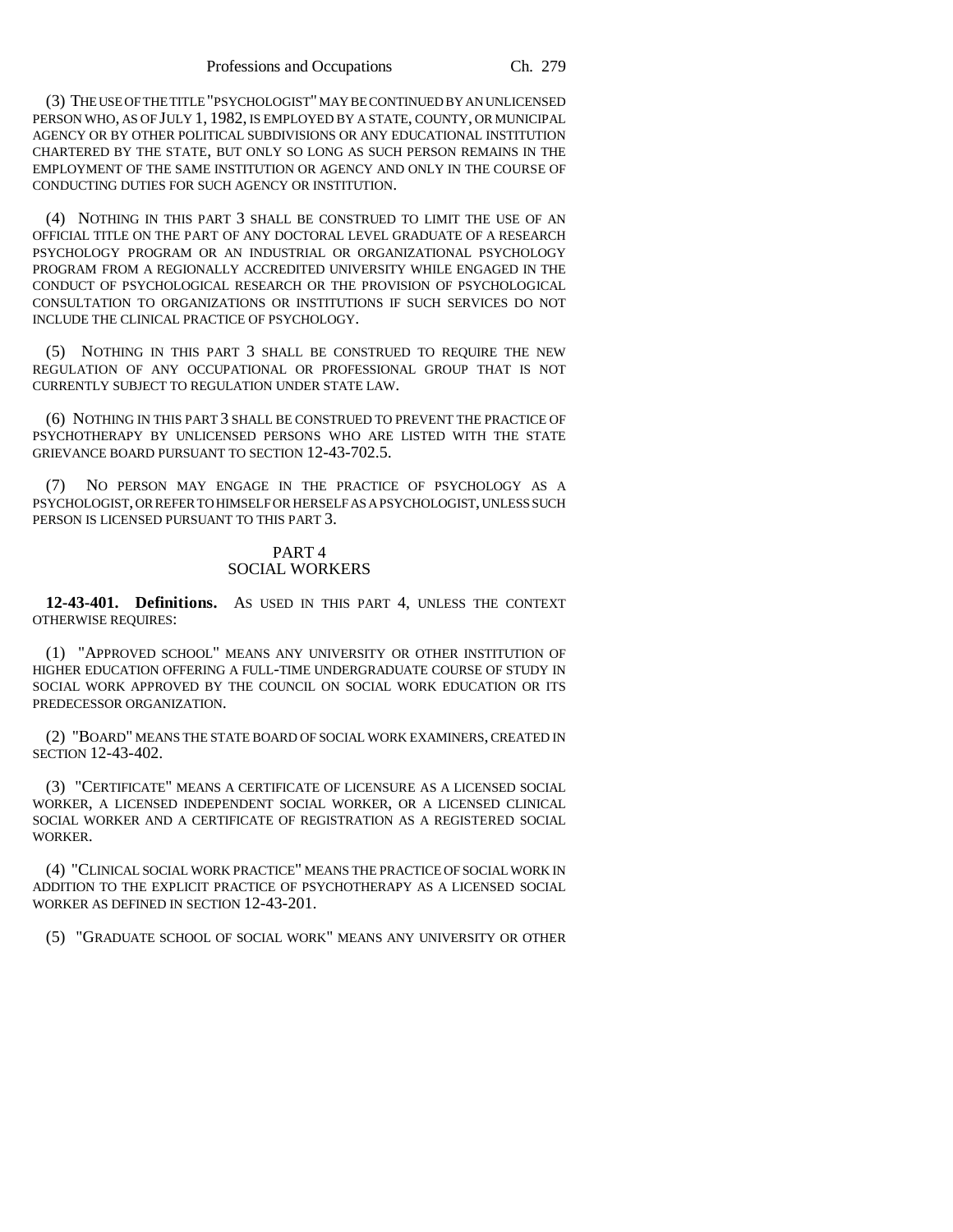(3) THE USE OF THE TITLE "PSYCHOLOGIST" MAY BE CONTINUED BY AN UNLICENSED PERSON WHO, AS OF JULY 1, 1982, IS EMPLOYED BY A STATE, COUNTY, OR MUNICIPAL AGENCY OR BY OTHER POLITICAL SUBDIVISIONS OR ANY EDUCATIONAL INSTITUTION CHARTERED BY THE STATE, BUT ONLY SO LONG AS SUCH PERSON REMAINS IN THE EMPLOYMENT OF THE SAME INSTITUTION OR AGENCY AND ONLY IN THE COURSE OF CONDUCTING DUTIES FOR SUCH AGENCY OR INSTITUTION.

(4) NOTHING IN THIS PART 3 SHALL BE CONSTRUED TO LIMIT THE USE OF AN OFFICIAL TITLE ON THE PART OF ANY DOCTORAL LEVEL GRADUATE OF A RESEARCH PSYCHOLOGY PROGRAM OR AN INDUSTRIAL OR ORGANIZATIONAL PSYCHOLOGY PROGRAM FROM A REGIONALLY ACCREDITED UNIVERSITY WHILE ENGAGED IN THE CONDUCT OF PSYCHOLOGICAL RESEARCH OR THE PROVISION OF PSYCHOLOGICAL CONSULTATION TO ORGANIZATIONS OR INSTITUTIONS IF SUCH SERVICES DO NOT INCLUDE THE CLINICAL PRACTICE OF PSYCHOLOGY.

(5) NOTHING IN THIS PART 3 SHALL BE CONSTRUED TO REQUIRE THE NEW REGULATION OF ANY OCCUPATIONAL OR PROFESSIONAL GROUP THAT IS NOT CURRENTLY SUBJECT TO REGULATION UNDER STATE LAW.

(6) NOTHING IN THIS PART 3 SHALL BE CONSTRUED TO PREVENT THE PRACTICE OF PSYCHOTHERAPY BY UNLICENSED PERSONS WHO ARE LISTED WITH THE STATE GRIEVANCE BOARD PURSUANT TO SECTION 12-43-702.5.

(7) NO PERSON MAY ENGAGE IN THE PRACTICE OF PSYCHOLOGY AS A PSYCHOLOGIST, OR REFER TO HIMSELF OR HERSELF AS A PSYCHOLOGIST, UNLESS SUCH PERSON IS LICENSED PURSUANT TO THIS PART 3.

## PART 4
## SOCIAL WORKERS

**12-43-401. Definitions.** AS USED IN THIS PART 4, UNLESS THE CONTEXT OTHERWISE REQUIRES:

(1) "APPROVED SCHOOL" MEANS ANY UNIVERSITY OR OTHER INSTITUTION OF HIGHER EDUCATION OFFERING A FULL-TIME UNDERGRADUATE COURSE OF STUDY IN SOCIAL WORK APPROVED BY THE COUNCIL ON SOCIAL WORK EDUCATION OR ITS PREDECESSOR ORGANIZATION.

(2) "BOARD" MEANS THE STATE BOARD OF SOCIAL WORK EXAMINERS, CREATED IN SECTION 12-43-402.

(3) "CERTIFICATE" MEANS A CERTIFICATE OF LICENSURE AS A LICENSED SOCIAL WORKER, A LICENSED INDEPENDENT SOCIAL WORKER, OR A LICENSED CLINICAL SOCIAL WORKER AND A CERTIFICATE OF REGISTRATION AS A REGISTERED SOCIAL WORKER.

(4) "CLINICAL SOCIAL WORK PRACTICE" MEANS THE PRACTICE OF SOCIAL WORK IN ADDITION TO THE EXPLICIT PRACTICE OF PSYCHOTHERAPY AS A LICENSED SOCIAL WORKER AS DEFINED IN SECTION 12-43-201.

(5) "GRADUATE SCHOOL OF SOCIAL WORK" MEANS ANY UNIVERSITY OR OTHER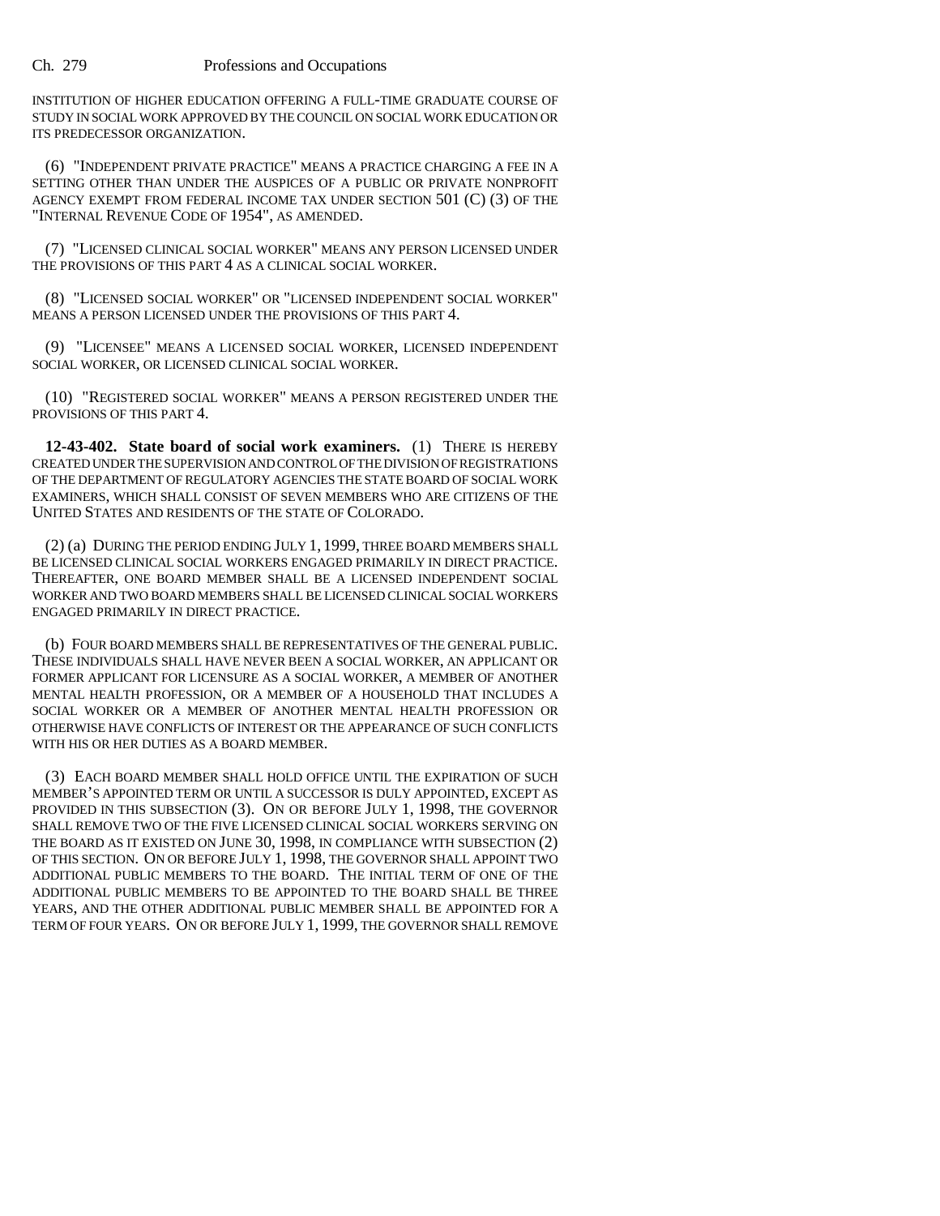INSTITUTION OF HIGHER EDUCATION OFFERING A FULL-TIME GRADUATE COURSE OF STUDY IN SOCIAL WORK APPROVED BY THE COUNCIL ON SOCIAL WORK EDUCATION OR ITS PREDECESSOR ORGANIZATION.

(6) "INDEPENDENT PRIVATE PRACTICE" MEANS A PRACTICE CHARGING A FEE IN A SETTING OTHER THAN UNDER THE AUSPICES OF A PUBLIC OR PRIVATE NONPROFIT AGENCY EXEMPT FROM FEDERAL INCOME TAX UNDER SECTION 501 (C) (3) OF THE "INTERNAL REVENUE CODE OF 1954", AS AMENDED.

(7) "LICENSED CLINICAL SOCIAL WORKER" MEANS ANY PERSON LICENSED UNDER THE PROVISIONS OF THIS PART 4 AS A CLINICAL SOCIAL WORKER.

(8) "LICENSED SOCIAL WORKER" OR "LICENSED INDEPENDENT SOCIAL WORKER" MEANS A PERSON LICENSED UNDER THE PROVISIONS OF THIS PART 4.

(9) "LICENSEE" MEANS A LICENSED SOCIAL WORKER, LICENSED INDEPENDENT SOCIAL WORKER, OR LICENSED CLINICAL SOCIAL WORKER.

(10) "REGISTERED SOCIAL WORKER" MEANS A PERSON REGISTERED UNDER THE PROVISIONS OF THIS PART 4.

**12-43-402. State board of social work examiners.** (1) THERE IS HEREBY CREATED UNDER THE SUPERVISION AND CONTROL OF THE DIVISION OF REGISTRATIONS OF THE DEPARTMENT OF REGULATORY AGENCIES THE STATE BOARD OF SOCIAL WORK EXAMINERS, WHICH SHALL CONSIST OF SEVEN MEMBERS WHO ARE CITIZENS OF THE UNITED STATES AND RESIDENTS OF THE STATE OF COLORADO.

(2) (a) DURING THE PERIOD ENDING JULY 1, 1999, THREE BOARD MEMBERS SHALL BE LICENSED CLINICAL SOCIAL WORKERS ENGAGED PRIMARILY IN DIRECT PRACTICE. THEREAFTER, ONE BOARD MEMBER SHALL BE A LICENSED INDEPENDENT SOCIAL WORKER AND TWO BOARD MEMBERS SHALL BE LICENSED CLINICAL SOCIAL WORKERS ENGAGED PRIMARILY IN DIRECT PRACTICE.

(b) FOUR BOARD MEMBERS SHALL BE REPRESENTATIVES OF THE GENERAL PUBLIC. THESE INDIVIDUALS SHALL HAVE NEVER BEEN A SOCIAL WORKER, AN APPLICANT OR FORMER APPLICANT FOR LICENSURE AS A SOCIAL WORKER, A MEMBER OF ANOTHER MENTAL HEALTH PROFESSION, OR A MEMBER OF A HOUSEHOLD THAT INCLUDES A SOCIAL WORKER OR A MEMBER OF ANOTHER MENTAL HEALTH PROFESSION OR OTHERWISE HAVE CONFLICTS OF INTEREST OR THE APPEARANCE OF SUCH CONFLICTS WITH HIS OR HER DUTIES AS A BOARD MEMBER.

(3) EACH BOARD MEMBER SHALL HOLD OFFICE UNTIL THE EXPIRATION OF SUCH MEMBER'S APPOINTED TERM OR UNTIL A SUCCESSOR IS DULY APPOINTED, EXCEPT AS PROVIDED IN THIS SUBSECTION (3). ON OR BEFORE JULY 1, 1998, THE GOVERNOR SHALL REMOVE TWO OF THE FIVE LICENSED CLINICAL SOCIAL WORKERS SERVING ON THE BOARD AS IT EXISTED ON JUNE 30, 1998, IN COMPLIANCE WITH SUBSECTION (2) OF THIS SECTION. ON OR BEFORE JULY 1, 1998, THE GOVERNOR SHALL APPOINT TWO ADDITIONAL PUBLIC MEMBERS TO THE BOARD. THE INITIAL TERM OF ONE OF THE ADDITIONAL PUBLIC MEMBERS TO BE APPOINTED TO THE BOARD SHALL BE THREE YEARS, AND THE OTHER ADDITIONAL PUBLIC MEMBER SHALL BE APPOINTED FOR A TERM OF FOUR YEARS. ON OR BEFORE JULY 1, 1999, THE GOVERNOR SHALL REMOVE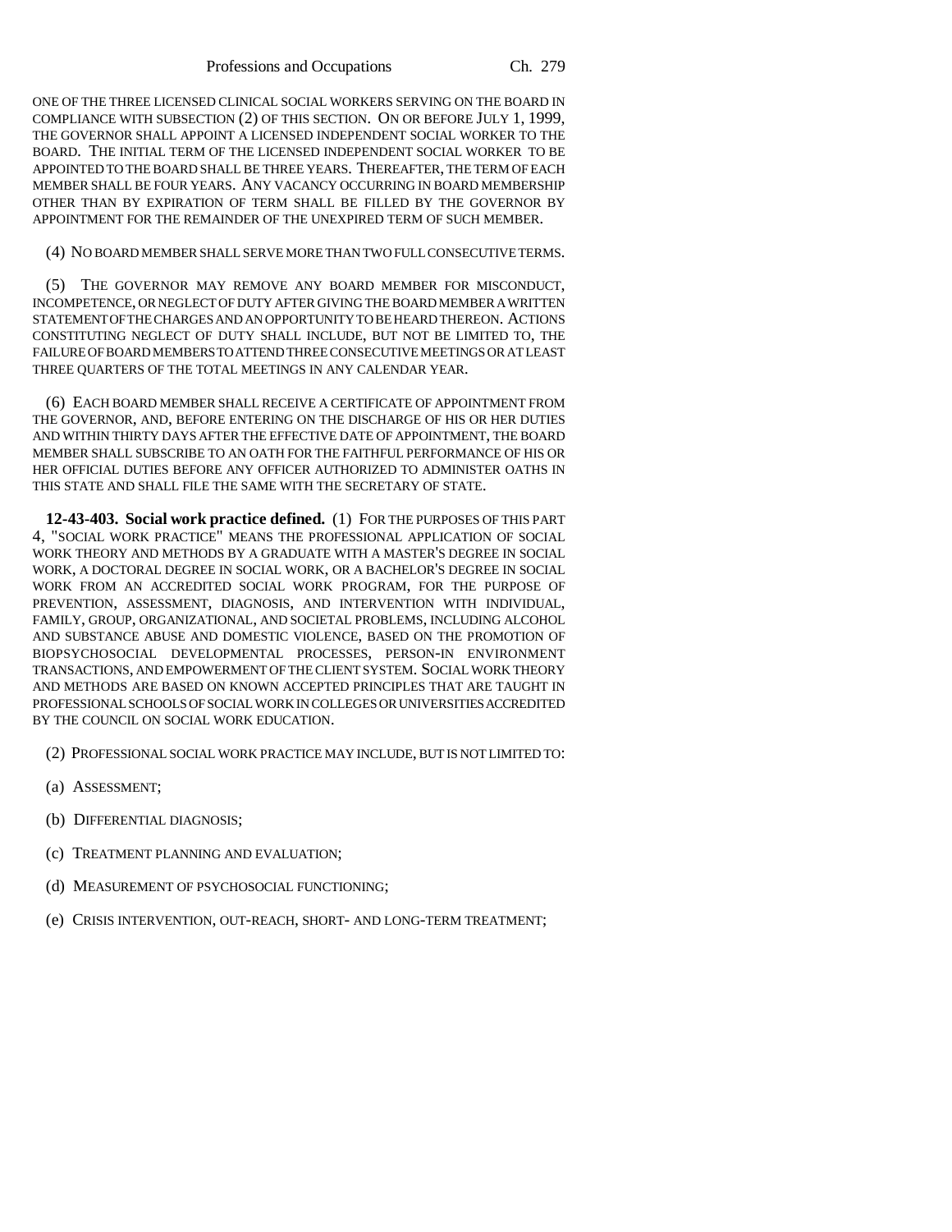ONE OF THE THREE LICENSED CLINICAL SOCIAL WORKERS SERVING ON THE BOARD IN COMPLIANCE WITH SUBSECTION (2) OF THIS SECTION. ON OR BEFORE JULY 1, 1999, THE GOVERNOR SHALL APPOINT A LICENSED INDEPENDENT SOCIAL WORKER TO THE BOARD. THE INITIAL TERM OF THE LICENSED INDEPENDENT SOCIAL WORKER TO BE APPOINTED TO THE BOARD SHALL BE THREE YEARS. THEREAFTER, THE TERM OF EACH MEMBER SHALL BE FOUR YEARS. ANY VACANCY OCCURRING IN BOARD MEMBERSHIP OTHER THAN BY EXPIRATION OF TERM SHALL BE FILLED BY THE GOVERNOR BY APPOINTMENT FOR THE REMAINDER OF THE UNEXPIRED TERM OF SUCH MEMBER.

(4) NO BOARD MEMBER SHALL SERVE MORE THAN TWO FULL CONSECUTIVE TERMS.

(5) THE GOVERNOR MAY REMOVE ANY BOARD MEMBER FOR MISCONDUCT, INCOMPETENCE, OR NEGLECT OF DUTY AFTER GIVING THE BOARD MEMBER A WRITTEN STATEMENT OF THE CHARGES AND AN OPPORTUNITY TO BE HEARD THEREON. ACTIONS CONSTITUTING NEGLECT OF DUTY SHALL INCLUDE, BUT NOT BE LIMITED TO, THE FAILURE OF BOARD MEMBERS TO ATTEND THREE CONSECUTIVE MEETINGS OR AT LEAST THREE QUARTERS OF THE TOTAL MEETINGS IN ANY CALENDAR YEAR.

(6) EACH BOARD MEMBER SHALL RECEIVE A CERTIFICATE OF APPOINTMENT FROM THE GOVERNOR, AND, BEFORE ENTERING ON THE DISCHARGE OF HIS OR HER DUTIES AND WITHIN THIRTY DAYS AFTER THE EFFECTIVE DATE OF APPOINTMENT, THE BOARD MEMBER SHALL SUBSCRIBE TO AN OATH FOR THE FAITHFUL PERFORMANCE OF HIS OR HER OFFICIAL DUTIES BEFORE ANY OFFICER AUTHORIZED TO ADMINISTER OATHS IN THIS STATE AND SHALL FILE THE SAME WITH THE SECRETARY OF STATE.

**12-43-403. Social work practice defined.** (1) FOR THE PURPOSES OF THIS PART 4, "SOCIAL WORK PRACTICE" MEANS THE PROFESSIONAL APPLICATION OF SOCIAL WORK THEORY AND METHODS BY A GRADUATE WITH A MASTER'S DEGREE IN SOCIAL WORK, A DOCTORAL DEGREE IN SOCIAL WORK, OR A BACHELOR'S DEGREE IN SOCIAL WORK FROM AN ACCREDITED SOCIAL WORK PROGRAM, FOR THE PURPOSE OF PREVENTION, ASSESSMENT, DIAGNOSIS, AND INTERVENTION WITH INDIVIDUAL, FAMILY, GROUP, ORGANIZATIONAL, AND SOCIETAL PROBLEMS, INCLUDING ALCOHOL AND SUBSTANCE ABUSE AND DOMESTIC VIOLENCE, BASED ON THE PROMOTION OF BIOPSYCHOSOCIAL DEVELOPMENTAL PROCESSES, PERSON-IN ENVIRONMENT TRANSACTIONS, AND EMPOWERMENT OF THE CLIENT SYSTEM. SOCIAL WORK THEORY AND METHODS ARE BASED ON KNOWN ACCEPTED PRINCIPLES THAT ARE TAUGHT IN PROFESSIONAL SCHOOLS OF SOCIAL WORK IN COLLEGES OR UNIVERSITIES ACCREDITED BY THE COUNCIL ON SOCIAL WORK EDUCATION.

(2) PROFESSIONAL SOCIAL WORK PRACTICE MAY INCLUDE, BUT IS NOT LIMITED TO:

(a) ASSESSMENT;

(b) DIFFERENTIAL DIAGNOSIS;

(c) TREATMENT PLANNING AND EVALUATION;

(d) MEASUREMENT OF PSYCHOSOCIAL FUNCTIONING;

(e) CRISIS INTERVENTION, OUT-REACH, SHORT- AND LONG-TERM TREATMENT;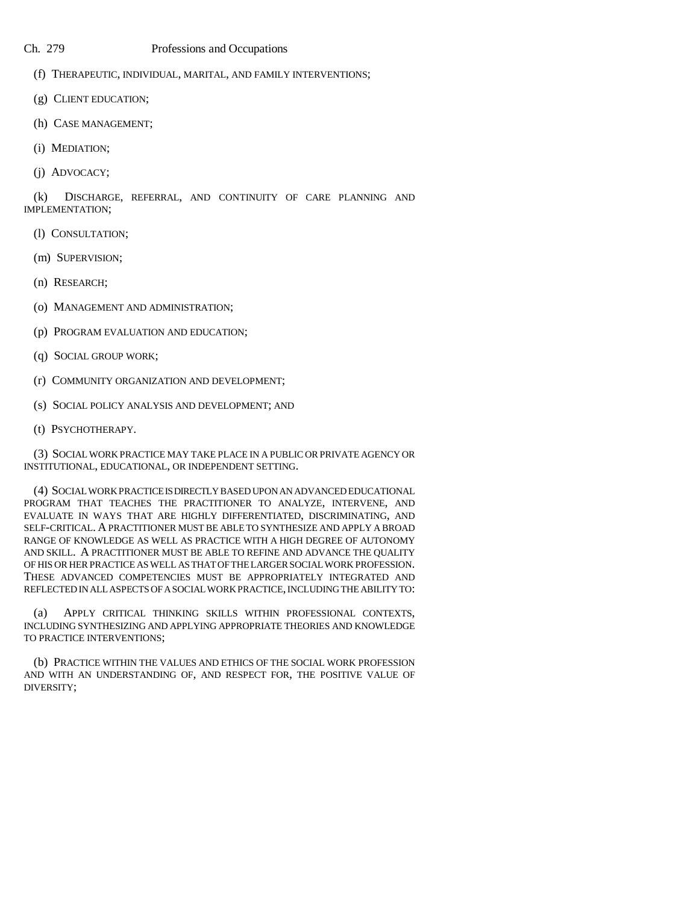(f) THERAPEUTIC, INDIVIDUAL, MARITAL, AND FAMILY INTERVENTIONS;

(g) CLIENT EDUCATION;

(h) CASE MANAGEMENT;

(i) MEDIATION;

(j) ADVOCACY;

(k) DISCHARGE, REFERRAL, AND CONTINUITY OF CARE PLANNING AND IMPLEMENTATION;

(l) CONSULTATION;

(m) SUPERVISION;

(n) RESEARCH;

(o) MANAGEMENT AND ADMINISTRATION;

(p) PROGRAM EVALUATION AND EDUCATION;

(q) SOCIAL GROUP WORK;

(r) COMMUNITY ORGANIZATION AND DEVELOPMENT;

(s) SOCIAL POLICY ANALYSIS AND DEVELOPMENT; AND

(t) PSYCHOTHERAPY.

(3) SOCIAL WORK PRACTICE MAY TAKE PLACE IN A PUBLIC OR PRIVATE AGENCY OR INSTITUTIONAL, EDUCATIONAL, OR INDEPENDENT SETTING.

(4) SOCIAL WORK PRACTICE IS DIRECTLY BASED UPON AN ADVANCED EDUCATIONAL PROGRAM THAT TEACHES THE PRACTITIONER TO ANALYZE, INTERVENE, AND EVALUATE IN WAYS THAT ARE HIGHLY DIFFERENTIATED, DISCRIMINATING, AND SELF-CRITICAL. A PRACTITIONER MUST BE ABLE TO SYNTHESIZE AND APPLY A BROAD RANGE OF KNOWLEDGE AS WELL AS PRACTICE WITH A HIGH DEGREE OF AUTONOMY AND SKILL. A PRACTITIONER MUST BE ABLE TO REFINE AND ADVANCE THE QUALITY OF HIS OR HER PRACTICE AS WELL AS THAT OF THE LARGER SOCIAL WORK PROFESSION. THESE ADVANCED COMPETENCIES MUST BE APPROPRIATELY INTEGRATED AND REFLECTED IN ALL ASPECTS OF A SOCIAL WORK PRACTICE, INCLUDING THE ABILITY TO:

(a) APPLY CRITICAL THINKING SKILLS WITHIN PROFESSIONAL CONTEXTS, INCLUDING SYNTHESIZING AND APPLYING APPROPRIATE THEORIES AND KNOWLEDGE TO PRACTICE INTERVENTIONS;

(b) PRACTICE WITHIN THE VALUES AND ETHICS OF THE SOCIAL WORK PROFESSION AND WITH AN UNDERSTANDING OF, AND RESPECT FOR, THE POSITIVE VALUE OF DIVERSITY;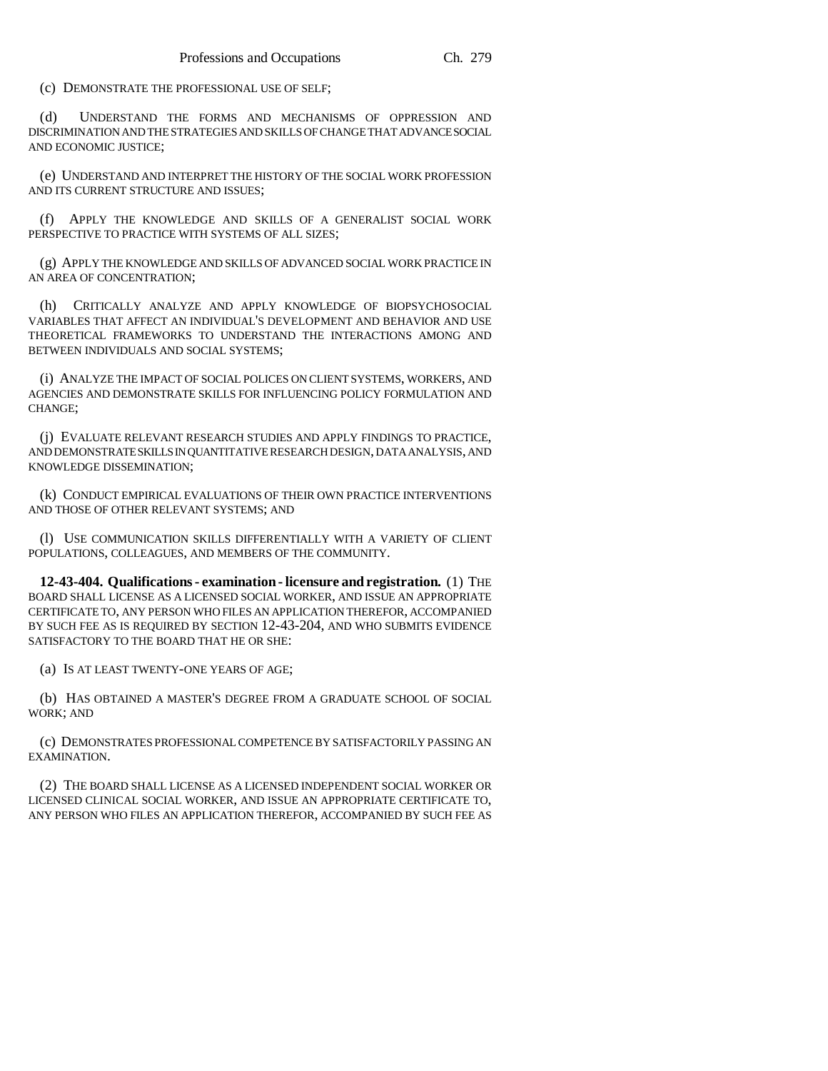(c) DEMONSTRATE THE PROFESSIONAL USE OF SELF;

(d) UNDERSTAND THE FORMS AND MECHANISMS OF OPPRESSION AND DISCRIMINATION AND THE STRATEGIES AND SKILLS OF CHANGE THAT ADVANCE SOCIAL AND ECONOMIC JUSTICE;

(e) UNDERSTAND AND INTERPRET THE HISTORY OF THE SOCIAL WORK PROFESSION AND ITS CURRENT STRUCTURE AND ISSUES;

(f) APPLY THE KNOWLEDGE AND SKILLS OF A GENERALIST SOCIAL WORK PERSPECTIVE TO PRACTICE WITH SYSTEMS OF ALL SIZES;

(g) APPLY THE KNOWLEDGE AND SKILLS OF ADVANCED SOCIAL WORK PRACTICE IN AN AREA OF CONCENTRATION;

(h) CRITICALLY ANALYZE AND APPLY KNOWLEDGE OF BIOPSYCHOSOCIAL VARIABLES THAT AFFECT AN INDIVIDUAL'S DEVELOPMENT AND BEHAVIOR AND USE THEORETICAL FRAMEWORKS TO UNDERSTAND THE INTERACTIONS AMONG AND BETWEEN INDIVIDUALS AND SOCIAL SYSTEMS;

(i) ANALYZE THE IMPACT OF SOCIAL POLICES ON CLIENT SYSTEMS, WORKERS, AND AGENCIES AND DEMONSTRATE SKILLS FOR INFLUENCING POLICY FORMULATION AND CHANGE;

(j) EVALUATE RELEVANT RESEARCH STUDIES AND APPLY FINDINGS TO PRACTICE, AND DEMONSTRATE SKILLS IN QUANTITATIVE RESEARCH DESIGN, DATA ANALYSIS, AND KNOWLEDGE DISSEMINATION;

(k) CONDUCT EMPIRICAL EVALUATIONS OF THEIR OWN PRACTICE INTERVENTIONS AND THOSE OF OTHER RELEVANT SYSTEMS; AND

(l) USE COMMUNICATION SKILLS DIFFERENTIALLY WITH A VARIETY OF CLIENT POPULATIONS, COLLEAGUES, AND MEMBERS OF THE COMMUNITY.

**12-43-404. Qualifications - examination - licensure and registration.** (1) THE BOARD SHALL LICENSE AS A LICENSED SOCIAL WORKER, AND ISSUE AN APPROPRIATE CERTIFICATE TO, ANY PERSON WHO FILES AN APPLICATION THEREFOR, ACCOMPANIED BY SUCH FEE AS IS REQUIRED BY SECTION 12-43-204, AND WHO SUBMITS EVIDENCE SATISFACTORY TO THE BOARD THAT HE OR SHE:

(a) IS AT LEAST TWENTY-ONE YEARS OF AGE;

(b) HAS OBTAINED A MASTER'S DEGREE FROM A GRADUATE SCHOOL OF SOCIAL WORK; AND

(c) DEMONSTRATES PROFESSIONAL COMPETENCE BY SATISFACTORILY PASSING AN EXAMINATION.

(2) THE BOARD SHALL LICENSE AS A LICENSED INDEPENDENT SOCIAL WORKER OR LICENSED CLINICAL SOCIAL WORKER, AND ISSUE AN APPROPRIATE CERTIFICATE TO, ANY PERSON WHO FILES AN APPLICATION THEREFOR, ACCOMPANIED BY SUCH FEE AS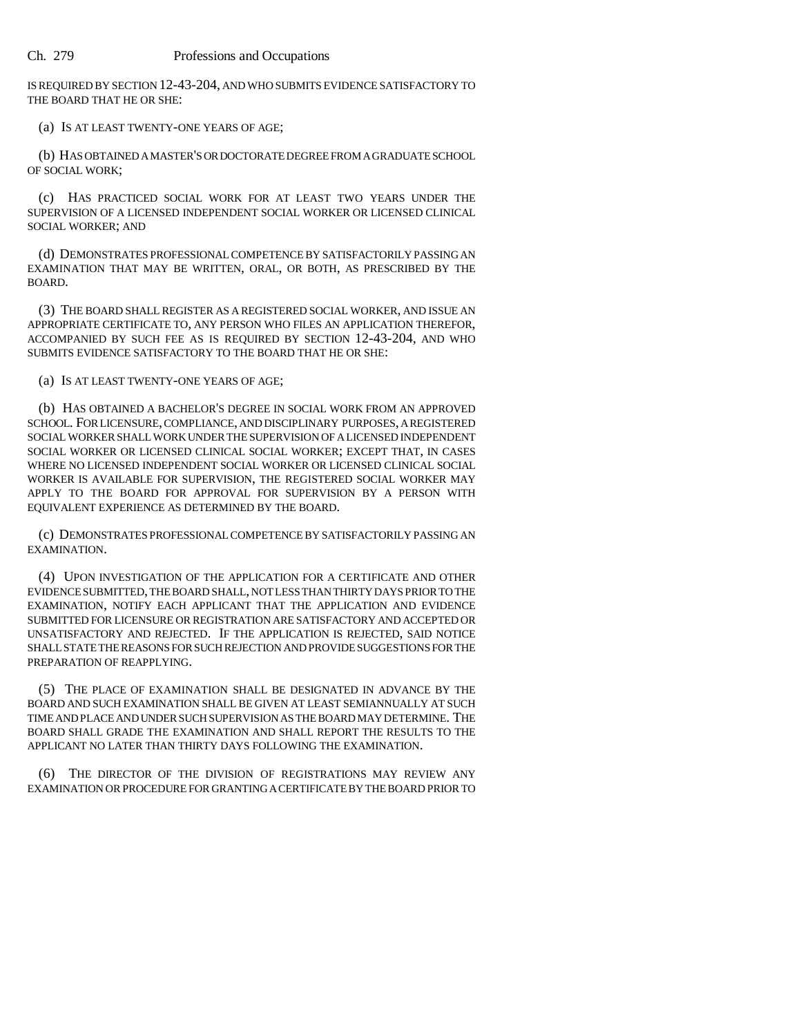IS REQUIRED BY SECTION 12-43-204, AND WHO SUBMITS EVIDENCE SATISFACTORY TO THE BOARD THAT HE OR SHE:

(a) IS AT LEAST TWENTY-ONE YEARS OF AGE;

(b) HAS OBTAINED A MASTER'S OR DOCTORATE DEGREE FROM A GRADUATE SCHOOL OF SOCIAL WORK;

(c) HAS PRACTICED SOCIAL WORK FOR AT LEAST TWO YEARS UNDER THE SUPERVISION OF A LICENSED INDEPENDENT SOCIAL WORKER OR LICENSED CLINICAL SOCIAL WORKER; AND

(d) DEMONSTRATES PROFESSIONAL COMPETENCE BY SATISFACTORILY PASSING AN EXAMINATION THAT MAY BE WRITTEN, ORAL, OR BOTH, AS PRESCRIBED BY THE BOARD.

(3) THE BOARD SHALL REGISTER AS A REGISTERED SOCIAL WORKER, AND ISSUE AN APPROPRIATE CERTIFICATE TO, ANY PERSON WHO FILES AN APPLICATION THEREFOR, ACCOMPANIED BY SUCH FEE AS IS REQUIRED BY SECTION 12-43-204, AND WHO SUBMITS EVIDENCE SATISFACTORY TO THE BOARD THAT HE OR SHE:

(a) IS AT LEAST TWENTY-ONE YEARS OF AGE;

(b) HAS OBTAINED A BACHELOR'S DEGREE IN SOCIAL WORK FROM AN APPROVED SCHOOL. FOR LICENSURE, COMPLIANCE, AND DISCIPLINARY PURPOSES, A REGISTERED SOCIAL WORKER SHALL WORK UNDER THE SUPERVISION OF A LICENSED INDEPENDENT SOCIAL WORKER OR LICENSED CLINICAL SOCIAL WORKER; EXCEPT THAT, IN CASES WHERE NO LICENSED INDEPENDENT SOCIAL WORKER OR LICENSED CLINICAL SOCIAL WORKER IS AVAILABLE FOR SUPERVISION, THE REGISTERED SOCIAL WORKER MAY APPLY TO THE BOARD FOR APPROVAL FOR SUPERVISION BY A PERSON WITH EQUIVALENT EXPERIENCE AS DETERMINED BY THE BOARD.

(c) DEMONSTRATES PROFESSIONAL COMPETENCE BY SATISFACTORILY PASSING AN EXAMINATION.

(4) UPON INVESTIGATION OF THE APPLICATION FOR A CERTIFICATE AND OTHER EVIDENCE SUBMITTED, THE BOARD SHALL, NOT LESS THAN THIRTY DAYS PRIOR TO THE EXAMINATION, NOTIFY EACH APPLICANT THAT THE APPLICATION AND EVIDENCE SUBMITTED FOR LICENSURE OR REGISTRATION ARE SATISFACTORY AND ACCEPTED OR UNSATISFACTORY AND REJECTED. IF THE APPLICATION IS REJECTED, SAID NOTICE SHALL STATE THE REASONS FOR SUCH REJECTION AND PROVIDE SUGGESTIONS FOR THE PREPARATION OF REAPPLYING.

(5) THE PLACE OF EXAMINATION SHALL BE DESIGNATED IN ADVANCE BY THE BOARD AND SUCH EXAMINATION SHALL BE GIVEN AT LEAST SEMIANNUALLY AT SUCH TIME AND PLACE AND UNDER SUCH SUPERVISION AS THE BOARD MAY DETERMINE. THE BOARD SHALL GRADE THE EXAMINATION AND SHALL REPORT THE RESULTS TO THE APPLICANT NO LATER THAN THIRTY DAYS FOLLOWING THE EXAMINATION.

(6) THE DIRECTOR OF THE DIVISION OF REGISTRATIONS MAY REVIEW ANY EXAMINATION OR PROCEDURE FOR GRANTING A CERTIFICATE BY THE BOARD PRIOR TO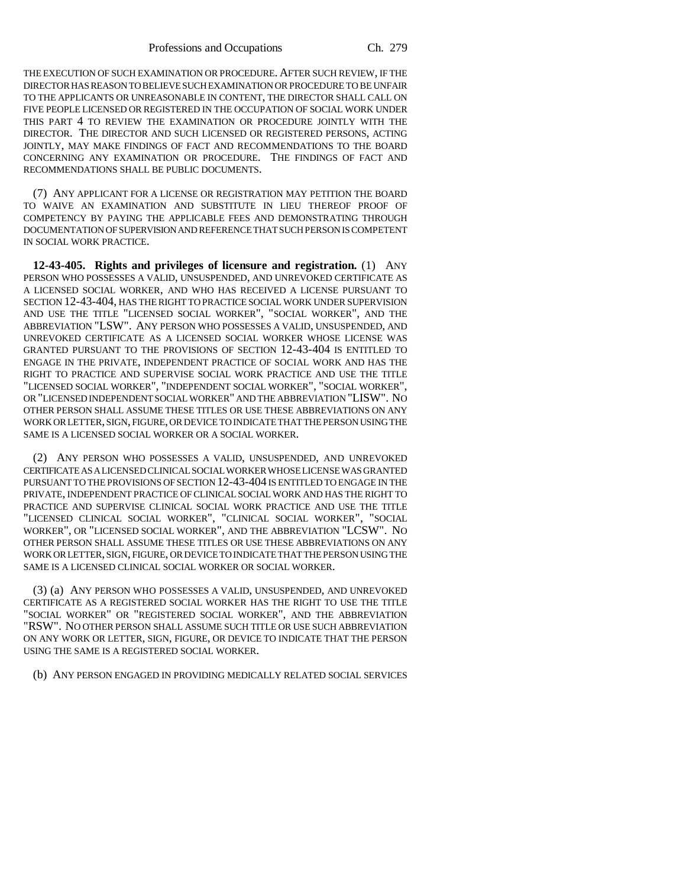THE EXECUTION OF SUCH EXAMINATION OR PROCEDURE. AFTER SUCH REVIEW, IF THE DIRECTOR HAS REASON TO BELIEVE SUCH EXAMINATION OR PROCEDURE TO BE UNFAIR TO THE APPLICANTS OR UNREASONABLE IN CONTENT, THE DIRECTOR SHALL CALL ON FIVE PEOPLE LICENSED OR REGISTERED IN THE OCCUPATION OF SOCIAL WORK UNDER THIS PART 4 TO REVIEW THE EXAMINATION OR PROCEDURE JOINTLY WITH THE DIRECTOR. THE DIRECTOR AND SUCH LICENSED OR REGISTERED PERSONS, ACTING JOINTLY, MAY MAKE FINDINGS OF FACT AND RECOMMENDATIONS TO THE BOARD CONCERNING ANY EXAMINATION OR PROCEDURE. THE FINDINGS OF FACT AND RECOMMENDATIONS SHALL BE PUBLIC DOCUMENTS.

(7) ANY APPLICANT FOR A LICENSE OR REGISTRATION MAY PETITION THE BOARD TO WAIVE AN EXAMINATION AND SUBSTITUTE IN LIEU THEREOF PROOF OF COMPETENCY BY PAYING THE APPLICABLE FEES AND DEMONSTRATING THROUGH DOCUMENTATION OF SUPERVISION AND REFERENCE THAT SUCH PERSON IS COMPETENT IN SOCIAL WORK PRACTICE.

**12-43-405. Rights and privileges of licensure and registration.** (1) ANY PERSON WHO POSSESSES A VALID, UNSUSPENDED, AND UNREVOKED CERTIFICATE AS A LICENSED SOCIAL WORKER, AND WHO HAS RECEIVED A LICENSE PURSUANT TO SECTION 12-43-404, HAS THE RIGHT TO PRACTICE SOCIAL WORK UNDER SUPERVISION AND USE THE TITLE "LICENSED SOCIAL WORKER", "SOCIAL WORKER", AND THE ABBREVIATION "LSW". ANY PERSON WHO POSSESSES A VALID, UNSUSPENDED, AND UNREVOKED CERTIFICATE AS A LICENSED SOCIAL WORKER WHOSE LICENSE WAS GRANTED PURSUANT TO THE PROVISIONS OF SECTION 12-43-404 IS ENTITLED TO ENGAGE IN THE PRIVATE, INDEPENDENT PRACTICE OF SOCIAL WORK AND HAS THE RIGHT TO PRACTICE AND SUPERVISE SOCIAL WORK PRACTICE AND USE THE TITLE "LICENSED SOCIAL WORKER", "INDEPENDENT SOCIAL WORKER", "SOCIAL WORKER", OR "LICENSED INDEPENDENT SOCIAL WORKER" AND THE ABBREVIATION "LISW". NO OTHER PERSON SHALL ASSUME THESE TITLES OR USE THESE ABBREVIATIONS ON ANY WORK OR LETTER, SIGN, FIGURE, OR DEVICE TO INDICATE THAT THE PERSON USING THE SAME IS A LICENSED SOCIAL WORKER OR A SOCIAL WORKER.

(2) ANY PERSON WHO POSSESSES A VALID, UNSUSPENDED, AND UNREVOKED CERTIFICATE AS A LICENSED CLINICAL SOCIAL WORKER WHOSE LICENSE WAS GRANTED PURSUANT TO THE PROVISIONS OF SECTION 12-43-404 IS ENTITLED TO ENGAGE IN THE PRIVATE, INDEPENDENT PRACTICE OF CLINICAL SOCIAL WORK AND HAS THE RIGHT TO PRACTICE AND SUPERVISE CLINICAL SOCIAL WORK PRACTICE AND USE THE TITLE "LICENSED CLINICAL SOCIAL WORKER", "CLINICAL SOCIAL WORKER", "SOCIAL WORKER", OR "LICENSED SOCIAL WORKER", AND THE ABBREVIATION "LCSW". NO OTHER PERSON SHALL ASSUME THESE TITLES OR USE THESE ABBREVIATIONS ON ANY WORK OR LETTER, SIGN, FIGURE, OR DEVICE TO INDICATE THAT THE PERSON USING THE SAME IS A LICENSED CLINICAL SOCIAL WORKER OR SOCIAL WORKER.

(3) (a) ANY PERSON WHO POSSESSES A VALID, UNSUSPENDED, AND UNREVOKED CERTIFICATE AS A REGISTERED SOCIAL WORKER HAS THE RIGHT TO USE THE TITLE "SOCIAL WORKER" OR "REGISTERED SOCIAL WORKER", AND THE ABBREVIATION "RSW". NO OTHER PERSON SHALL ASSUME SUCH TITLE OR USE SUCH ABBREVIATION ON ANY WORK OR LETTER, SIGN, FIGURE, OR DEVICE TO INDICATE THAT THE PERSON USING THE SAME IS A REGISTERED SOCIAL WORKER.

(b) ANY PERSON ENGAGED IN PROVIDING MEDICALLY RELATED SOCIAL SERVICES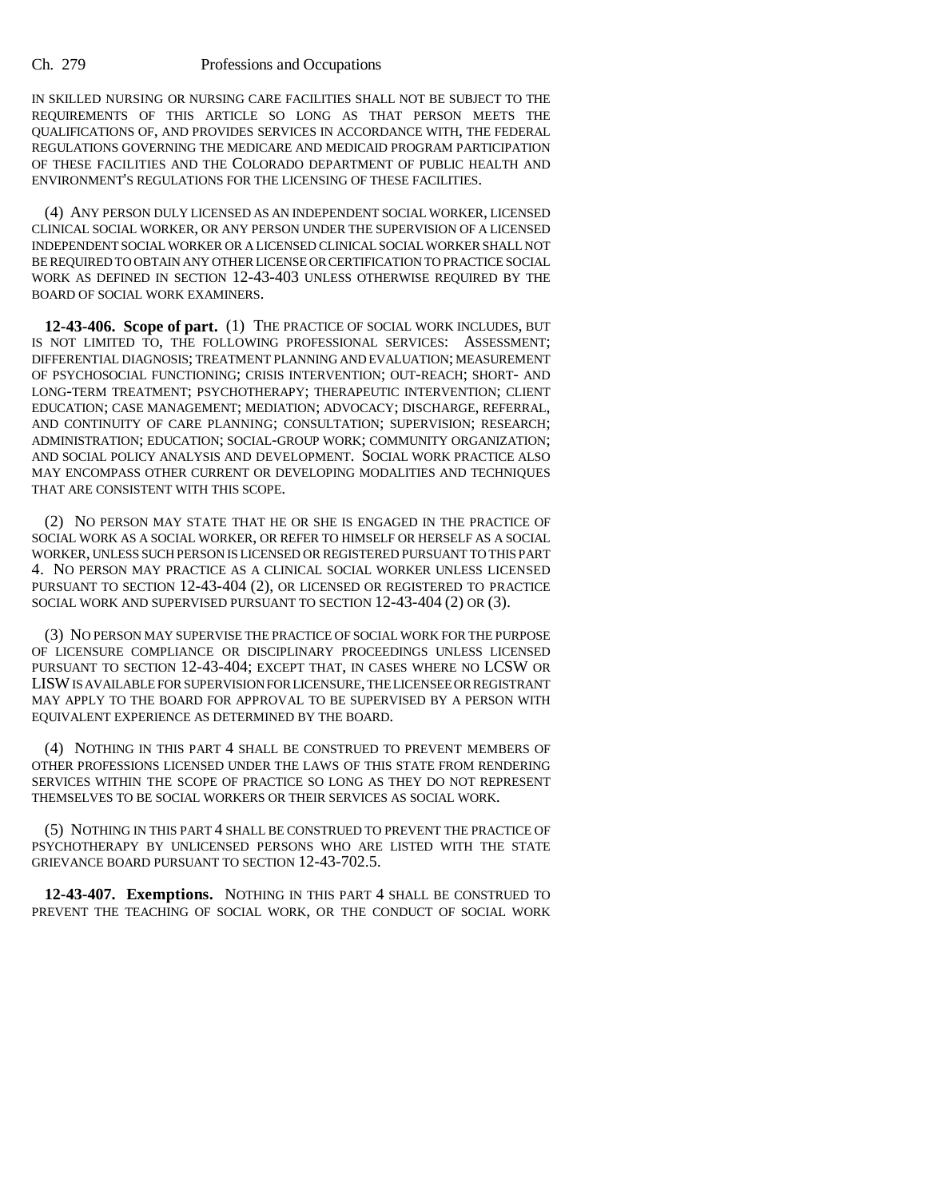IN SKILLED NURSING OR NURSING CARE FACILITIES SHALL NOT BE SUBJECT TO THE REQUIREMENTS OF THIS ARTICLE SO LONG AS THAT PERSON MEETS THE QUALIFICATIONS OF, AND PROVIDES SERVICES IN ACCORDANCE WITH, THE FEDERAL REGULATIONS GOVERNING THE MEDICARE AND MEDICAID PROGRAM PARTICIPATION OF THESE FACILITIES AND THE COLORADO DEPARTMENT OF PUBLIC HEALTH AND ENVIRONMENT'S REGULATIONS FOR THE LICENSING OF THESE FACILITIES.

(4) ANY PERSON DULY LICENSED AS AN INDEPENDENT SOCIAL WORKER, LICENSED CLINICAL SOCIAL WORKER, OR ANY PERSON UNDER THE SUPERVISION OF A LICENSED INDEPENDENT SOCIAL WORKER OR A LICENSED CLINICAL SOCIAL WORKER SHALL NOT BE REQUIRED TO OBTAIN ANY OTHER LICENSE OR CERTIFICATION TO PRACTICE SOCIAL WORK AS DEFINED IN SECTION 12-43-403 UNLESS OTHERWISE REQUIRED BY THE BOARD OF SOCIAL WORK EXAMINERS.

**12-43-406. Scope of part.** (1) THE PRACTICE OF SOCIAL WORK INCLUDES, BUT IS NOT LIMITED TO, THE FOLLOWING PROFESSIONAL SERVICES: ASSESSMENT; DIFFERENTIAL DIAGNOSIS; TREATMENT PLANNING AND EVALUATION; MEASUREMENT OF PSYCHOSOCIAL FUNCTIONING; CRISIS INTERVENTION; OUT-REACH; SHORT- AND LONG-TERM TREATMENT; PSYCHOTHERAPY; THERAPEUTIC INTERVENTION; CLIENT EDUCATION; CASE MANAGEMENT; MEDIATION; ADVOCACY; DISCHARGE, REFERRAL, AND CONTINUITY OF CARE PLANNING; CONSULTATION; SUPERVISION; RESEARCH; ADMINISTRATION; EDUCATION; SOCIAL-GROUP WORK; COMMUNITY ORGANIZATION; AND SOCIAL POLICY ANALYSIS AND DEVELOPMENT. SOCIAL WORK PRACTICE ALSO MAY ENCOMPASS OTHER CURRENT OR DEVELOPING MODALITIES AND TECHNIQUES THAT ARE CONSISTENT WITH THIS SCOPE.

(2) NO PERSON MAY STATE THAT HE OR SHE IS ENGAGED IN THE PRACTICE OF SOCIAL WORK AS A SOCIAL WORKER, OR REFER TO HIMSELF OR HERSELF AS A SOCIAL WORKER, UNLESS SUCH PERSON IS LICENSED OR REGISTERED PURSUANT TO THIS PART 4. NO PERSON MAY PRACTICE AS A CLINICAL SOCIAL WORKER UNLESS LICENSED PURSUANT TO SECTION 12-43-404 (2), OR LICENSED OR REGISTERED TO PRACTICE SOCIAL WORK AND SUPERVISED PURSUANT TO SECTION 12-43-404 (2) OR (3).

(3) NO PERSON MAY SUPERVISE THE PRACTICE OF SOCIAL WORK FOR THE PURPOSE OF LICENSURE COMPLIANCE OR DISCIPLINARY PROCEEDINGS UNLESS LICENSED PURSUANT TO SECTION 12-43-404; EXCEPT THAT, IN CASES WHERE NO LCSW OR LISW IS AVAILABLE FOR SUPERVISION FOR LICENSURE, THE LICENSEE OR REGISTRANT MAY APPLY TO THE BOARD FOR APPROVAL TO BE SUPERVISED BY A PERSON WITH EQUIVALENT EXPERIENCE AS DETERMINED BY THE BOARD.

(4) NOTHING IN THIS PART 4 SHALL BE CONSTRUED TO PREVENT MEMBERS OF OTHER PROFESSIONS LICENSED UNDER THE LAWS OF THIS STATE FROM RENDERING SERVICES WITHIN THE SCOPE OF PRACTICE SO LONG AS THEY DO NOT REPRESENT THEMSELVES TO BE SOCIAL WORKERS OR THEIR SERVICES AS SOCIAL WORK.

(5) NOTHING IN THIS PART 4 SHALL BE CONSTRUED TO PREVENT THE PRACTICE OF PSYCHOTHERAPY BY UNLICENSED PERSONS WHO ARE LISTED WITH THE STATE GRIEVANCE BOARD PURSUANT TO SECTION 12-43-702.5.

**12-43-407. Exemptions.** NOTHING IN THIS PART 4 SHALL BE CONSTRUED TO PREVENT THE TEACHING OF SOCIAL WORK, OR THE CONDUCT OF SOCIAL WORK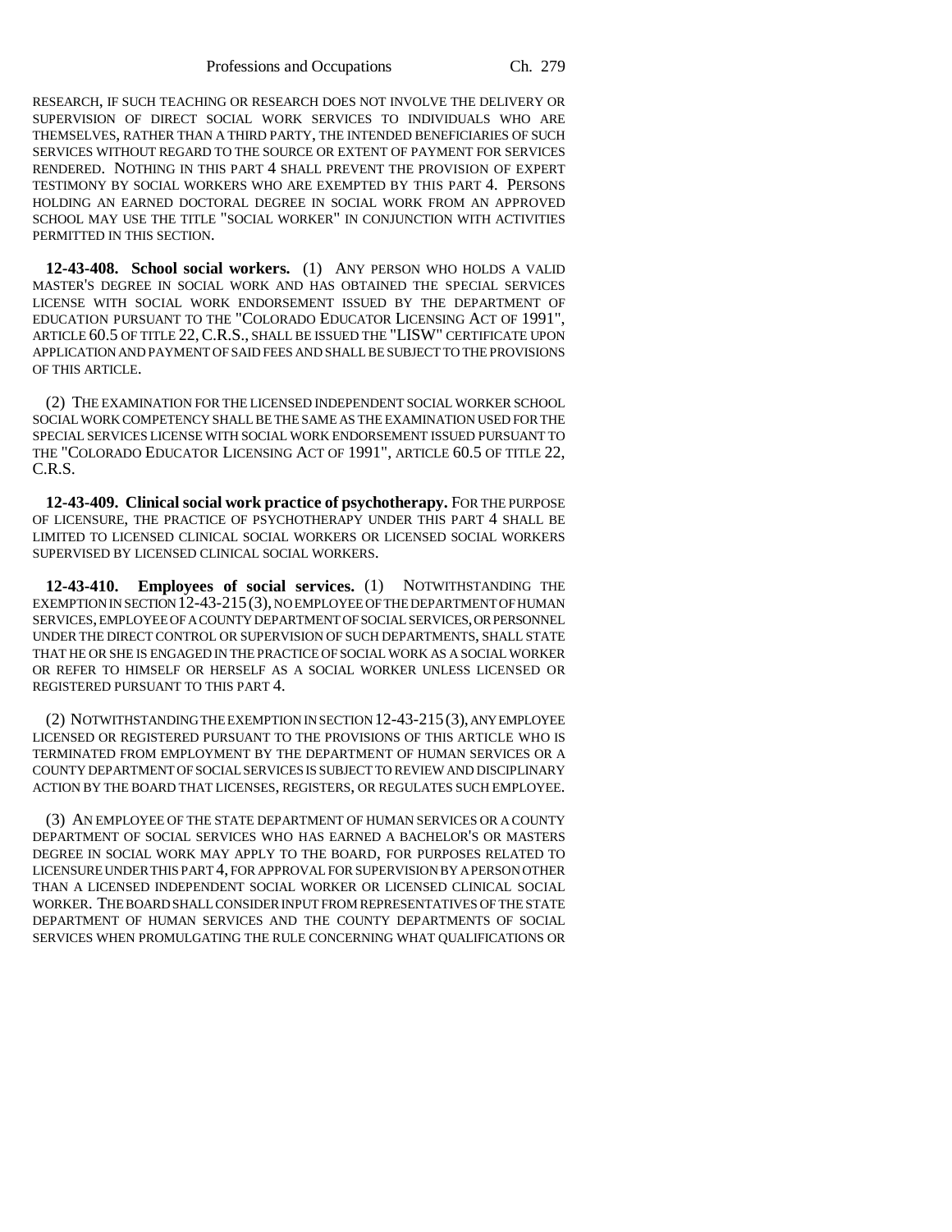RESEARCH, IF SUCH TEACHING OR RESEARCH DOES NOT INVOLVE THE DELIVERY OR SUPERVISION OF DIRECT SOCIAL WORK SERVICES TO INDIVIDUALS WHO ARE THEMSELVES, RATHER THAN A THIRD PARTY, THE INTENDED BENEFICIARIES OF SUCH SERVICES WITHOUT REGARD TO THE SOURCE OR EXTENT OF PAYMENT FOR SERVICES RENDERED. NOTHING IN THIS PART 4 SHALL PREVENT THE PROVISION OF EXPERT TESTIMONY BY SOCIAL WORKERS WHO ARE EXEMPTED BY THIS PART 4. PERSONS HOLDING AN EARNED DOCTORAL DEGREE IN SOCIAL WORK FROM AN APPROVED SCHOOL MAY USE THE TITLE "SOCIAL WORKER" IN CONJUNCTION WITH ACTIVITIES PERMITTED IN THIS SECTION.

**12-43-408. School social workers.** (1) ANY PERSON WHO HOLDS A VALID MASTER'S DEGREE IN SOCIAL WORK AND HAS OBTAINED THE SPECIAL SERVICES LICENSE WITH SOCIAL WORK ENDORSEMENT ISSUED BY THE DEPARTMENT OF EDUCATION PURSUANT TO THE "COLORADO EDUCATOR LICENSING ACT OF 1991", ARTICLE 60.5 OF TITLE 22, C.R.S., SHALL BE ISSUED THE "LISW" CERTIFICATE UPON APPLICATION AND PAYMENT OF SAID FEES AND SHALL BE SUBJECT TO THE PROVISIONS OF THIS ARTICLE.

(2) THE EXAMINATION FOR THE LICENSED INDEPENDENT SOCIAL WORKER SCHOOL SOCIAL WORK COMPETENCY SHALL BE THE SAME AS THE EXAMINATION USED FOR THE SPECIAL SERVICES LICENSE WITH SOCIAL WORK ENDORSEMENT ISSUED PURSUANT TO THE "COLORADO EDUCATOR LICENSING ACT OF 1991", ARTICLE 60.5 OF TITLE 22, C.R.S.

**12-43-409. Clinical social work practice of psychotherapy.** FOR THE PURPOSE OF LICENSURE, THE PRACTICE OF PSYCHOTHERAPY UNDER THIS PART 4 SHALL BE LIMITED TO LICENSED CLINICAL SOCIAL WORKERS OR LICENSED SOCIAL WORKERS SUPERVISED BY LICENSED CLINICAL SOCIAL WORKERS.

**12-43-410. Employees of social services.** (1) NOTWITHSTANDING THE EXEMPTION IN SECTION 12-43-215 (3), NO EMPLOYEE OF THE DEPARTMENT OF HUMAN SERVICES, EMPLOYEE OF A COUNTY DEPARTMENT OF SOCIAL SERVICES, OR PERSONNEL UNDER THE DIRECT CONTROL OR SUPERVISION OF SUCH DEPARTMENTS, SHALL STATE THAT HE OR SHE IS ENGAGED IN THE PRACTICE OF SOCIAL WORK AS A SOCIAL WORKER OR REFER TO HIMSELF OR HERSELF AS A SOCIAL WORKER UNLESS LICENSED OR REGISTERED PURSUANT TO THIS PART 4.

(2) NOTWITHSTANDING THE EXEMPTION IN SECTION 12-43-215 (3), ANY EMPLOYEE LICENSED OR REGISTERED PURSUANT TO THE PROVISIONS OF THIS ARTICLE WHO IS TERMINATED FROM EMPLOYMENT BY THE DEPARTMENT OF HUMAN SERVICES OR A COUNTY DEPARTMENT OF SOCIAL SERVICES IS SUBJECT TO REVIEW AND DISCIPLINARY ACTION BY THE BOARD THAT LICENSES, REGISTERS, OR REGULATES SUCH EMPLOYEE.

(3) AN EMPLOYEE OF THE STATE DEPARTMENT OF HUMAN SERVICES OR A COUNTY DEPARTMENT OF SOCIAL SERVICES WHO HAS EARNED A BACHELOR'S OR MASTERS DEGREE IN SOCIAL WORK MAY APPLY TO THE BOARD, FOR PURPOSES RELATED TO LICENSURE UNDER THIS PART 4, FOR APPROVAL FOR SUPERVISION BY A PERSON OTHER THAN A LICENSED INDEPENDENT SOCIAL WORKER OR LICENSED CLINICAL SOCIAL WORKER. THE BOARD SHALL CONSIDER INPUT FROM REPRESENTATIVES OF THE STATE DEPARTMENT OF HUMAN SERVICES AND THE COUNTY DEPARTMENTS OF SOCIAL SERVICES WHEN PROMULGATING THE RULE CONCERNING WHAT QUALIFICATIONS OR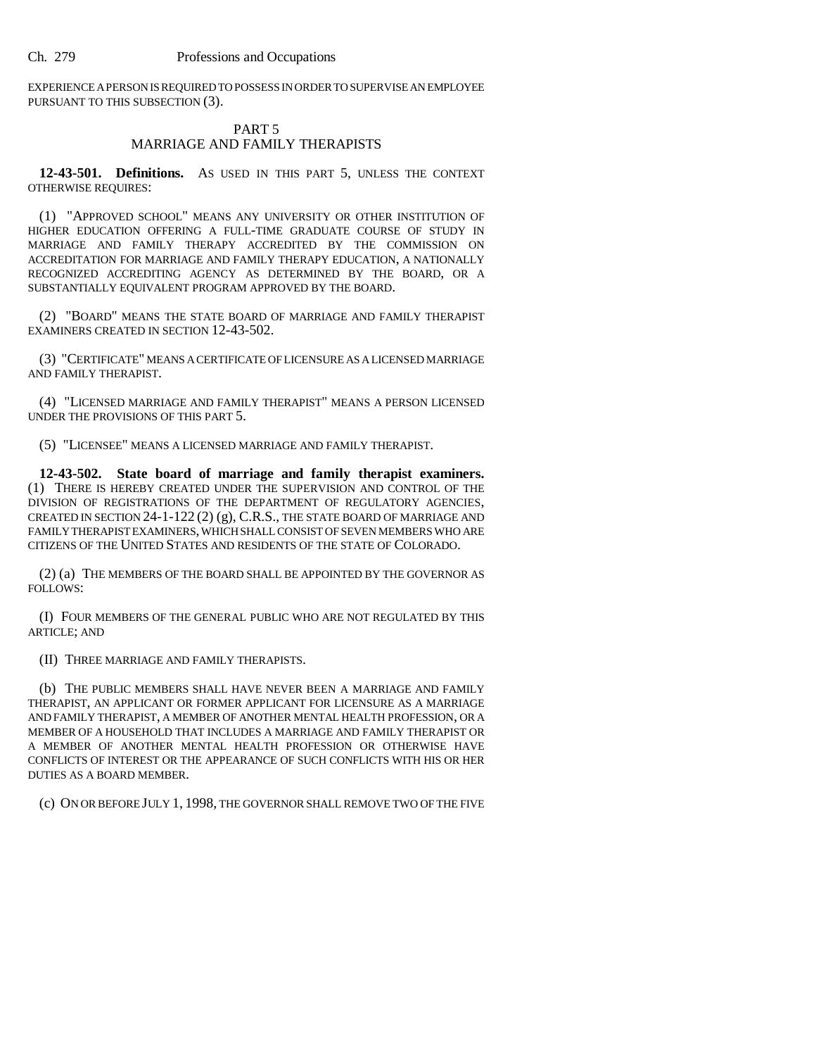EXPERIENCE A PERSON IS REQUIRED TO POSSESS IN ORDER TO SUPERVISE AN EMPLOYEE PURSUANT TO THIS SUBSECTION (3).

## PART 5
## MARRIAGE AND FAMILY THERAPISTS

**12-43-501. Definitions.** AS USED IN THIS PART 5, UNLESS THE CONTEXT OTHERWISE REQUIRES:

(1) "APPROVED SCHOOL" MEANS ANY UNIVERSITY OR OTHER INSTITUTION OF HIGHER EDUCATION OFFERING A FULL-TIME GRADUATE COURSE OF STUDY IN MARRIAGE AND FAMILY THERAPY ACCREDITED BY THE COMMISSION ON ACCREDITATION FOR MARRIAGE AND FAMILY THERAPY EDUCATION, A NATIONALLY RECOGNIZED ACCREDITING AGENCY AS DETERMINED BY THE BOARD, OR A SUBSTANTIALLY EQUIVALENT PROGRAM APPROVED BY THE BOARD.

(2) "BOARD" MEANS THE STATE BOARD OF MARRIAGE AND FAMILY THERAPIST EXAMINERS CREATED IN SECTION 12-43-502.

(3) "CERTIFICATE" MEANS A CERTIFICATE OF LICENSURE AS A LICENSED MARRIAGE AND FAMILY THERAPIST.

(4) "LICENSED MARRIAGE AND FAMILY THERAPIST" MEANS A PERSON LICENSED UNDER THE PROVISIONS OF THIS PART 5.

(5) "LICENSEE" MEANS A LICENSED MARRIAGE AND FAMILY THERAPIST.

**12-43-502. State board of marriage and family therapist examiners.** (1) THERE IS HEREBY CREATED UNDER THE SUPERVISION AND CONTROL OF THE DIVISION OF REGISTRATIONS OF THE DEPARTMENT OF REGULATORY AGENCIES, CREATED IN SECTION 24-1-122 (2) (g), C.R.S., THE STATE BOARD OF MARRIAGE AND FAMILY THERAPIST EXAMINERS, WHICH SHALL CONSIST OF SEVEN MEMBERS WHO ARE CITIZENS OF THE UNITED STATES AND RESIDENTS OF THE STATE OF COLORADO.

(2) (a) THE MEMBERS OF THE BOARD SHALL BE APPOINTED BY THE GOVERNOR AS FOLLOWS:

(I) FOUR MEMBERS OF THE GENERAL PUBLIC WHO ARE NOT REGULATED BY THIS ARTICLE; AND

(II) THREE MARRIAGE AND FAMILY THERAPISTS.

(b) THE PUBLIC MEMBERS SHALL HAVE NEVER BEEN A MARRIAGE AND FAMILY THERAPIST, AN APPLICANT OR FORMER APPLICANT FOR LICENSURE AS A MARRIAGE AND FAMILY THERAPIST, A MEMBER OF ANOTHER MENTAL HEALTH PROFESSION, OR A MEMBER OF A HOUSEHOLD THAT INCLUDES A MARRIAGE AND FAMILY THERAPIST OR A MEMBER OF ANOTHER MENTAL HEALTH PROFESSION OR OTHERWISE HAVE CONFLICTS OF INTEREST OR THE APPEARANCE OF SUCH CONFLICTS WITH HIS OR HER DUTIES AS A BOARD MEMBER.

(c) ON OR BEFORE JULY 1, 1998, THE GOVERNOR SHALL REMOVE TWO OF THE FIVE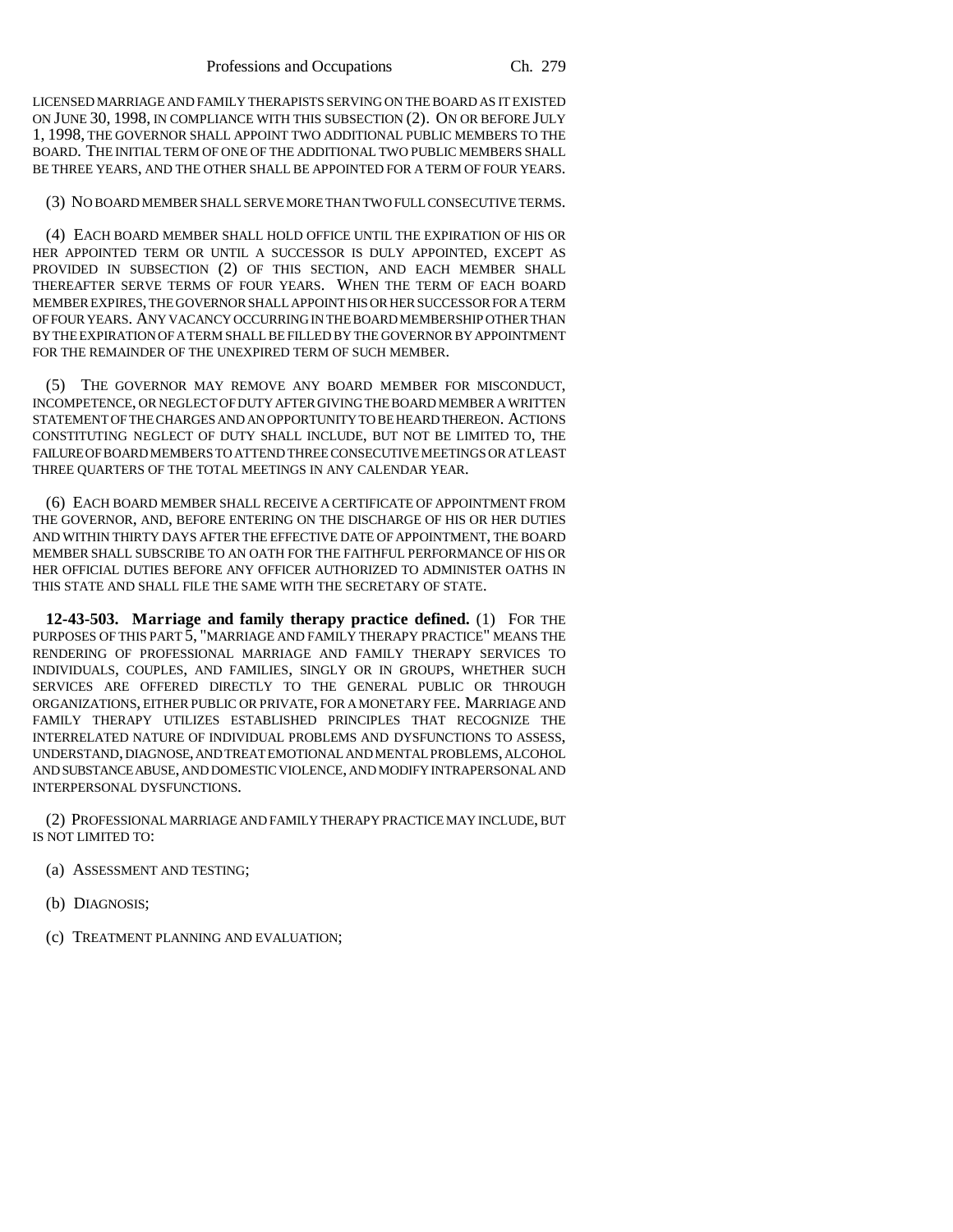LICENSED MARRIAGE AND FAMILY THERAPISTS SERVING ON THE BOARD AS IT EXISTED ON JUNE 30, 1998, IN COMPLIANCE WITH THIS SUBSECTION (2). ON OR BEFORE JULY 1, 1998, THE GOVERNOR SHALL APPOINT TWO ADDITIONAL PUBLIC MEMBERS TO THE BOARD. THE INITIAL TERM OF ONE OF THE ADDITIONAL TWO PUBLIC MEMBERS SHALL BE THREE YEARS, AND THE OTHER SHALL BE APPOINTED FOR A TERM OF FOUR YEARS.

(3) NO BOARD MEMBER SHALL SERVE MORE THAN TWO FULL CONSECUTIVE TERMS.

(4) EACH BOARD MEMBER SHALL HOLD OFFICE UNTIL THE EXPIRATION OF HIS OR HER APPOINTED TERM OR UNTIL A SUCCESSOR IS DULY APPOINTED, EXCEPT AS PROVIDED IN SUBSECTION (2) OF THIS SECTION, AND EACH MEMBER SHALL THEREAFTER SERVE TERMS OF FOUR YEARS. WHEN THE TERM OF EACH BOARD MEMBER EXPIRES, THE GOVERNOR SHALL APPOINT HIS OR HER SUCCESSOR FOR A TERM OF FOUR YEARS. ANY VACANCY OCCURRING IN THE BOARD MEMBERSHIP OTHER THAN BY THE EXPIRATION OF A TERM SHALL BE FILLED BY THE GOVERNOR BY APPOINTMENT FOR THE REMAINDER OF THE UNEXPIRED TERM OF SUCH MEMBER.

(5) THE GOVERNOR MAY REMOVE ANY BOARD MEMBER FOR MISCONDUCT, INCOMPETENCE, OR NEGLECT OF DUTY AFTER GIVING THE BOARD MEMBER A WRITTEN STATEMENT OF THE CHARGES AND AN OPPORTUNITY TO BE HEARD THEREON. ACTIONS CONSTITUTING NEGLECT OF DUTY SHALL INCLUDE, BUT NOT BE LIMITED TO, THE FAILURE OF BOARD MEMBERS TO ATTEND THREE CONSECUTIVE MEETINGS OR AT LEAST THREE QUARTERS OF THE TOTAL MEETINGS IN ANY CALENDAR YEAR.

(6) EACH BOARD MEMBER SHALL RECEIVE A CERTIFICATE OF APPOINTMENT FROM THE GOVERNOR, AND, BEFORE ENTERING ON THE DISCHARGE OF HIS OR HER DUTIES AND WITHIN THIRTY DAYS AFTER THE EFFECTIVE DATE OF APPOINTMENT, THE BOARD MEMBER SHALL SUBSCRIBE TO AN OATH FOR THE FAITHFUL PERFORMANCE OF HIS OR HER OFFICIAL DUTIES BEFORE ANY OFFICER AUTHORIZED TO ADMINISTER OATHS IN THIS STATE AND SHALL FILE THE SAME WITH THE SECRETARY OF STATE.

**12-43-503. Marriage and family therapy practice defined.** (1) FOR THE PURPOSES OF THIS PART 5, "MARRIAGE AND FAMILY THERAPY PRACTICE" MEANS THE RENDERING OF PROFESSIONAL MARRIAGE AND FAMILY THERAPY SERVICES TO INDIVIDUALS, COUPLES, AND FAMILIES, SINGLY OR IN GROUPS, WHETHER SUCH SERVICES ARE OFFERED DIRECTLY TO THE GENERAL PUBLIC OR THROUGH ORGANIZATIONS, EITHER PUBLIC OR PRIVATE, FOR A MONETARY FEE. MARRIAGE AND FAMILY THERAPY UTILIZES ESTABLISHED PRINCIPLES THAT RECOGNIZE THE INTERRELATED NATURE OF INDIVIDUAL PROBLEMS AND DYSFUNCTIONS TO ASSESS, UNDERSTAND, DIAGNOSE, AND TREAT EMOTIONAL AND MENTAL PROBLEMS, ALCOHOL AND SUBSTANCE ABUSE, AND DOMESTIC VIOLENCE, AND MODIFY INTRAPERSONAL AND INTERPERSONAL DYSFUNCTIONS.

(2) PROFESSIONAL MARRIAGE AND FAMILY THERAPY PRACTICE MAY INCLUDE, BUT IS NOT LIMITED TO:

(a) ASSESSMENT AND TESTING;

(b) DIAGNOSIS;

(c) TREATMENT PLANNING AND EVALUATION;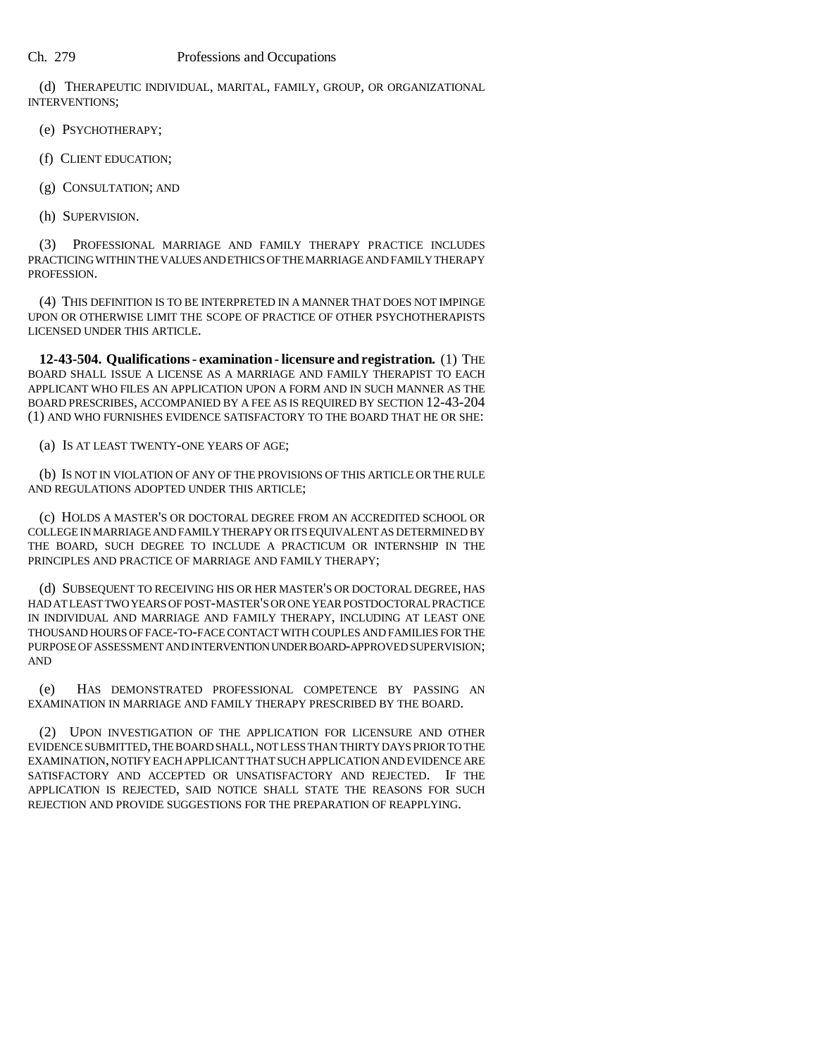(d) THERAPEUTIC INDIVIDUAL, MARITAL, FAMILY, GROUP, OR ORGANIZATIONAL INTERVENTIONS;

(e) PSYCHOTHERAPY;

(f) CLIENT EDUCATION;

(g) CONSULTATION; AND

(h) SUPERVISION.

(3) PROFESSIONAL MARRIAGE AND FAMILY THERAPY PRACTICE INCLUDES PRACTICING WITHIN THE VALUES AND ETHICS OF THE MARRIAGE AND FAMILY THERAPY PROFESSION.

(4) THIS DEFINITION IS TO BE INTERPRETED IN A MANNER THAT DOES NOT IMPINGE UPON OR OTHERWISE LIMIT THE SCOPE OF PRACTICE OF OTHER PSYCHOTHERAPISTS LICENSED UNDER THIS ARTICLE.

**12-43-504. Qualifications - examination - licensure and registration.** (1) THE BOARD SHALL ISSUE A LICENSE AS A MARRIAGE AND FAMILY THERAPIST TO EACH APPLICANT WHO FILES AN APPLICATION UPON A FORM AND IN SUCH MANNER AS THE BOARD PRESCRIBES, ACCOMPANIED BY A FEE AS IS REQUIRED BY SECTION 12-43-204 (1) AND WHO FURNISHES EVIDENCE SATISFACTORY TO THE BOARD THAT HE OR SHE:

(a) IS AT LEAST TWENTY-ONE YEARS OF AGE;

(b) IS NOT IN VIOLATION OF ANY OF THE PROVISIONS OF THIS ARTICLE OR THE RULE AND REGULATIONS ADOPTED UNDER THIS ARTICLE;

(c) HOLDS A MASTER'S OR DOCTORAL DEGREE FROM AN ACCREDITED SCHOOL OR COLLEGE IN MARRIAGE AND FAMILY THERAPY OR ITS EQUIVALENT AS DETERMINED BY THE BOARD, SUCH DEGREE TO INCLUDE A PRACTICUM OR INTERNSHIP IN THE PRINCIPLES AND PRACTICE OF MARRIAGE AND FAMILY THERAPY;

(d) SUBSEQUENT TO RECEIVING HIS OR HER MASTER'S OR DOCTORAL DEGREE, HAS HAD AT LEAST TWO YEARS OF POST-MASTER'S OR ONE YEAR POSTDOCTORAL PRACTICE IN INDIVIDUAL AND MARRIAGE AND FAMILY THERAPY, INCLUDING AT LEAST ONE THOUSAND HOURS OF FACE-TO-FACE CONTACT WITH COUPLES AND FAMILIES FOR THE PURPOSE OF ASSESSMENT AND INTERVENTION UNDER BOARD-APPROVED SUPERVISION; AND

(e) HAS DEMONSTRATED PROFESSIONAL COMPETENCE BY PASSING AN EXAMINATION IN MARRIAGE AND FAMILY THERAPY PRESCRIBED BY THE BOARD.

(2) UPON INVESTIGATION OF THE APPLICATION FOR LICENSURE AND OTHER EVIDENCE SUBMITTED, THE BOARD SHALL, NOT LESS THAN THIRTY DAYS PRIOR TO THE EXAMINATION, NOTIFY EACH APPLICANT THAT SUCH APPLICATION AND EVIDENCE ARE SATISFACTORY AND ACCEPTED OR UNSATISFACTORY AND REJECTED. IF THE APPLICATION IS REJECTED, SAID NOTICE SHALL STATE THE REASONS FOR SUCH REJECTION AND PROVIDE SUGGESTIONS FOR THE PREPARATION OF REAPPLYING.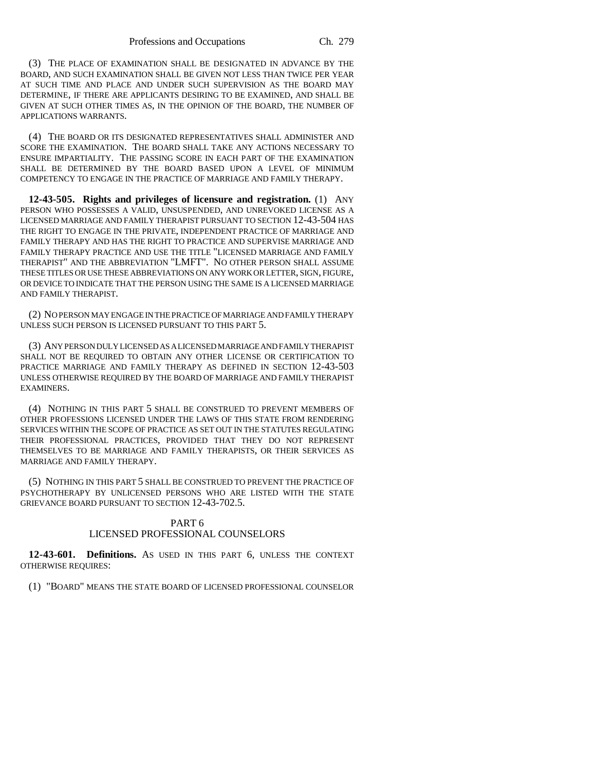(3) THE PLACE OF EXAMINATION SHALL BE DESIGNATED IN ADVANCE BY THE BOARD, AND SUCH EXAMINATION SHALL BE GIVEN NOT LESS THAN TWICE PER YEAR AT SUCH TIME AND PLACE AND UNDER SUCH SUPERVISION AS THE BOARD MAY DETERMINE, IF THERE ARE APPLICANTS DESIRING TO BE EXAMINED, AND SHALL BE GIVEN AT SUCH OTHER TIMES AS, IN THE OPINION OF THE BOARD, THE NUMBER OF APPLICATIONS WARRANTS.

(4) THE BOARD OR ITS DESIGNATED REPRESENTATIVES SHALL ADMINISTER AND SCORE THE EXAMINATION. THE BOARD SHALL TAKE ANY ACTIONS NECESSARY TO ENSURE IMPARTIALITY. THE PASSING SCORE IN EACH PART OF THE EXAMINATION SHALL BE DETERMINED BY THE BOARD BASED UPON A LEVEL OF MINIMUM COMPETENCY TO ENGAGE IN THE PRACTICE OF MARRIAGE AND FAMILY THERAPY.

**12-43-505. Rights and privileges of licensure and registration.** (1) ANY PERSON WHO POSSESSES A VALID, UNSUSPENDED, AND UNREVOKED LICENSE AS A LICENSED MARRIAGE AND FAMILY THERAPIST PURSUANT TO SECTION 12-43-504 HAS THE RIGHT TO ENGAGE IN THE PRIVATE, INDEPENDENT PRACTICE OF MARRIAGE AND FAMILY THERAPY AND HAS THE RIGHT TO PRACTICE AND SUPERVISE MARRIAGE AND FAMILY THERAPY PRACTICE AND USE THE TITLE "LICENSED MARRIAGE AND FAMILY THERAPIST" AND THE ABBREVIATION "LMFT". NO OTHER PERSON SHALL ASSUME THESE TITLES OR USE THESE ABBREVIATIONS ON ANY WORK OR LETTER, SIGN, FIGURE, OR DEVICE TO INDICATE THAT THE PERSON USING THE SAME IS A LICENSED MARRIAGE AND FAMILY THERAPIST.

(2) NO PERSON MAY ENGAGE IN THE PRACTICE OF MARRIAGE AND FAMILY THERAPY UNLESS SUCH PERSON IS LICENSED PURSUANT TO THIS PART 5.

(3) ANY PERSON DULY LICENSED AS A LICENSED MARRIAGE AND FAMILY THERAPIST SHALL NOT BE REQUIRED TO OBTAIN ANY OTHER LICENSE OR CERTIFICATION TO PRACTICE MARRIAGE AND FAMILY THERAPY AS DEFINED IN SECTION 12-43-503 UNLESS OTHERWISE REQUIRED BY THE BOARD OF MARRIAGE AND FAMILY THERAPIST EXAMINERS.

(4) NOTHING IN THIS PART 5 SHALL BE CONSTRUED TO PREVENT MEMBERS OF OTHER PROFESSIONS LICENSED UNDER THE LAWS OF THIS STATE FROM RENDERING SERVICES WITHIN THE SCOPE OF PRACTICE AS SET OUT IN THE STATUTES REGULATING THEIR PROFESSIONAL PRACTICES, PROVIDED THAT THEY DO NOT REPRESENT THEMSELVES TO BE MARRIAGE AND FAMILY THERAPISTS, OR THEIR SERVICES AS MARRIAGE AND FAMILY THERAPY.

(5) NOTHING IN THIS PART 5 SHALL BE CONSTRUED TO PREVENT THE PRACTICE OF PSYCHOTHERAPY BY UNLICENSED PERSONS WHO ARE LISTED WITH THE STATE GRIEVANCE BOARD PURSUANT TO SECTION 12-43-702.5.

## PART 6
## LICENSED PROFESSIONAL COUNSELORS

**12-43-601. Definitions.** AS USED IN THIS PART 6, UNLESS THE CONTEXT OTHERWISE REQUIRES:

(1) "BOARD" MEANS THE STATE BOARD OF LICENSED PROFESSIONAL COUNSELOR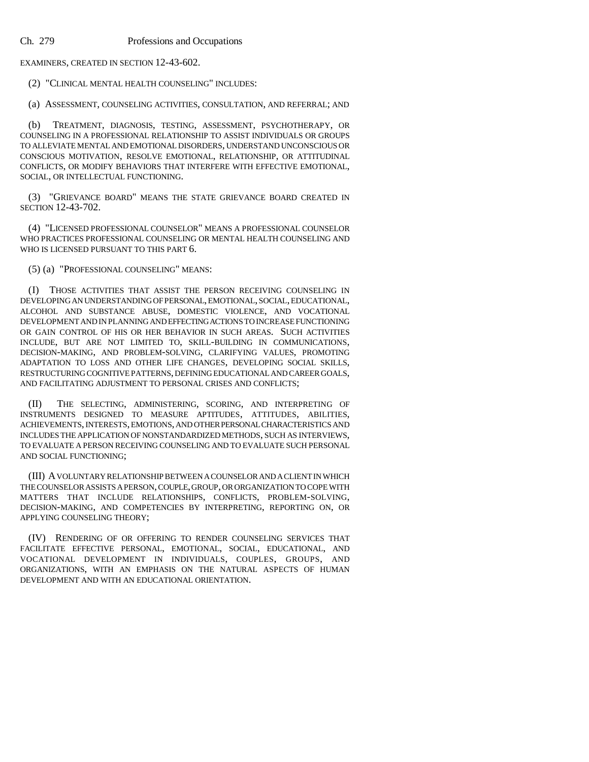EXAMINERS, CREATED IN SECTION 12-43-602.

(2) "CLINICAL MENTAL HEALTH COUNSELING" INCLUDES:

(a) ASSESSMENT, COUNSELING ACTIVITIES, CONSULTATION, AND REFERRAL; AND

(b) TREATMENT, DIAGNOSIS, TESTING, ASSESSMENT, PSYCHOTHERAPY, OR COUNSELING IN A PROFESSIONAL RELATIONSHIP TO ASSIST INDIVIDUALS OR GROUPS TO ALLEVIATE MENTAL AND EMOTIONAL DISORDERS, UNDERSTAND UNCONSCIOUS OR CONSCIOUS MOTIVATION, RESOLVE EMOTIONAL, RELATIONSHIP, OR ATTITUDINAL CONFLICTS, OR MODIFY BEHAVIORS THAT INTERFERE WITH EFFECTIVE EMOTIONAL, SOCIAL, OR INTELLECTUAL FUNCTIONING.

(3) "GRIEVANCE BOARD" MEANS THE STATE GRIEVANCE BOARD CREATED IN SECTION 12-43-702.

(4) "LICENSED PROFESSIONAL COUNSELOR" MEANS A PROFESSIONAL COUNSELOR WHO PRACTICES PROFESSIONAL COUNSELING OR MENTAL HEALTH COUNSELING AND WHO IS LICENSED PURSUANT TO THIS PART 6.

(5) (a) "PROFESSIONAL COUNSELING" MEANS:

(I) THOSE ACTIVITIES THAT ASSIST THE PERSON RECEIVING COUNSELING IN DEVELOPING AN UNDERSTANDING OF PERSONAL, EMOTIONAL, SOCIAL, EDUCATIONAL, ALCOHOL AND SUBSTANCE ABUSE, DOMESTIC VIOLENCE, AND VOCATIONAL DEVELOPMENT AND IN PLANNING AND EFFECTING ACTIONS TO INCREASE FUNCTIONING OR GAIN CONTROL OF HIS OR HER BEHAVIOR IN SUCH AREAS. SUCH ACTIVITIES INCLUDE, BUT ARE NOT LIMITED TO, SKILL-BUILDING IN COMMUNICATIONS, DECISION-MAKING, AND PROBLEM-SOLVING, CLARIFYING VALUES, PROMOTING ADAPTATION TO LOSS AND OTHER LIFE CHANGES, DEVELOPING SOCIAL SKILLS, RESTRUCTURING COGNITIVE PATTERNS, DEFINING EDUCATIONAL AND CAREER GOALS, AND FACILITATING ADJUSTMENT TO PERSONAL CRISES AND CONFLICTS;

(II) THE SELECTING, ADMINISTERING, SCORING, AND INTERPRETING OF INSTRUMENTS DESIGNED TO MEASURE APTITUDES, ATTITUDES, ABILITIES, ACHIEVEMENTS, INTERESTS, EMOTIONS, AND OTHER PERSONAL CHARACTERISTICS AND INCLUDES THE APPLICATION OF NONSTANDARDIZED METHODS, SUCH AS INTERVIEWS, TO EVALUATE A PERSON RECEIVING COUNSELING AND TO EVALUATE SUCH PERSONAL AND SOCIAL FUNCTIONING;

(III) A VOLUNTARY RELATIONSHIP BETWEEN A COUNSELOR AND A CLIENT IN WHICH THE COUNSELOR ASSISTS A PERSON, COUPLE, GROUP, OR ORGANIZATION TO COPE WITH MATTERS THAT INCLUDE RELATIONSHIPS, CONFLICTS, PROBLEM-SOLVING, DECISION-MAKING, AND COMPETENCIES BY INTERPRETING, REPORTING ON, OR APPLYING COUNSELING THEORY;

(IV) RENDERING OF OR OFFERING TO RENDER COUNSELING SERVICES THAT FACILITATE EFFECTIVE PERSONAL, EMOTIONAL, SOCIAL, EDUCATIONAL, AND VOCATIONAL DEVELOPMENT IN INDIVIDUALS, COUPLES, GROUPS, AND ORGANIZATIONS, WITH AN EMPHASIS ON THE NATURAL ASPECTS OF HUMAN DEVELOPMENT AND WITH AN EDUCATIONAL ORIENTATION.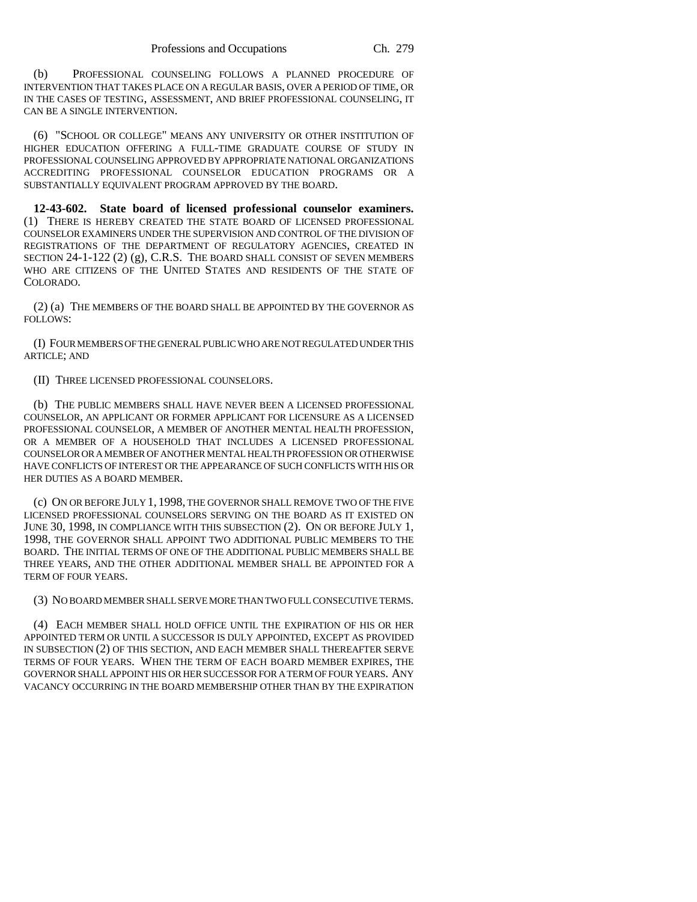(b) PROFESSIONAL COUNSELING FOLLOWS A PLANNED PROCEDURE OF INTERVENTION THAT TAKES PLACE ON A REGULAR BASIS, OVER A PERIOD OF TIME, OR IN THE CASES OF TESTING, ASSESSMENT, AND BRIEF PROFESSIONAL COUNSELING, IT CAN BE A SINGLE INTERVENTION.

(6) "SCHOOL OR COLLEGE" MEANS ANY UNIVERSITY OR OTHER INSTITUTION OF HIGHER EDUCATION OFFERING A FULL-TIME GRADUATE COURSE OF STUDY IN PROFESSIONAL COUNSELING APPROVED BY APPROPRIATE NATIONAL ORGANIZATIONS ACCREDITING PROFESSIONAL COUNSELOR EDUCATION PROGRAMS OR A SUBSTANTIALLY EQUIVALENT PROGRAM APPROVED BY THE BOARD.

**12-43-602. State board of licensed professional counselor examiners.** (1) THERE IS HEREBY CREATED THE STATE BOARD OF LICENSED PROFESSIONAL COUNSELOR EXAMINERS UNDER THE SUPERVISION AND CONTROL OF THE DIVISION OF REGISTRATIONS OF THE DEPARTMENT OF REGULATORY AGENCIES, CREATED IN SECTION 24-1-122 (2) (g), C.R.S. THE BOARD SHALL CONSIST OF SEVEN MEMBERS WHO ARE CITIZENS OF THE UNITED STATES AND RESIDENTS OF THE STATE OF COLORADO.

(2) (a) THE MEMBERS OF THE BOARD SHALL BE APPOINTED BY THE GOVERNOR AS FOLLOWS:

(I) FOUR MEMBERS OF THE GENERAL PUBLIC WHO ARE NOT REGULATED UNDER THIS ARTICLE; AND

(II) THREE LICENSED PROFESSIONAL COUNSELORS.

(b) THE PUBLIC MEMBERS SHALL HAVE NEVER BEEN A LICENSED PROFESSIONAL COUNSELOR, AN APPLICANT OR FORMER APPLICANT FOR LICENSURE AS A LICENSED PROFESSIONAL COUNSELOR, A MEMBER OF ANOTHER MENTAL HEALTH PROFESSION, OR A MEMBER OF A HOUSEHOLD THAT INCLUDES A LICENSED PROFESSIONAL COUNSELOR OR A MEMBER OF ANOTHER MENTAL HEALTH PROFESSION OR OTHERWISE HAVE CONFLICTS OF INTEREST OR THE APPEARANCE OF SUCH CONFLICTS WITH HIS OR HER DUTIES AS A BOARD MEMBER.

(c) ON OR BEFORE JULY 1, 1998, THE GOVERNOR SHALL REMOVE TWO OF THE FIVE LICENSED PROFESSIONAL COUNSELORS SERVING ON THE BOARD AS IT EXISTED ON JUNE 30, 1998, IN COMPLIANCE WITH THIS SUBSECTION (2). ON OR BEFORE JULY 1, 1998, THE GOVERNOR SHALL APPOINT TWO ADDITIONAL PUBLIC MEMBERS TO THE BOARD. THE INITIAL TERMS OF ONE OF THE ADDITIONAL PUBLIC MEMBERS SHALL BE THREE YEARS, AND THE OTHER ADDITIONAL MEMBER SHALL BE APPOINTED FOR A TERM OF FOUR YEARS.

(3) NO BOARD MEMBER SHALL SERVE MORE THAN TWO FULL CONSECUTIVE TERMS.

(4) EACH MEMBER SHALL HOLD OFFICE UNTIL THE EXPIRATION OF HIS OR HER APPOINTED TERM OR UNTIL A SUCCESSOR IS DULY APPOINTED, EXCEPT AS PROVIDED IN SUBSECTION (2) OF THIS SECTION, AND EACH MEMBER SHALL THEREAFTER SERVE TERMS OF FOUR YEARS. WHEN THE TERM OF EACH BOARD MEMBER EXPIRES, THE GOVERNOR SHALL APPOINT HIS OR HER SUCCESSOR FOR A TERM OF FOUR YEARS. ANY VACANCY OCCURRING IN THE BOARD MEMBERSHIP OTHER THAN BY THE EXPIRATION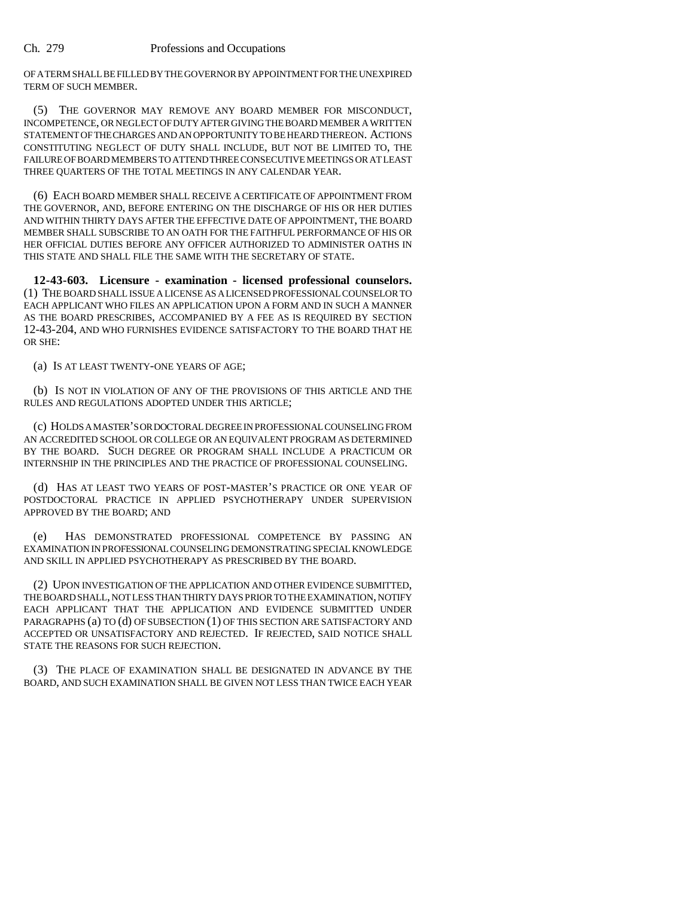OF A TERM SHALL BE FILLED BY THE GOVERNOR BY APPOINTMENT FOR THE UNEXPIRED TERM OF SUCH MEMBER.

(5) THE GOVERNOR MAY REMOVE ANY BOARD MEMBER FOR MISCONDUCT, INCOMPETENCE, OR NEGLECT OF DUTY AFTER GIVING THE BOARD MEMBER A WRITTEN STATEMENT OF THE CHARGES AND AN OPPORTUNITY TO BE HEARD THEREON. ACTIONS CONSTITUTING NEGLECT OF DUTY SHALL INCLUDE, BUT NOT BE LIMITED TO, THE FAILURE OF BOARD MEMBERS TO ATTEND THREE CONSECUTIVE MEETINGS OR AT LEAST THREE QUARTERS OF THE TOTAL MEETINGS IN ANY CALENDAR YEAR.

(6) EACH BOARD MEMBER SHALL RECEIVE A CERTIFICATE OF APPOINTMENT FROM THE GOVERNOR, AND, BEFORE ENTERING ON THE DISCHARGE OF HIS OR HER DUTIES AND WITHIN THIRTY DAYS AFTER THE EFFECTIVE DATE OF APPOINTMENT, THE BOARD MEMBER SHALL SUBSCRIBE TO AN OATH FOR THE FAITHFUL PERFORMANCE OF HIS OR HER OFFICIAL DUTIES BEFORE ANY OFFICER AUTHORIZED TO ADMINISTER OATHS IN THIS STATE AND SHALL FILE THE SAME WITH THE SECRETARY OF STATE.

**12-43-603. Licensure - examination - licensed professional counselors.** (1) THE BOARD SHALL ISSUE A LICENSE AS A LICENSED PROFESSIONAL COUNSELOR TO EACH APPLICANT WHO FILES AN APPLICATION UPON A FORM AND IN SUCH A MANNER AS THE BOARD PRESCRIBES, ACCOMPANIED BY A FEE AS IS REQUIRED BY SECTION 12-43-204, AND WHO FURNISHES EVIDENCE SATISFACTORY TO THE BOARD THAT HE OR SHE:

(a) IS AT LEAST TWENTY-ONE YEARS OF AGE;

(b) IS NOT IN VIOLATION OF ANY OF THE PROVISIONS OF THIS ARTICLE AND THE RULES AND REGULATIONS ADOPTED UNDER THIS ARTICLE;

(c) HOLDS A MASTER'S OR DOCTORAL DEGREE IN PROFESSIONAL COUNSELING FROM AN ACCREDITED SCHOOL OR COLLEGE OR AN EQUIVALENT PROGRAM AS DETERMINED BY THE BOARD. SUCH DEGREE OR PROGRAM SHALL INCLUDE A PRACTICUM OR INTERNSHIP IN THE PRINCIPLES AND THE PRACTICE OF PROFESSIONAL COUNSELING.

(d) HAS AT LEAST TWO YEARS OF POST-MASTER'S PRACTICE OR ONE YEAR OF POSTDOCTORAL PRACTICE IN APPLIED PSYCHOTHERAPY UNDER SUPERVISION APPROVED BY THE BOARD; AND

(e) HAS DEMONSTRATED PROFESSIONAL COMPETENCE BY PASSING AN EXAMINATION IN PROFESSIONAL COUNSELING DEMONSTRATING SPECIAL KNOWLEDGE AND SKILL IN APPLIED PSYCHOTHERAPY AS PRESCRIBED BY THE BOARD.

(2) UPON INVESTIGATION OF THE APPLICATION AND OTHER EVIDENCE SUBMITTED, THE BOARD SHALL, NOT LESS THAN THIRTY DAYS PRIOR TO THE EXAMINATION, NOTIFY EACH APPLICANT THAT THE APPLICATION AND EVIDENCE SUBMITTED UNDER PARAGRAPHS (a) TO (d) OF SUBSECTION (1) OF THIS SECTION ARE SATISFACTORY AND ACCEPTED OR UNSATISFACTORY AND REJECTED. IF REJECTED, SAID NOTICE SHALL STATE THE REASONS FOR SUCH REJECTION.

(3) THE PLACE OF EXAMINATION SHALL BE DESIGNATED IN ADVANCE BY THE BOARD, AND SUCH EXAMINATION SHALL BE GIVEN NOT LESS THAN TWICE EACH YEAR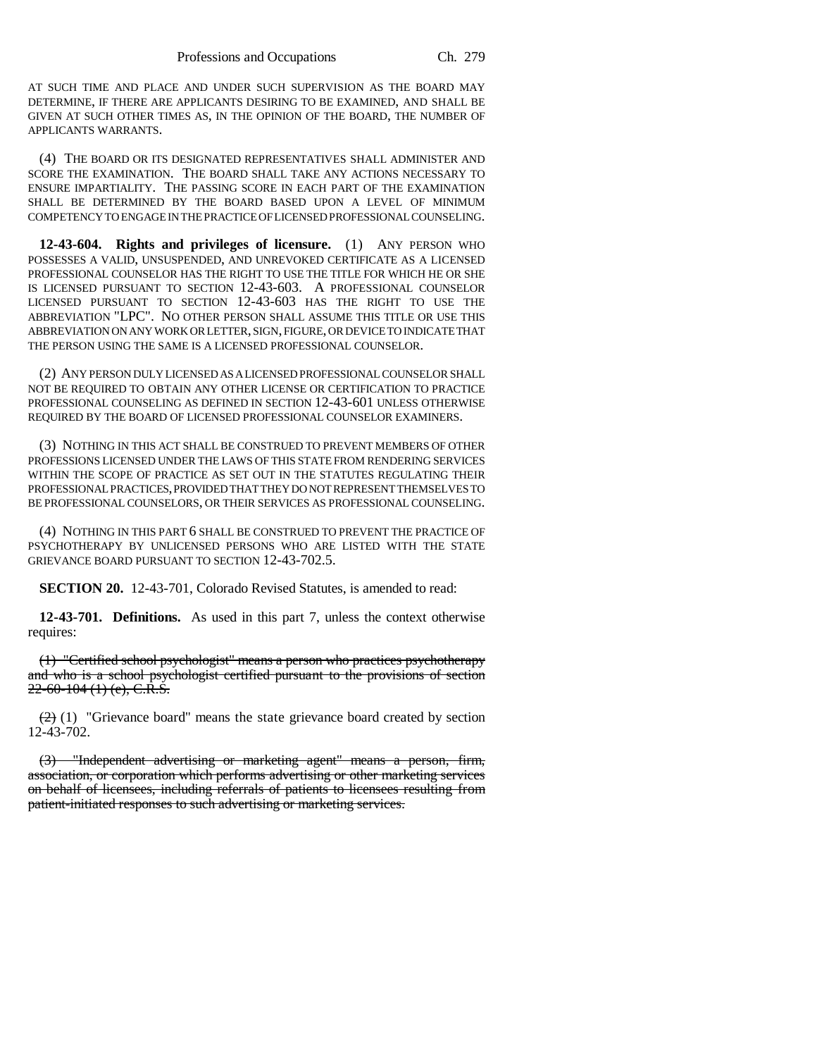AT SUCH TIME AND PLACE AND UNDER SUCH SUPERVISION AS THE BOARD MAY DETERMINE, IF THERE ARE APPLICANTS DESIRING TO BE EXAMINED, AND SHALL BE GIVEN AT SUCH OTHER TIMES AS, IN THE OPINION OF THE BOARD, THE NUMBER OF APPLICANTS WARRANTS.

(4) THE BOARD OR ITS DESIGNATED REPRESENTATIVES SHALL ADMINISTER AND SCORE THE EXAMINATION. THE BOARD SHALL TAKE ANY ACTIONS NECESSARY TO ENSURE IMPARTIALITY. THE PASSING SCORE IN EACH PART OF THE EXAMINATION SHALL BE DETERMINED BY THE BOARD BASED UPON A LEVEL OF MINIMUM COMPETENCY TO ENGAGE IN THE PRACTICE OF LICENSED PROFESSIONAL COUNSELING.

**12-43-604. Rights and privileges of licensure.** (1) ANY PERSON WHO POSSESSES A VALID, UNSUSPENDED, AND UNREVOKED CERTIFICATE AS A LICENSED PROFESSIONAL COUNSELOR HAS THE RIGHT TO USE THE TITLE FOR WHICH HE OR SHE IS LICENSED PURSUANT TO SECTION 12-43-603. A PROFESSIONAL COUNSELOR LICENSED PURSUANT TO SECTION 12-43-603 HAS THE RIGHT TO USE THE ABBREVIATION "LPC". NO OTHER PERSON SHALL ASSUME THIS TITLE OR USE THIS ABBREVIATION ON ANY WORK OR LETTER, SIGN, FIGURE, OR DEVICE TO INDICATE THAT THE PERSON USING THE SAME IS A LICENSED PROFESSIONAL COUNSELOR.

(2) ANY PERSON DULY LICENSED AS A LICENSED PROFESSIONAL COUNSELOR SHALL NOT BE REQUIRED TO OBTAIN ANY OTHER LICENSE OR CERTIFICATION TO PRACTICE PROFESSIONAL COUNSELING AS DEFINED IN SECTION 12-43-601 UNLESS OTHERWISE REQUIRED BY THE BOARD OF LICENSED PROFESSIONAL COUNSELOR EXAMINERS.

(3) NOTHING IN THIS ACT SHALL BE CONSTRUED TO PREVENT MEMBERS OF OTHER PROFESSIONS LICENSED UNDER THE LAWS OF THIS STATE FROM RENDERING SERVICES WITHIN THE SCOPE OF PRACTICE AS SET OUT IN THE STATUTES REGULATING THEIR PROFESSIONAL PRACTICES, PROVIDED THAT THEY DO NOT REPRESENT THEMSELVES TO BE PROFESSIONAL COUNSELORS, OR THEIR SERVICES AS PROFESSIONAL COUNSELING.

(4) NOTHING IN THIS PART 6 SHALL BE CONSTRUED TO PREVENT THE PRACTICE OF PSYCHOTHERAPY BY UNLICENSED PERSONS WHO ARE LISTED WITH THE STATE GRIEVANCE BOARD PURSUANT TO SECTION 12-43-702.5.

**SECTION 20.** 12-43-701, Colorado Revised Statutes, is amended to read:

**12-43-701. Definitions.** As used in this part 7, unless the context otherwise requires:

~~(1) "Certified school psychologist" means a person who practices psychotherapy and who is a school psychologist certified pursuant to the provisions of section 22-60-104 (1) (e), C.R.S.~~

~~(2)~~ (1) "Grievance board" means the state grievance board created by section 12-43-702.

~~(3) "Independent advertising or marketing agent" means a person, firm, association, or corporation which performs advertising or other marketing services on behalf of licensees, including referrals of patients to licensees resulting from patient-initiated responses to such advertising or marketing services.~~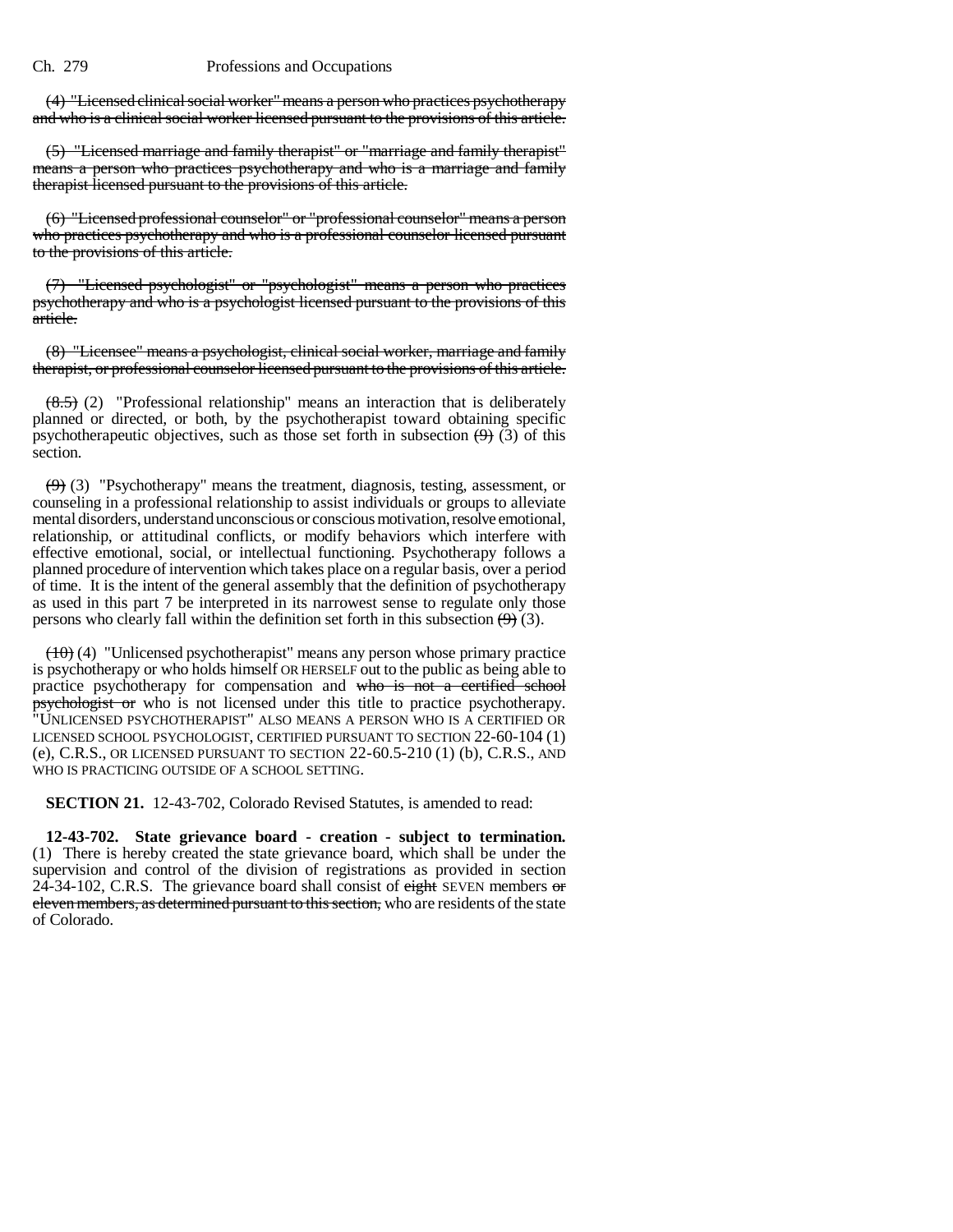(4) "Licensed clinical social worker" means a person who practices psychotherapy and who is a clinical social worker licensed pursuant to the provisions of this article.

(5) "Licensed marriage and family therapist" or "marriage and family therapist" means a person who practices psychotherapy and who is a marriage and family therapist licensed pursuant to the provisions of this article.

(6) "Licensed professional counselor" or "professional counselor" means a person who practices psychotherapy and who is a professional counselor licensed pursuant to the provisions of this article.

(7) "Licensed psychologist" or "psychologist" means a person who practices psychotherapy and who is a psychologist licensed pursuant to the provisions of this article.

(8) "Licensee" means a psychologist, clinical social worker, marriage and family therapist, or professional counselor licensed pursuant to the provisions of this article.

(8.5) (2) "Professional relationship" means an interaction that is deliberately planned or directed, or both, by the psychotherapist toward obtaining specific psychotherapeutic objectives, such as those set forth in subsection (9) (3) of this section.

(9) (3) "Psychotherapy" means the treatment, diagnosis, testing, assessment, or counseling in a professional relationship to assist individuals or groups to alleviate mental disorders, understand unconscious or conscious motivation, resolve emotional, relationship, or attitudinal conflicts, or modify behaviors which interfere with effective emotional, social, or intellectual functioning. Psychotherapy follows a planned procedure of intervention which takes place on a regular basis, over a period of time. It is the intent of the general assembly that the definition of psychotherapy as used in this part 7 be interpreted in its narrowest sense to regulate only those persons who clearly fall within the definition set forth in this subsection (9) (3).

(10) (4) "Unlicensed psychotherapist" means any person whose primary practice is psychotherapy or who holds himself OR HERSELF out to the public as being able to practice psychotherapy for compensation and who is not a certified school psychologist or who is not licensed under this title to practice psychotherapy. "UNLICENSED PSYCHOTHERAPIST" ALSO MEANS A PERSON WHO IS A CERTIFIED OR LICENSED SCHOOL PSYCHOLOGIST, CERTIFIED PURSUANT TO SECTION 22-60-104 (1) (e), C.R.S., OR LICENSED PURSUANT TO SECTION 22-60.5-210 (1) (b), C.R.S., AND WHO IS PRACTICING OUTSIDE OF A SCHOOL SETTING.

**SECTION 21.** 12-43-702, Colorado Revised Statutes, is amended to read:

**12-43-702. State grievance board - creation - subject to termination.** (1) There is hereby created the state grievance board, which shall be under the supervision and control of the division of registrations as provided in section 24-34-102, C.R.S. The grievance board shall consist of eight SEVEN members or eleven members, as determined pursuant to this section, who are residents of the state of Colorado.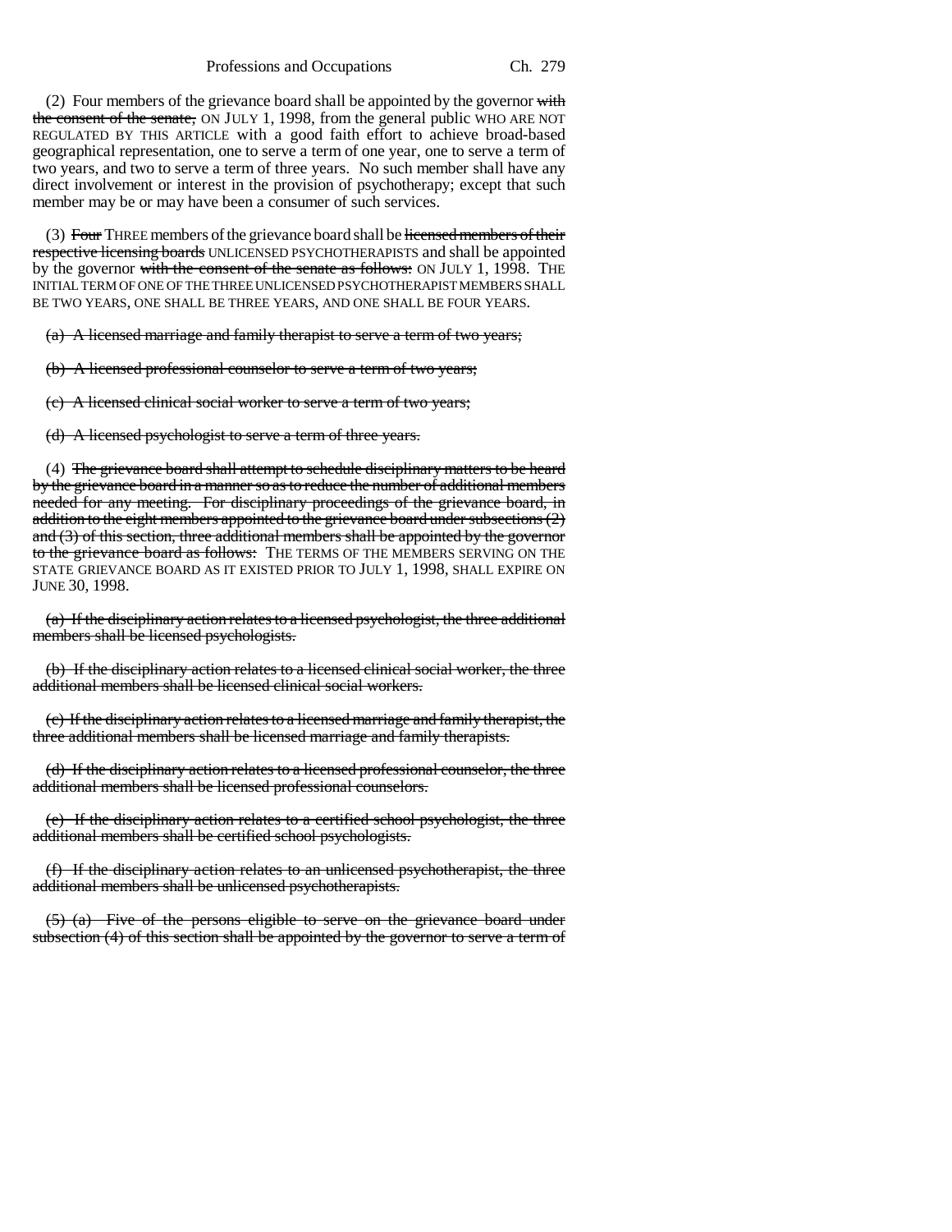(2) Four members of the grievance board shall be appointed by the governor ~~with the consent of the senate,~~ ON JULY 1, 1998, from the general public WHO ARE NOT REGULATED BY THIS ARTICLE with a good faith effort to achieve broad-based geographical representation, one to serve a term of one year, one to serve a term of two years, and two to serve a term of three years. No such member shall have any direct involvement or interest in the provision of psychotherapy; except that such member may be or may have been a consumer of such services.

(3) ~~Four~~ THREE members of the grievance board shall be ~~licensed members of their respective licensing boards~~ UNLICENSED PSYCHOTHERAPISTS and shall be appointed by the governor ~~with the consent of the senate as follows:~~ ON JULY 1, 1998. THE INITIAL TERM OF ONE OF THE THREE UNLICENSED PSYCHOTHERAPIST MEMBERS SHALL BE TWO YEARS, ONE SHALL BE THREE YEARS, AND ONE SHALL BE FOUR YEARS.

~~(a) A licensed marriage and family therapist to serve a term of two years;~~

~~(b) A licensed professional counselor to serve a term of two years;~~

~~(c) A licensed clinical social worker to serve a term of two years;~~

~~(d) A licensed psychologist to serve a term of three years.~~

(4) ~~The grievance board shall attempt to schedule disciplinary matters to be heard by the grievance board in a manner so as to reduce the number of additional members needed for any meeting. For disciplinary proceedings of the grievance board, in addition to the eight members appointed to the grievance board under subsections (2) and (3) of this section, three additional members shall be appointed by the governor to the grievance board as follows:~~ THE TERMS OF THE MEMBERS SERVING ON THE STATE GRIEVANCE BOARD AS IT EXISTED PRIOR TO JULY 1, 1998, SHALL EXPIRE ON JUNE 30, 1998.

~~(a) If the disciplinary action relates to a licensed psychologist, the three additional members shall be licensed psychologists.~~

~~(b) If the disciplinary action relates to a licensed clinical social worker, the three additional members shall be licensed clinical social workers.~~

~~(c) If the disciplinary action relates to a licensed marriage and family therapist, the three additional members shall be licensed marriage and family therapists.~~

~~(d) If the disciplinary action relates to a licensed professional counselor, the three additional members shall be licensed professional counselors.~~

~~(e) If the disciplinary action relates to a certified school psychologist, the three additional members shall be certified school psychologists.~~

~~(f) If the disciplinary action relates to an unlicensed psychotherapist, the three additional members shall be unlicensed psychotherapists.~~

~~(5) (a) Five of the persons eligible to serve on the grievance board under subsection (4) of this section shall be appointed by the governor to serve a term of~~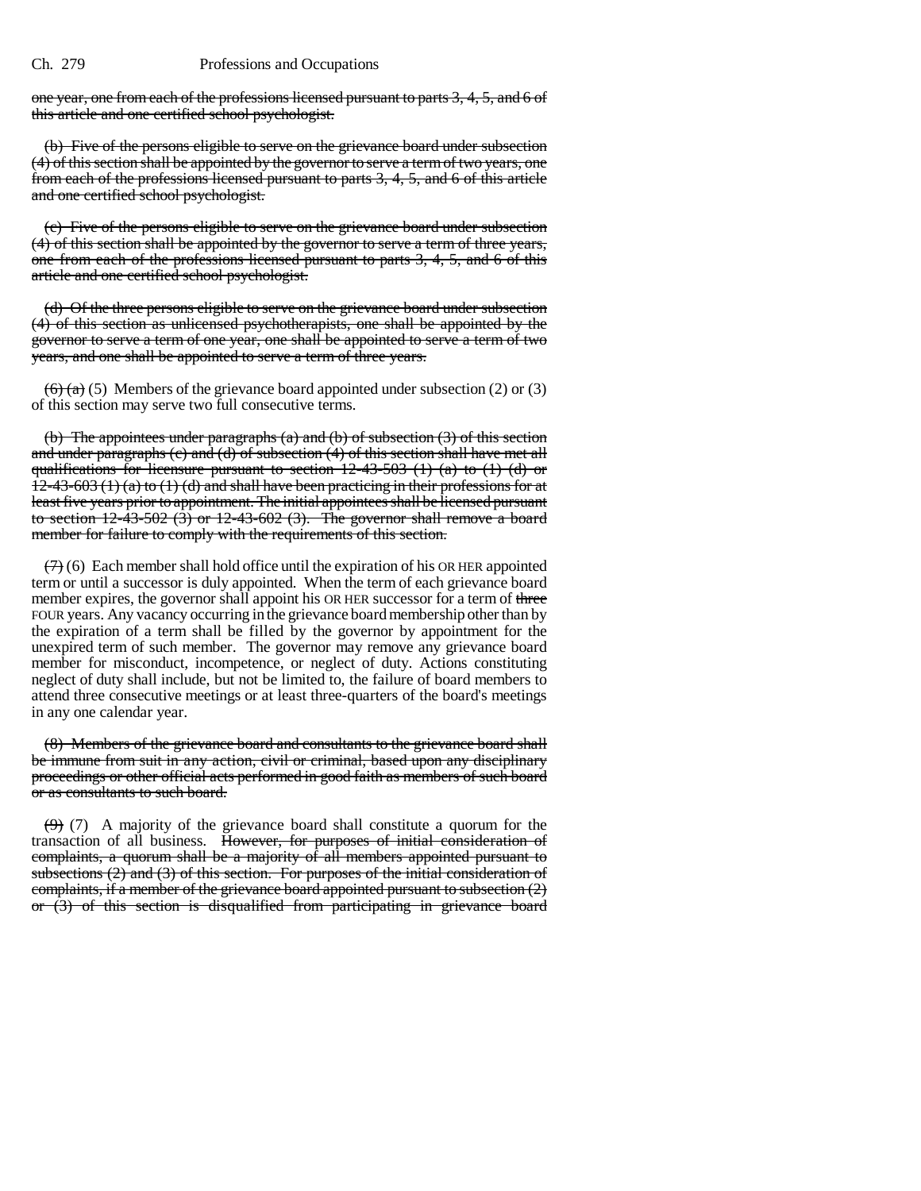one year, one from each of the professions licensed pursuant to parts 3, 4, 5, and 6 of this article and one certified school psychologist.

(b) Five of the persons eligible to serve on the grievance board under subsection (4) of this section shall be appointed by the governor to serve a term of two years, one from each of the professions licensed pursuant to parts 3, 4, 5, and 6 of this article and one certified school psychologist.

(c) Five of the persons eligible to serve on the grievance board under subsection (4) of this section shall be appointed by the governor to serve a term of three years, one from each of the professions licensed pursuant to parts 3, 4, 5, and 6 of this article and one certified school psychologist.

(d) Of the three persons eligible to serve on the grievance board under subsection (4) of this section as unlicensed psychotherapists, one shall be appointed by the governor to serve a term of one year, one shall be appointed to serve a term of two years, and one shall be appointed to serve a term of three years.

~~(6) (a)~~ (5) Members of the grievance board appointed under subsection (2) or (3) of this section may serve two full consecutive terms.

(b) The appointees under paragraphs (a) and (b) of subsection (3) of this section and under paragraphs (c) and (d) of subsection (4) of this section shall have met all qualifications for licensure pursuant to section 12-43-503 (1) (a) to (1) (d) or 12-43-603 (1) (a) to (1) (d) and shall have been practicing in their professions for at least five years prior to appointment. The initial appointees shall be licensed pursuant to section 12-43-502 (3) or 12-43-602 (3). The governor shall remove a board member for failure to comply with the requirements of this section.

~~(7)~~ (6) Each member shall hold office until the expiration of his OR HER appointed term or until a successor is duly appointed. When the term of each grievance board member expires, the governor shall appoint his OR HER successor for a term of ~~three~~ FOUR years. Any vacancy occurring in the grievance board membership other than by the expiration of a term shall be filled by the governor by appointment for the unexpired term of such member. The governor may remove any grievance board member for misconduct, incompetence, or neglect of duty. Actions constituting neglect of duty shall include, but not be limited to, the failure of board members to attend three consecutive meetings or at least three-quarters of the board's meetings in any one calendar year.

(8) Members of the grievance board and consultants to the grievance board shall be immune from suit in any action, civil or criminal, based upon any disciplinary proceedings or other official acts performed in good faith as members of such board or as consultants to such board.

~~(9)~~ (7) A majority of the grievance board shall constitute a quorum for the transaction of all business. However, for purposes of initial consideration of complaints, a quorum shall be a majority of all members appointed pursuant to subsections (2) and (3) of this section. For purposes of the initial consideration of complaints, if a member of the grievance board appointed pursuant to subsection (2) or (3) of this section is disqualified from participating in grievance board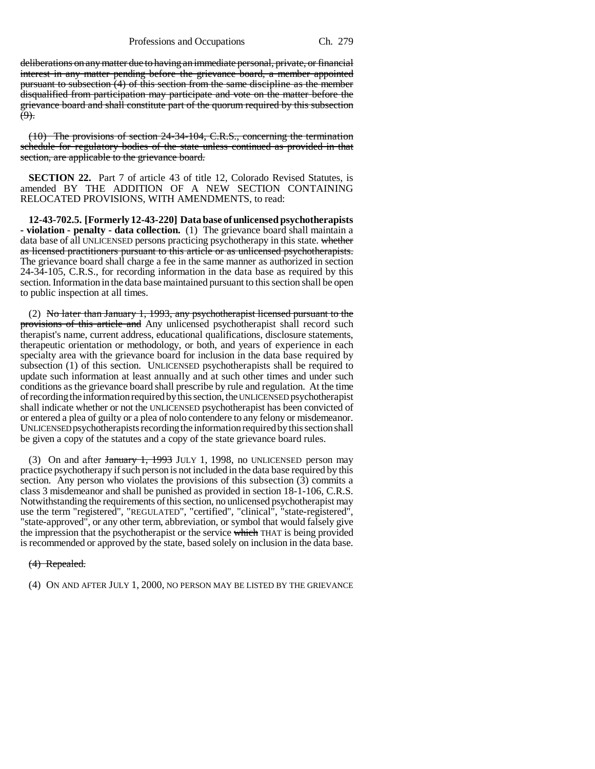deliberations on any matter due to having an immediate personal, private, or financial interest in any matter pending before the grievance board, a member appointed pursuant to subsection (4) of this section from the same discipline as the member disqualified from participation may participate and vote on the matter before the grievance board and shall constitute part of the quorum required by this subsection (9).

(10) The provisions of section 24-34-104, C.R.S., concerning the termination schedule for regulatory bodies of the state unless continued as provided in that section, are applicable to the grievance board.

**SECTION 22.** Part 7 of article 43 of title 12, Colorado Revised Statutes, is amended BY THE ADDITION OF A NEW SECTION CONTAINING RELOCATED PROVISIONS, WITH AMENDMENTS, to read:

**12-43-702.5. [Formerly 12-43-220] Data base of unlicensed psychotherapists - violation - penalty - data collection.** (1) The grievance board shall maintain a data base of all UNLICENSED persons practicing psychotherapy in this state. whether as licensed practitioners pursuant to this article or as unlicensed psychotherapists. The grievance board shall charge a fee in the same manner as authorized in section 24-34-105, C.R.S., for recording information in the data base as required by this section. Information in the data base maintained pursuant to this section shall be open to public inspection at all times.

(2) No later than January 1, 1993, any psychotherapist licensed pursuant to the provisions of this article and Any unlicensed psychotherapist shall record such therapist's name, current address, educational qualifications, disclosure statements, therapeutic orientation or methodology, or both, and years of experience in each specialty area with the grievance board for inclusion in the data base required by subsection (1) of this section. UNLICENSED psychotherapists shall be required to update such information at least annually and at such other times and under such conditions as the grievance board shall prescribe by rule and regulation. At the time of recording the information required by this section, the UNLICENSED psychotherapist shall indicate whether or not the UNLICENSED psychotherapist has been convicted of or entered a plea of guilty or a plea of nolo contendere to any felony or misdemeanor. UNLICENSED psychotherapists recording the information required by this section shall be given a copy of the statutes and a copy of the state grievance board rules.

(3) On and after January 1, 1993 JULY 1, 1998, no UNLICENSED person may practice psychotherapy if such person is not included in the data base required by this section. Any person who violates the provisions of this subsection (3) commits a class 3 misdemeanor and shall be punished as provided in section 18-1-106, C.R.S. Notwithstanding the requirements of this section, no unlicensed psychotherapist may use the term "registered", "REGULATED", "certified", "clinical", "state-registered", "state-approved", or any other term, abbreviation, or symbol that would falsely give the impression that the psychotherapist or the service which THAT is being provided is recommended or approved by the state, based solely on inclusion in the data base.

(4) Repealed.

(4) ON AND AFTER JULY 1, 2000, NO PERSON MAY BE LISTED BY THE GRIEVANCE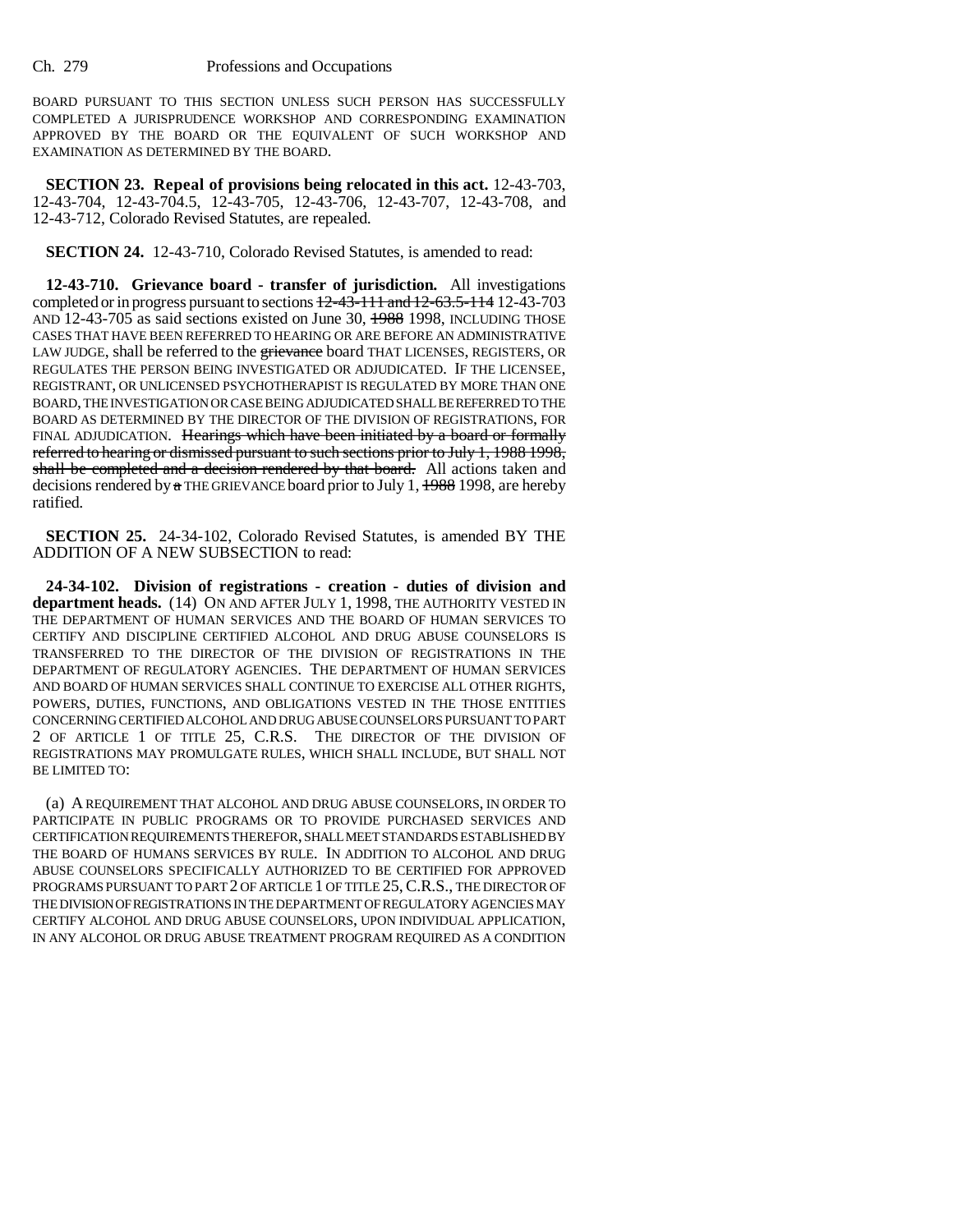BOARD PURSUANT TO THIS SECTION UNLESS SUCH PERSON HAS SUCCESSFULLY COMPLETED A JURISPRUDENCE WORKSHOP AND CORRESPONDING EXAMINATION APPROVED BY THE BOARD OR THE EQUIVALENT OF SUCH WORKSHOP AND EXAMINATION AS DETERMINED BY THE BOARD.

**SECTION 23. Repeal of provisions being relocated in this act.** 12-43-703, 12-43-704, 12-43-704.5, 12-43-705, 12-43-706, 12-43-707, 12-43-708, and 12-43-712, Colorado Revised Statutes, are repealed.

**SECTION 24.** 12-43-710, Colorado Revised Statutes, is amended to read:

**12-43-710. Grievance board - transfer of jurisdiction.** All investigations completed or in progress pursuant to sections ~~12-43-111 and 12-63.5-114~~ 12-43-703 AND 12-43-705 as said sections existed on June 30, ~~1988~~ 1998, INCLUDING THOSE CASES THAT HAVE BEEN REFERRED TO HEARING OR ARE BEFORE AN ADMINISTRATIVE LAW JUDGE, shall be referred to the ~~grievance~~ board THAT LICENSES, REGISTERS, OR REGULATES THE PERSON BEING INVESTIGATED OR ADJUDICATED. IF THE LICENSEE, REGISTRANT, OR UNLICENSED PSYCHOTHERAPIST IS REGULATED BY MORE THAN ONE BOARD, THE INVESTIGATION OR CASE BEING ADJUDICATED SHALL BE REFERRED TO THE BOARD AS DETERMINED BY THE DIRECTOR OF THE DIVISION OF REGISTRATIONS, FOR FINAL ADJUDICATION. ~~Hearings which have been initiated by a board or formally referred to hearing or dismissed pursuant to such sections prior to July 1, 1988 1998, shall be completed and a decision rendered by that board.~~ All actions taken and decisions rendered by ~~a~~ THE GRIEVANCE board prior to July 1, ~~1988~~ 1998, are hereby ratified.

**SECTION 25.** 24-34-102, Colorado Revised Statutes, is amended BY THE ADDITION OF A NEW SUBSECTION to read:

**24-34-102. Division of registrations - creation - duties of division and department heads.** (14) ON AND AFTER JULY 1, 1998, THE AUTHORITY VESTED IN THE DEPARTMENT OF HUMAN SERVICES AND THE BOARD OF HUMAN SERVICES TO CERTIFY AND DISCIPLINE CERTIFIED ALCOHOL AND DRUG ABUSE COUNSELORS IS TRANSFERRED TO THE DIRECTOR OF THE DIVISION OF REGISTRATIONS IN THE DEPARTMENT OF REGULATORY AGENCIES. THE DEPARTMENT OF HUMAN SERVICES AND BOARD OF HUMAN SERVICES SHALL CONTINUE TO EXERCISE ALL OTHER RIGHTS, POWERS, DUTIES, FUNCTIONS, AND OBLIGATIONS VESTED IN THE THOSE ENTITIES CONCERNING CERTIFIED ALCOHOL AND DRUG ABUSE COUNSELORS PURSUANT TO PART 2 OF ARTICLE 1 OF TITLE 25, C.R.S. THE DIRECTOR OF THE DIVISION OF REGISTRATIONS MAY PROMULGATE RULES, WHICH SHALL INCLUDE, BUT SHALL NOT BE LIMITED TO:

(a) A REQUIREMENT THAT ALCOHOL AND DRUG ABUSE COUNSELORS, IN ORDER TO PARTICIPATE IN PUBLIC PROGRAMS OR TO PROVIDE PURCHASED SERVICES AND CERTIFICATION REQUIREMENTS THEREFOR, SHALL MEET STANDARDS ESTABLISHED BY THE BOARD OF HUMANS SERVICES BY RULE. IN ADDITION TO ALCOHOL AND DRUG ABUSE COUNSELORS SPECIFICALLY AUTHORIZED TO BE CERTIFIED FOR APPROVED PROGRAMS PURSUANT TO PART 2 OF ARTICLE 1 OF TITLE 25, C.R.S., THE DIRECTOR OF THE DIVISION OF REGISTRATIONS IN THE DEPARTMENT OF REGULATORY AGENCIES MAY CERTIFY ALCOHOL AND DRUG ABUSE COUNSELORS, UPON INDIVIDUAL APPLICATION, IN ANY ALCOHOL OR DRUG ABUSE TREATMENT PROGRAM REQUIRED AS A CONDITION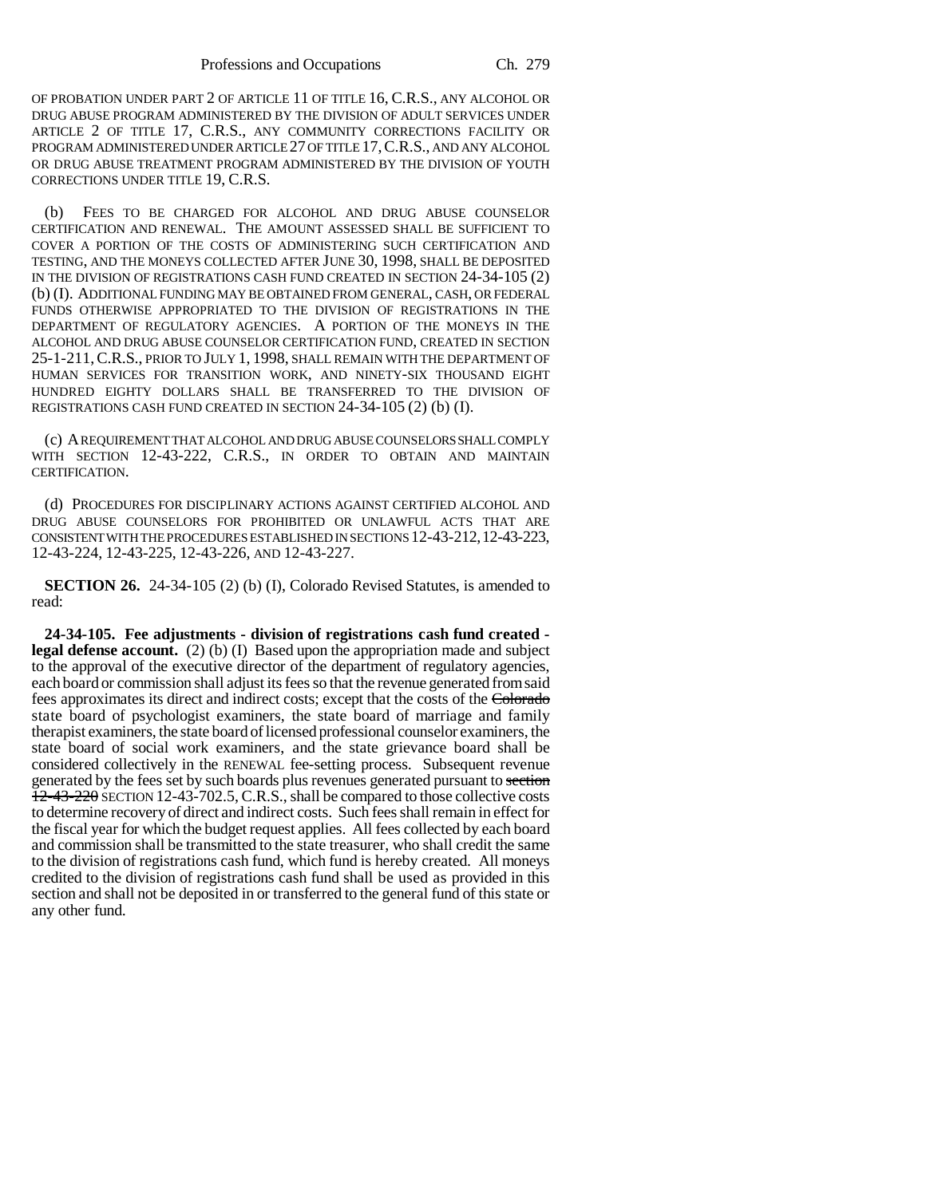OF PROBATION UNDER PART 2 OF ARTICLE 11 OF TITLE 16, C.R.S., ANY ALCOHOL OR DRUG ABUSE PROGRAM ADMINISTERED BY THE DIVISION OF ADULT SERVICES UNDER ARTICLE 2 OF TITLE 17, C.R.S., ANY COMMUNITY CORRECTIONS FACILITY OR PROGRAM ADMINISTERED UNDER ARTICLE 27 OF TITLE 17, C.R.S., AND ANY ALCOHOL OR DRUG ABUSE TREATMENT PROGRAM ADMINISTERED BY THE DIVISION OF YOUTH CORRECTIONS UNDER TITLE 19, C.R.S.

(b) FEES TO BE CHARGED FOR ALCOHOL AND DRUG ABUSE COUNSELOR CERTIFICATION AND RENEWAL. THE AMOUNT ASSESSED SHALL BE SUFFICIENT TO COVER A PORTION OF THE COSTS OF ADMINISTERING SUCH CERTIFICATION AND TESTING, AND THE MONEYS COLLECTED AFTER JUNE 30, 1998, SHALL BE DEPOSITED IN THE DIVISION OF REGISTRATIONS CASH FUND CREATED IN SECTION 24-34-105 (2) (b) (I). ADDITIONAL FUNDING MAY BE OBTAINED FROM GENERAL, CASH, OR FEDERAL FUNDS OTHERWISE APPROPRIATED TO THE DIVISION OF REGISTRATIONS IN THE DEPARTMENT OF REGULATORY AGENCIES. A PORTION OF THE MONEYS IN THE ALCOHOL AND DRUG ABUSE COUNSELOR CERTIFICATION FUND, CREATED IN SECTION 25-1-211, C.R.S., PRIOR TO JULY 1, 1998, SHALL REMAIN WITH THE DEPARTMENT OF HUMAN SERVICES FOR TRANSITION WORK, AND NINETY-SIX THOUSAND EIGHT HUNDRED EIGHTY DOLLARS SHALL BE TRANSFERRED TO THE DIVISION OF REGISTRATIONS CASH FUND CREATED IN SECTION 24-34-105 (2) (b) (I).

(c) A REQUIREMENT THAT ALCOHOL AND DRUG ABUSE COUNSELORS SHALL COMPLY WITH SECTION 12-43-222, C.R.S., IN ORDER TO OBTAIN AND MAINTAIN CERTIFICATION.

(d) PROCEDURES FOR DISCIPLINARY ACTIONS AGAINST CERTIFIED ALCOHOL AND DRUG ABUSE COUNSELORS FOR PROHIBITED OR UNLAWFUL ACTS THAT ARE CONSISTENT WITH THE PROCEDURES ESTABLISHED IN SECTIONS 12-43-212, 12-43-223, 12-43-224, 12-43-225, 12-43-226, AND 12-43-227.

**SECTION 26.** 24-34-105 (2) (b) (I), Colorado Revised Statutes, is amended to read:

**24-34-105. Fee adjustments - division of registrations cash fund created - legal defense account.** (2) (b) (I) Based upon the appropriation made and subject to the approval of the executive director of the department of regulatory agencies, each board or commission shall adjust its fees so that the revenue generated from said fees approximates its direct and indirect costs; except that the costs of the ~~Colorado~~ state board of psychologist examiners, the state board of marriage and family therapist examiners, the state board of licensed professional counselor examiners, the state board of social work examiners, and the state grievance board shall be considered collectively in the RENEWAL fee-setting process. Subsequent revenue generated by the fees set by such boards plus revenues generated pursuant to ~~section 12-43-220~~ SECTION 12-43-702.5, C.R.S., shall be compared to those collective costs to determine recovery of direct and indirect costs. Such fees shall remain in effect for the fiscal year for which the budget request applies. All fees collected by each board and commission shall be transmitted to the state treasurer, who shall credit the same to the division of registrations cash fund, which fund is hereby created. All moneys credited to the division of registrations cash fund shall be used as provided in this section and shall not be deposited in or transferred to the general fund of this state or any other fund.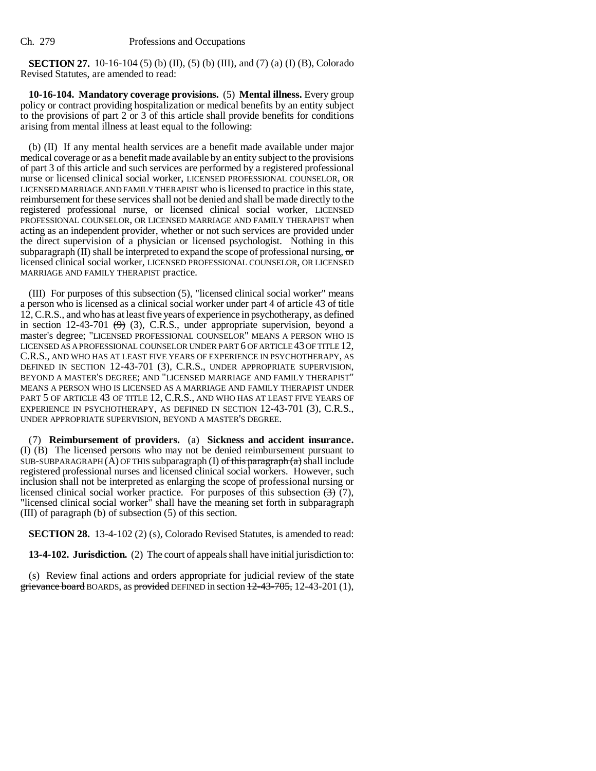**SECTION 27.** 10-16-104 (5) (b) (II), (5) (b) (III), and (7) (a) (I) (B), Colorado Revised Statutes, are amended to read:

**10-16-104. Mandatory coverage provisions.** (5) **Mental illness.** Every group policy or contract providing hospitalization or medical benefits by an entity subject to the provisions of part 2 or 3 of this article shall provide benefits for conditions arising from mental illness at least equal to the following:

(b) (II) If any mental health services are a benefit made available under major medical coverage or as a benefit made available by an entity subject to the provisions of part 3 of this article and such services are performed by a registered professional nurse or licensed clinical social worker, LICENSED PROFESSIONAL COUNSELOR, OR LICENSED MARRIAGE AND FAMILY THERAPIST who is licensed to practice in this state, reimbursement for these services shall not be denied and shall be made directly to the registered professional nurse, ~~or~~ licensed clinical social worker, LICENSED PROFESSIONAL COUNSELOR, OR LICENSED MARRIAGE AND FAMILY THERAPIST when acting as an independent provider, whether or not such services are provided under the direct supervision of a physician or licensed psychologist. Nothing in this subparagraph (II) shall be interpreted to expand the scope of professional nursing, ~~or~~ licensed clinical social worker, LICENSED PROFESSIONAL COUNSELOR, OR LICENSED MARRIAGE AND FAMILY THERAPIST practice.

(III) For purposes of this subsection (5), "licensed clinical social worker" means a person who is licensed as a clinical social worker under part 4 of article 43 of title 12, C.R.S., and who has at least five years of experience in psychotherapy, as defined in section 12-43-701 ~~(9)~~ (3), C.R.S., under appropriate supervision, beyond a master's degree; "LICENSED PROFESSIONAL COUNSELOR" MEANS A PERSON WHO IS LICENSED AS A PROFESSIONAL COUNSELOR UNDER PART 6 OF ARTICLE 43 OF TITLE 12, C.R.S., AND WHO HAS AT LEAST FIVE YEARS OF EXPERIENCE IN PSYCHOTHERAPY, AS DEFINED IN SECTION 12-43-701 (3), C.R.S., UNDER APPROPRIATE SUPERVISION, BEYOND A MASTER'S DEGREE; AND "LICENSED MARRIAGE AND FAMILY THERAPIST" MEANS A PERSON WHO IS LICENSED AS A MARRIAGE AND FAMILY THERAPIST UNDER PART 5 OF ARTICLE 43 OF TITLE 12, C.R.S., AND WHO HAS AT LEAST FIVE YEARS OF EXPERIENCE IN PSYCHOTHERAPY, AS DEFINED IN SECTION 12-43-701 (3), C.R.S., UNDER APPROPRIATE SUPERVISION, BEYOND A MASTER'S DEGREE.

(7) **Reimbursement of providers.** (a) **Sickness and accident insurance.** (I) (B) The licensed persons who may not be denied reimbursement pursuant to SUB-SUBPARAGRAPH (A) OF THIS subparagraph (I) ~~of this paragraph (a)~~ shall include registered professional nurses and licensed clinical social workers. However, such inclusion shall not be interpreted as enlarging the scope of professional nursing or licensed clinical social worker practice. For purposes of this subsection ~~(3)~~ (7), "licensed clinical social worker" shall have the meaning set forth in subparagraph (III) of paragraph (b) of subsection (5) of this section.

**SECTION 28.** 13-4-102 (2) (s), Colorado Revised Statutes, is amended to read:

**13-4-102. Jurisdiction.** (2) The court of appeals shall have initial jurisdiction to:

(s) Review final actions and orders appropriate for judicial review of the ~~state grievance board~~ BOARDS, as ~~provided~~ DEFINED in section ~~12-43-705,~~ 12-43-201 (1),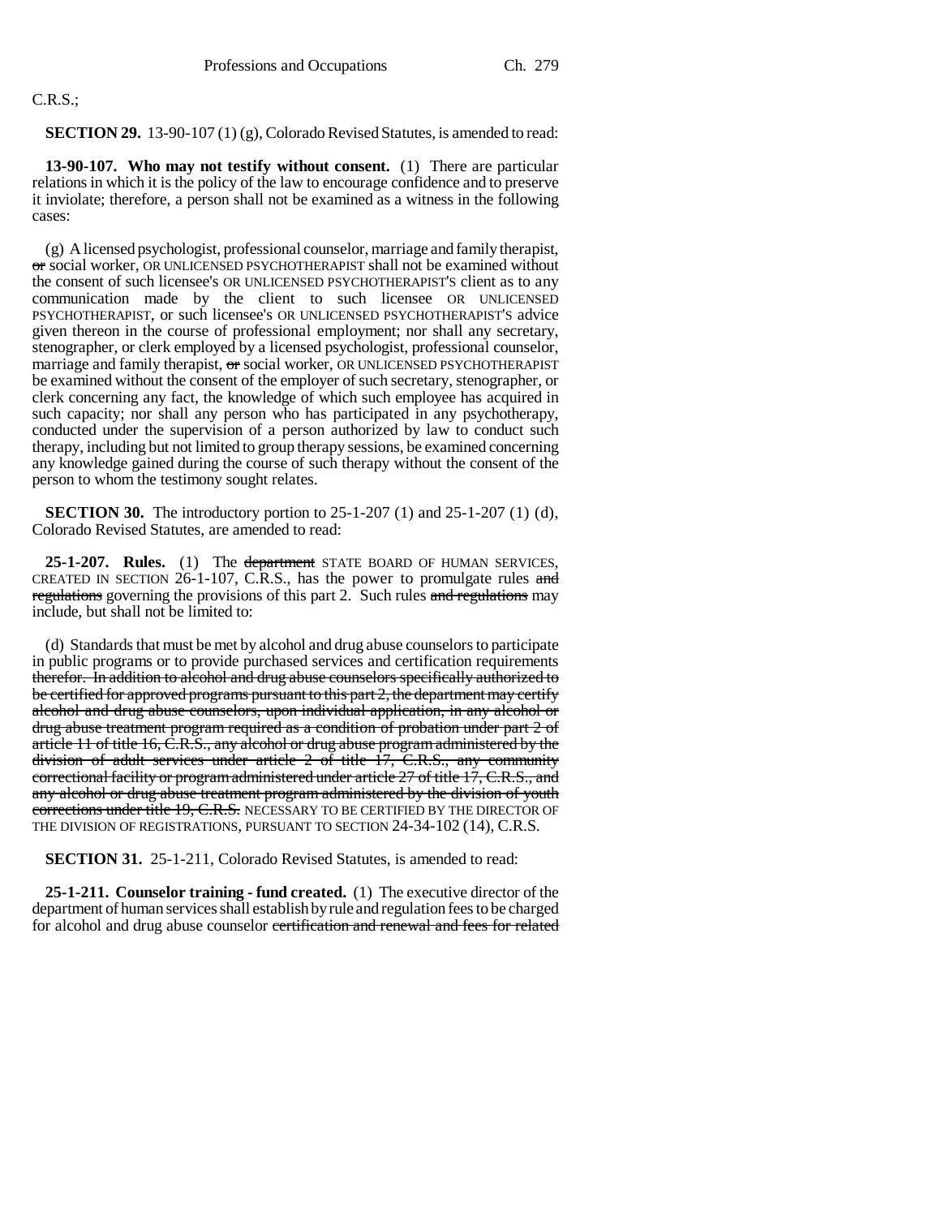C.R.S.;

**SECTION 29.** 13-90-107 (1) (g), Colorado Revised Statutes, is amended to read:

**13-90-107. Who may not testify without consent.** (1) There are particular relations in which it is the policy of the law to encourage confidence and to preserve it inviolate; therefore, a person shall not be examined as a witness in the following cases:

(g) A licensed psychologist, professional counselor, marriage and family therapist, ~~or~~ social worker, OR UNLICENSED PSYCHOTHERAPIST shall not be examined without the consent of such licensee's OR UNLICENSED PSYCHOTHERAPIST'S client as to any communication made by the client to such licensee OR UNLICENSED PSYCHOTHERAPIST, or such licensee's OR UNLICENSED PSYCHOTHERAPIST'S advice given thereon in the course of professional employment; nor shall any secretary, stenographer, or clerk employed by a licensed psychologist, professional counselor, marriage and family therapist, ~~or~~ social worker, OR UNLICENSED PSYCHOTHERAPIST be examined without the consent of the employer of such secretary, stenographer, or clerk concerning any fact, the knowledge of which such employee has acquired in such capacity; nor shall any person who has participated in any psychotherapy, conducted under the supervision of a person authorized by law to conduct such therapy, including but not limited to group therapy sessions, be examined concerning any knowledge gained during the course of such therapy without the consent of the person to whom the testimony sought relates.

**SECTION 30.** The introductory portion to 25-1-207 (1) and 25-1-207 (1) (d), Colorado Revised Statutes, are amended to read:

**25-1-207. Rules.** (1) The ~~department~~ STATE BOARD OF HUMAN SERVICES, CREATED IN SECTION 26-1-107, C.R.S., has the power to promulgate rules ~~and regulations~~ governing the provisions of this part 2. Such rules ~~and regulations~~ may include, but shall not be limited to:

(d) Standards that must be met by alcohol and drug abuse counselors to participate in public programs or to provide purchased services and certification requirements ~~therefor. In addition to alcohol and drug abuse counselors specifically authorized to be certified for approved programs pursuant to this part 2, the department may certify alcohol and drug abuse counselors, upon individual application, in any alcohol or drug abuse treatment program required as a condition of probation under part 2 of article 11 of title 16, C.R.S., any alcohol or drug abuse program administered by the division of adult services under article 2 of title 17, C.R.S., any community correctional facility or program administered under article 27 of title 17, C.R.S., and any alcohol or drug abuse treatment program administered by the division of youth corrections under title 19, C.R.S.~~ NECESSARY TO BE CERTIFIED BY THE DIRECTOR OF THE DIVISION OF REGISTRATIONS, PURSUANT TO SECTION 24-34-102 (14), C.R.S.

**SECTION 31.** 25-1-211, Colorado Revised Statutes, is amended to read:

**25-1-211. Counselor training - fund created.** (1) The executive director of the department of human services shall establish by rule and regulation fees to be charged for alcohol and drug abuse counselor ~~certification and renewal and fees for related~~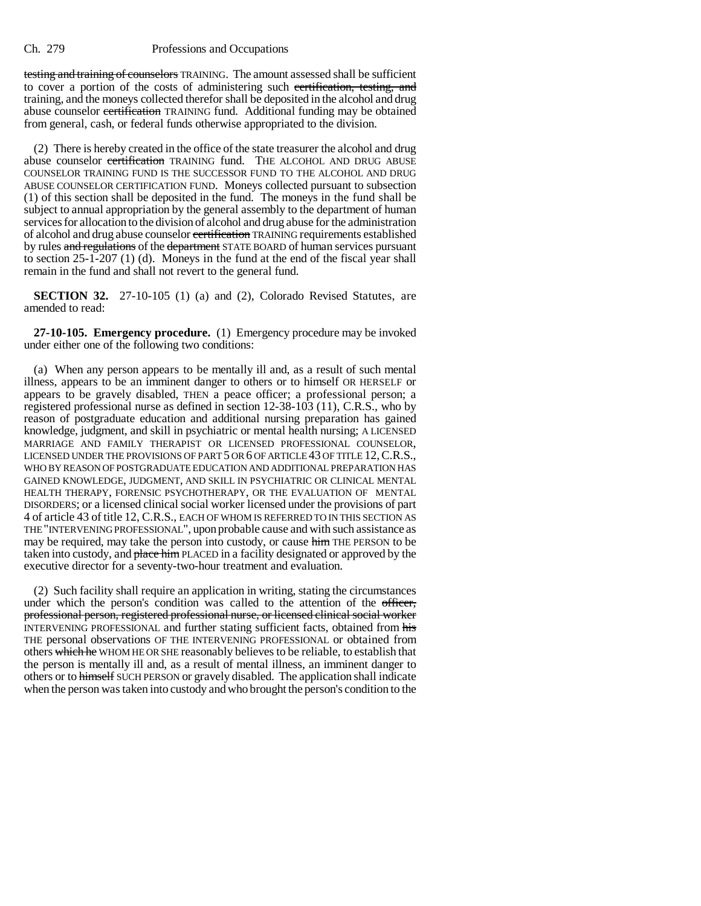testing and training of counselors TRAINING. The amount assessed shall be sufficient to cover a portion of the costs of administering such certification, testing, and training, and the moneys collected therefor shall be deposited in the alcohol and drug abuse counselor certification TRAINING fund. Additional funding may be obtained from general, cash, or federal funds otherwise appropriated to the division.

(2) There is hereby created in the office of the state treasurer the alcohol and drug abuse counselor certification TRAINING fund. THE ALCOHOL AND DRUG ABUSE COUNSELOR TRAINING FUND IS THE SUCCESSOR FUND TO THE ALCOHOL AND DRUG ABUSE COUNSELOR CERTIFICATION FUND. Moneys collected pursuant to subsection (1) of this section shall be deposited in the fund. The moneys in the fund shall be subject to annual appropriation by the general assembly to the department of human services for allocation to the division of alcohol and drug abuse for the administration of alcohol and drug abuse counselor certification TRAINING requirements established by rules and regulations of the department STATE BOARD of human services pursuant to section 25-1-207 (1) (d). Moneys in the fund at the end of the fiscal year shall remain in the fund and shall not revert to the general fund.

**SECTION 32.** 27-10-105 (1) (a) and (2), Colorado Revised Statutes, are amended to read:

**27-10-105. Emergency procedure.** (1) Emergency procedure may be invoked under either one of the following two conditions:

(a) When any person appears to be mentally ill and, as a result of such mental illness, appears to be an imminent danger to others or to himself OR HERSELF or appears to be gravely disabled, THEN a peace officer; a professional person; a registered professional nurse as defined in section 12-38-103 (11), C.R.S., who by reason of postgraduate education and additional nursing preparation has gained knowledge, judgment, and skill in psychiatric or mental health nursing; A LICENSED MARRIAGE AND FAMILY THERAPIST OR LICENSED PROFESSIONAL COUNSELOR, LICENSED UNDER THE PROVISIONS OF PART 5 OR 6 OF ARTICLE 43 OF TITLE 12, C.R.S., WHO BY REASON OF POSTGRADUATE EDUCATION AND ADDITIONAL PREPARATION HAS GAINED KNOWLEDGE, JUDGMENT, AND SKILL IN PSYCHIATRIC OR CLINICAL MENTAL HEALTH THERAPY, FORENSIC PSYCHOTHERAPY, OR THE EVALUATION OF MENTAL DISORDERS; or a licensed clinical social worker licensed under the provisions of part 4 of article 43 of title 12, C.R.S., EACH OF WHOM IS REFERRED TO IN THIS SECTION AS THE "INTERVENING PROFESSIONAL", upon probable cause and with such assistance as may be required, may take the person into custody, or cause him THE PERSON to be taken into custody, and place him PLACED in a facility designated or approved by the executive director for a seventy-two-hour treatment and evaluation.

(2) Such facility shall require an application in writing, stating the circumstances under which the person's condition was called to the attention of the officer, professional person, registered professional nurse, or licensed clinical social worker INTERVENING PROFESSIONAL and further stating sufficient facts, obtained from his THE personal observations OF THE INTERVENING PROFESSIONAL or obtained from others which he WHOM HE OR SHE reasonably believes to be reliable, to establish that the person is mentally ill and, as a result of mental illness, an imminent danger to others or to himself SUCH PERSON or gravely disabled. The application shall indicate when the person was taken into custody and who brought the person's condition to the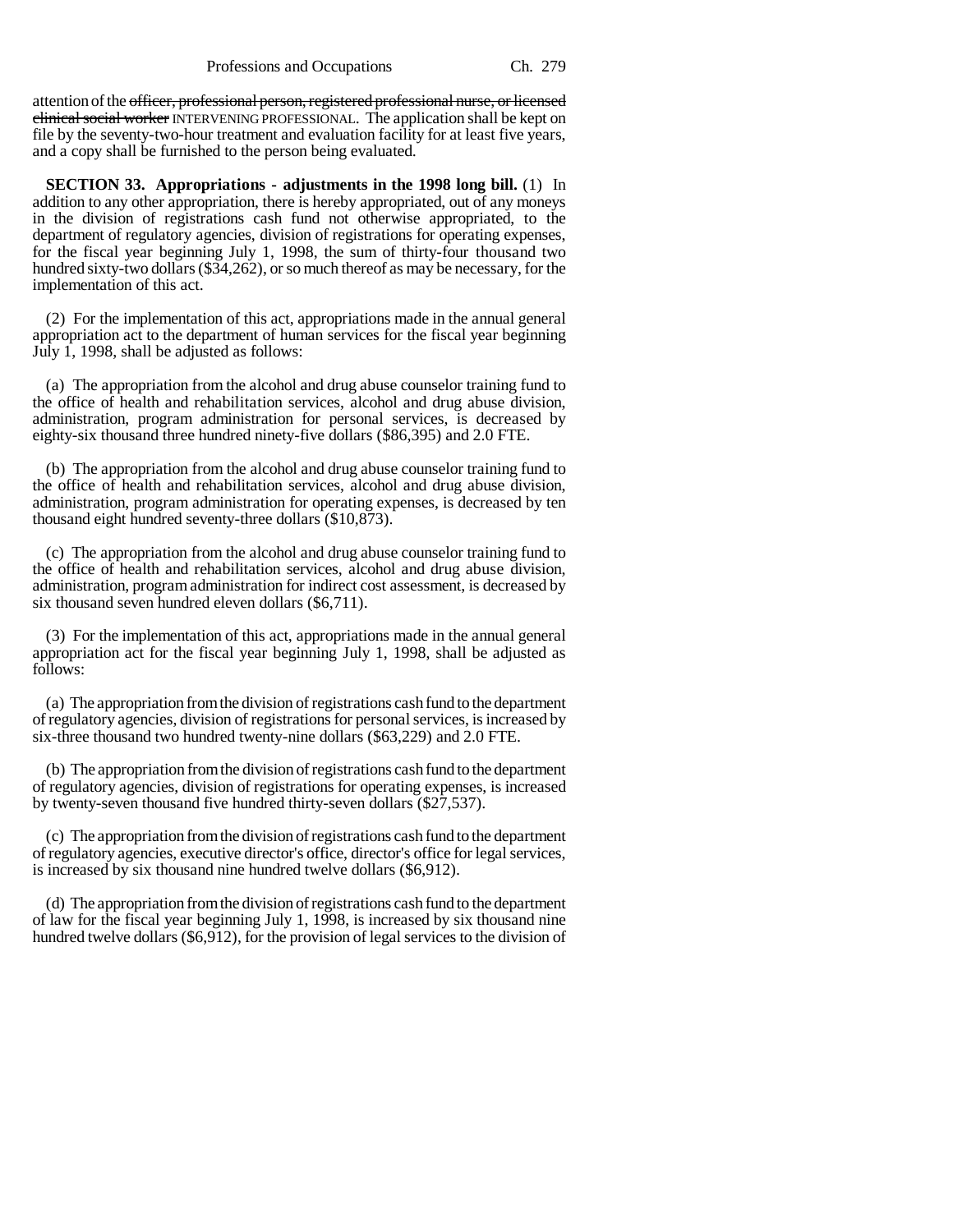attention of the ~~officer, professional person, registered professional nurse, or licensed clinical social worker~~ INTERVENING PROFESSIONAL. The application shall be kept on file by the seventy-two-hour treatment and evaluation facility for at least five years, and a copy shall be furnished to the person being evaluated.

**SECTION 33. Appropriations - adjustments in the 1998 long bill.** (1) In addition to any other appropriation, there is hereby appropriated, out of any moneys in the division of registrations cash fund not otherwise appropriated, to the department of regulatory agencies, division of registrations for operating expenses, for the fiscal year beginning July 1, 1998, the sum of thirty-four thousand two hundred sixty-two dollars ($34,262), or so much thereof as may be necessary, for the implementation of this act.

(2) For the implementation of this act, appropriations made in the annual general appropriation act to the department of human services for the fiscal year beginning July 1, 1998, shall be adjusted as follows:

(a) The appropriation from the alcohol and drug abuse counselor training fund to the office of health and rehabilitation services, alcohol and drug abuse division, administration, program administration for personal services, is decreased by eighty-six thousand three hundred ninety-five dollars ($86,395) and 2.0 FTE.

(b) The appropriation from the alcohol and drug abuse counselor training fund to the office of health and rehabilitation services, alcohol and drug abuse division, administration, program administration for operating expenses, is decreased by ten thousand eight hundred seventy-three dollars ($10,873).

(c) The appropriation from the alcohol and drug abuse counselor training fund to the office of health and rehabilitation services, alcohol and drug abuse division, administration, program administration for indirect cost assessment, is decreased by six thousand seven hundred eleven dollars ($6,711).

(3) For the implementation of this act, appropriations made in the annual general appropriation act for the fiscal year beginning July 1, 1998, shall be adjusted as follows:

(a) The appropriation from the division of registrations cash fund to the department of regulatory agencies, division of registrations for personal services, is increased by six-three thousand two hundred twenty-nine dollars ($63,229) and 2.0 FTE.

(b) The appropriation from the division of registrations cash fund to the department of regulatory agencies, division of registrations for operating expenses, is increased by twenty-seven thousand five hundred thirty-seven dollars ($27,537).

(c) The appropriation from the division of registrations cash fund to the department of regulatory agencies, executive director's office, director's office for legal services, is increased by six thousand nine hundred twelve dollars ($6,912).

(d) The appropriation from the division of registrations cash fund to the department of law for the fiscal year beginning July 1, 1998, is increased by six thousand nine hundred twelve dollars ($6,912), for the provision of legal services to the division of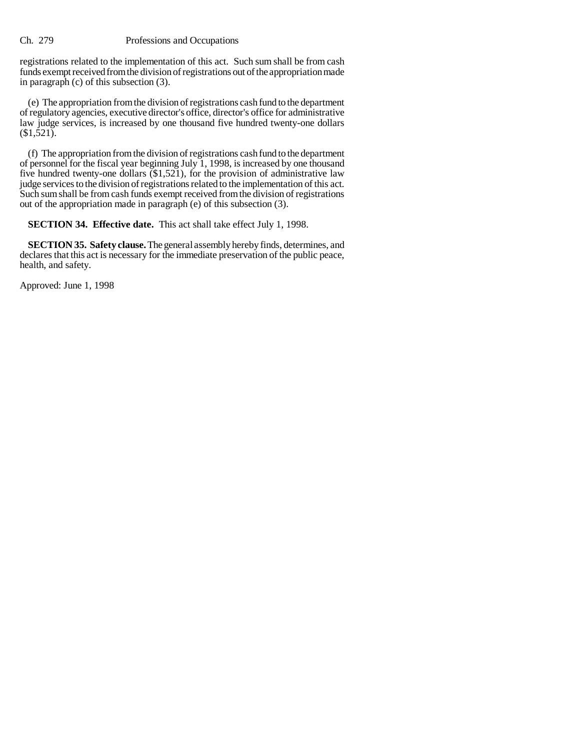registrations related to the implementation of this act. Such sum shall be from cash funds exempt received from the division of registrations out of the appropriation made in paragraph (c) of this subsection (3).

(e) The appropriation from the division of registrations cash fund to the department of regulatory agencies, executive director's office, director's office for administrative law judge services, is increased by one thousand five hundred twenty-one dollars ($1,521).

(f) The appropriation from the division of registrations cash fund to the department of personnel for the fiscal year beginning July 1, 1998, is increased by one thousand five hundred twenty-one dollars ($1,521), for the provision of administrative law judge services to the division of registrations related to the implementation of this act. Such sum shall be from cash funds exempt received from the division of registrations out of the appropriation made in paragraph (e) of this subsection (3).

**SECTION 34. Effective date.** This act shall take effect July 1, 1998.

**SECTION 35. Safety clause.** The general assembly hereby finds, determines, and declares that this act is necessary for the immediate preservation of the public peace, health, and safety.

Approved: June 1, 1998